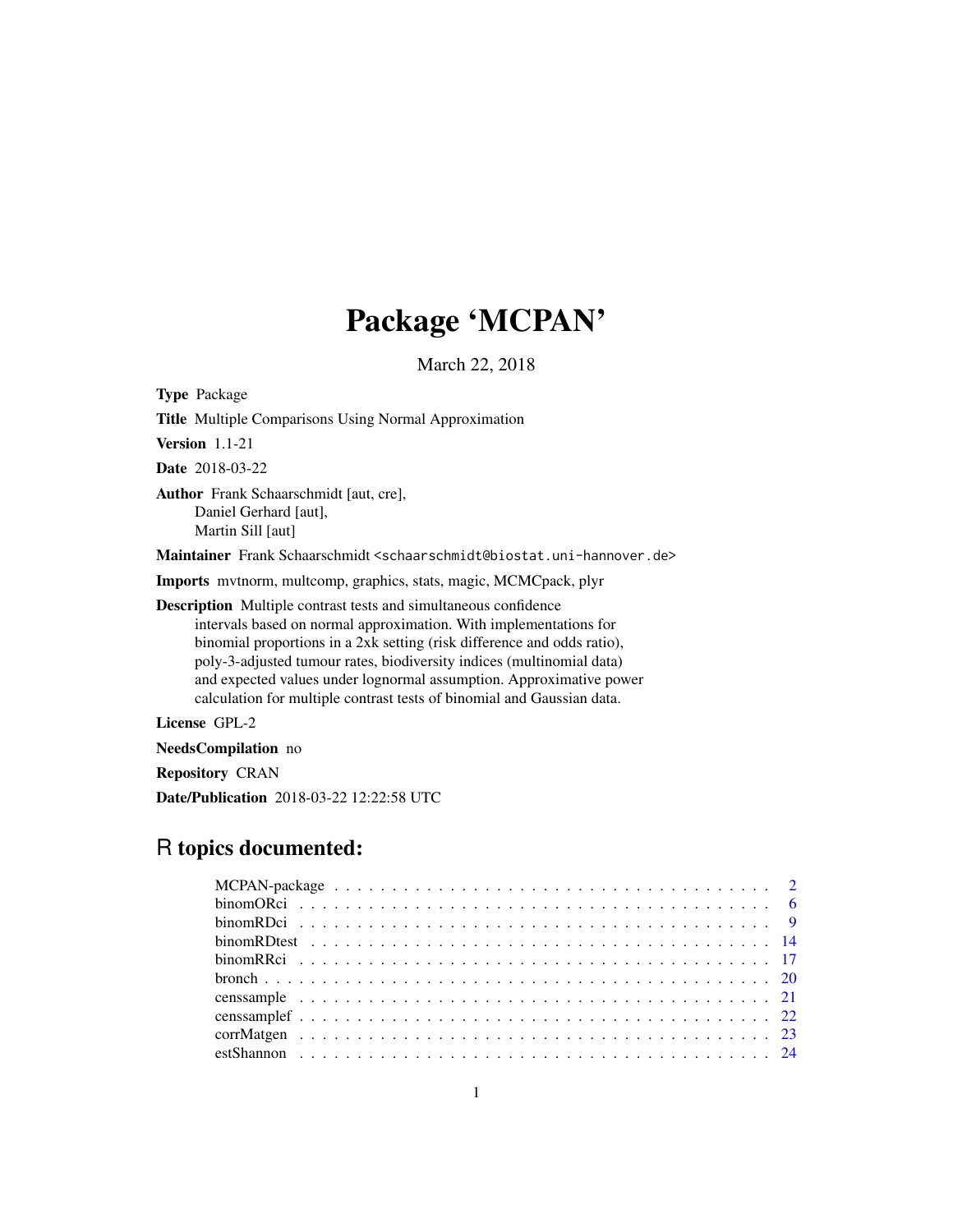# Package 'MCPAN'

March 22, 2018

**Type** Package

**Title** Multiple Comparisons Using Normal Approximation

**Version** 1.1-21

**Date** 2018-03-22

**Author** Frank Schaarschmidt [aut, cre],
Daniel Gerhard [aut],
Martin Sill [aut]

**Maintainer** Frank Schaarschmidt <schaarschmidt@biostat.uni-hannover.de>

**Imports** mvtnorm, multcomp, graphics, stats, magic, MCMCpack, plyr

**Description** Multiple contrast tests and simultaneous confidence intervals based on normal approximation. With implementations for binomial proportions in a 2xk setting (risk difference and odds ratio), poly-3-adjusted tumour rates, biodiversity indices (multinomial data) and expected values under lognormal assumption. Approximative power calculation for multiple contrast tests of binomial and Gaussian data.

**License** GPL-2

**NeedsCompilation** no

**Repository** CRAN

**Date/Publication** 2018-03-22 12:22:58 UTC

## R topics documented:

- MCPAN-package . . . . . . . . . . . . . . . . . . . . . . . . . . . . . . . . . . . . . 2
- binomORci . . . . . . . . . . . . . . . . . . . . . . . . . . . . . . . . . . . . . . . . 6
- binomRDci . . . . . . . . . . . . . . . . . . . . . . . . . . . . . . . . . . . . . . . . 9
- binomRDtest . . . . . . . . . . . . . . . . . . . . . . . . . . . . . . . . . . . . . . 14
- binomRRci . . . . . . . . . . . . . . . . . . . . . . . . . . . . . . . . . . . . . . . 17
- bronch . . . . . . . . . . . . . . . . . . . . . . . . . . . . . . . . . . . . . . . . . 20
- censsample . . . . . . . . . . . . . . . . . . . . . . . . . . . . . . . . . . . . . . 21
- censsamplef . . . . . . . . . . . . . . . . . . . . . . . . . . . . . . . . . . . . . . 22
- corrMatgen . . . . . . . . . . . . . . . . . . . . . . . . . . . . . . . . . . . . . . . 23
- estShannon . . . . . . . . . . . . . . . . . . . . . . . . . . . . . . . . . . . . . . 24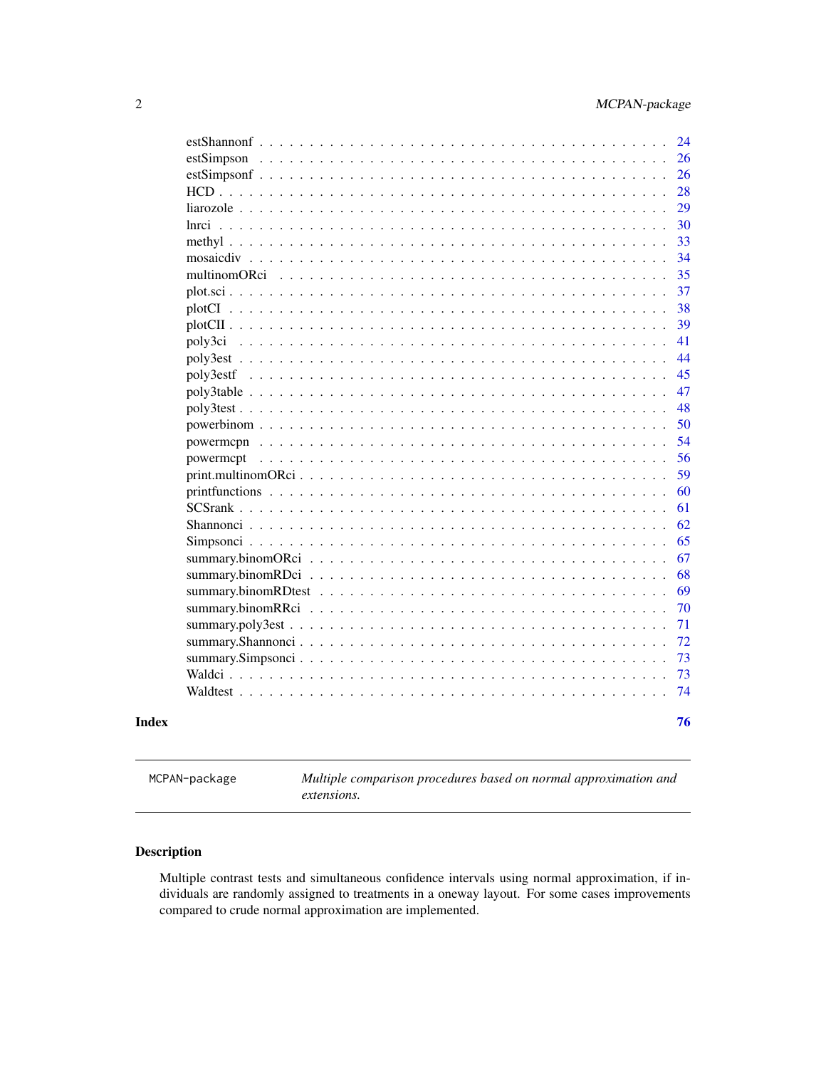estShannonf . . . . . . . . . . . . . . . . . . . . . . . . . . . . . . . . . . . . . . . 24
estSimpson . . . . . . . . . . . . . . . . . . . . . . . . . . . . . . . . . . . . . . . . 26
estSimpsonf . . . . . . . . . . . . . . . . . . . . . . . . . . . . . . . . . . . . . . . 26
HCD . . . . . . . . . . . . . . . . . . . . . . . . . . . . . . . . . . . . . . . . . . . 28
liarozole . . . . . . . . . . . . . . . . . . . . . . . . . . . . . . . . . . . . . . . . 29
lnrci . . . . . . . . . . . . . . . . . . . . . . . . . . . . . . . . . . . . . . . . . . 30
methyl . . . . . . . . . . . . . . . . . . . . . . . . . . . . . . . . . . . . . . . . . 33
mosaicdiv . . . . . . . . . . . . . . . . . . . . . . . . . . . . . . . . . . . . . . . 34
multinomORci . . . . . . . . . . . . . . . . . . . . . . . . . . . . . . . . . . . . . 35
plot.sci . . . . . . . . . . . . . . . . . . . . . . . . . . . . . . . . . . . . . . . . 37
plotCI . . . . . . . . . . . . . . . . . . . . . . . . . . . . . . . . . . . . . . . . . 38
plotCII . . . . . . . . . . . . . . . . . . . . . . . . . . . . . . . . . . . . . . . . 39
poly3ci . . . . . . . . . . . . . . . . . . . . . . . . . . . . . . . . . . . . . . . . 41
poly3est . . . . . . . . . . . . . . . . . . . . . . . . . . . . . . . . . . . . . . . . 44
poly3estf . . . . . . . . . . . . . . . . . . . . . . . . . . . . . . . . . . . . . . . 45
poly3table . . . . . . . . . . . . . . . . . . . . . . . . . . . . . . . . . . . . . . . 47
poly3test . . . . . . . . . . . . . . . . . . . . . . . . . . . . . . . . . . . . . . . 48
powerbinom . . . . . . . . . . . . . . . . . . . . . . . . . . . . . . . . . . . . . . . 50
powermcpn . . . . . . . . . . . . . . . . . . . . . . . . . . . . . . . . . . . . . . . 54
powermcpt . . . . . . . . . . . . . . . . . . . . . . . . . . . . . . . . . . . . . . . 56
print.multinomORci . . . . . . . . . . . . . . . . . . . . . . . . . . . . . . . . . . 59
printfunctions . . . . . . . . . . . . . . . . . . . . . . . . . . . . . . . . . . . . 60
SCSrank . . . . . . . . . . . . . . . . . . . . . . . . . . . . . . . . . . . . . . . . 61
Shannonci . . . . . . . . . . . . . . . . . . . . . . . . . . . . . . . . . . . . . . . 62
Simpsonci . . . . . . . . . . . . . . . . . . . . . . . . . . . . . . . . . . . . . . . 65
summary.binomORci . . . . . . . . . . . . . . . . . . . . . . . . . . . . . . . . . . 67
summary.binomRDci . . . . . . . . . . . . . . . . . . . . . . . . . . . . . . . . . . 68
summary.binomRDtest . . . . . . . . . . . . . . . . . . . . . . . . . . . . . . . . . 69
summary.binomRRci . . . . . . . . . . . . . . . . . . . . . . . . . . . . . . . . . . 70
summary.poly3est . . . . . . . . . . . . . . . . . . . . . . . . . . . . . . . . . . . 71
summary.Shannonci . . . . . . . . . . . . . . . . . . . . . . . . . . . . . . . . . . 72
summary.Simpsonci . . . . . . . . . . . . . . . . . . . . . . . . . . . . . . . . . . 73
Waldci . . . . . . . . . . . . . . . . . . . . . . . . . . . . . . . . . . . . . . . . . 73
Waldtest . . . . . . . . . . . . . . . . . . . . . . . . . . . . . . . . . . . . . . . . 74

**Index** **76**

---

MCPAN-package *Multiple comparison procedures based on normal approximation and extensions.*

---

## Description

Multiple contrast tests and simultaneous confidence intervals using normal approximation, if individuals are randomly assigned to treatments in a oneway layout. For some cases improvements compared to crude normal approximation are implemented.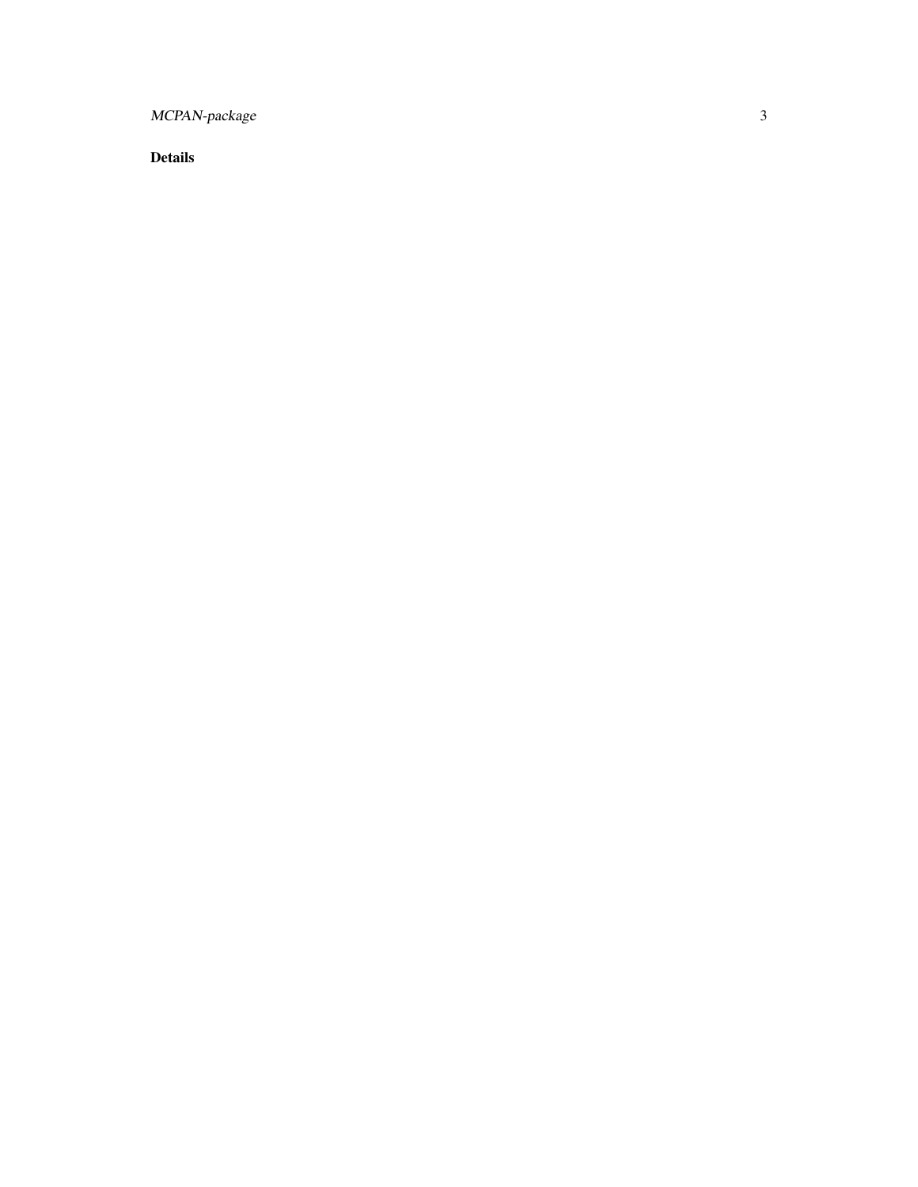### Details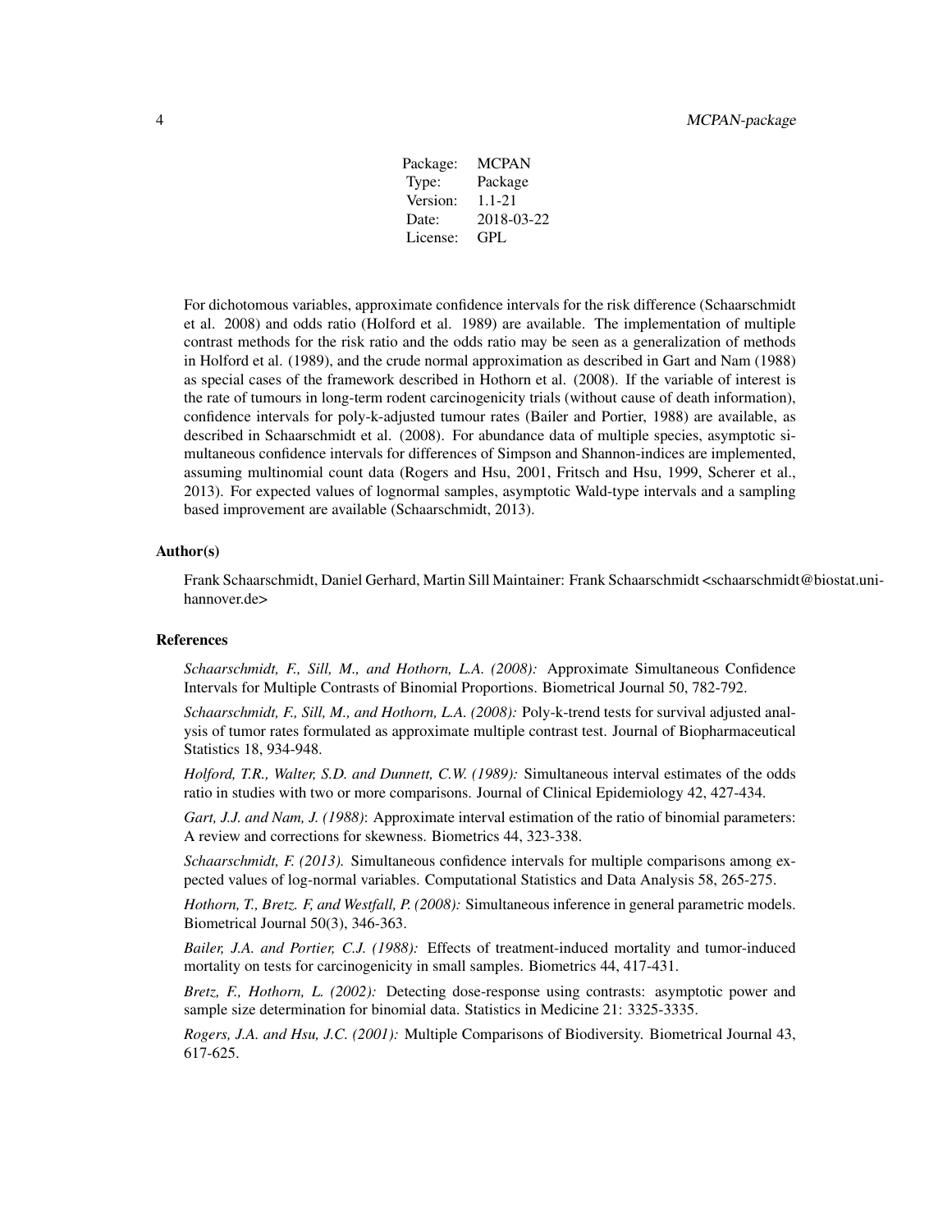| Package: | MCPAN |
| --- | --- |
| Type: | Package |
| Version: | 1.1-21 |
| Date: | 2018-03-22 |
| License: | GPL |

For dichotomous variables, approximate confidence intervals for the risk difference (Schaarschmidt et al. 2008) and odds ratio (Holford et al. 1989) are available. The implementation of multiple contrast methods for the risk ratio and the odds ratio may be seen as a generalization of methods in Holford et al. (1989), and the crude normal approximation as described in Gart and Nam (1988) as special cases of the framework described in Hothorn et al. (2008). If the variable of interest is the rate of tumours in long-term rodent carcinogenicity trials (without cause of death information), confidence intervals for poly-k-adjusted tumour rates (Bailer and Portier, 1988) are available, as described in Schaarschmidt et al. (2008). For abundance data of multiple species, asymptotic simultaneous confidence intervals for differences of Simpson and Shannon-indices are implemented, assuming multinomial count data (Rogers and Hsu, 2001, Fritsch and Hsu, 1999, Scherer et al., 2013). For expected values of lognormal samples, asymptotic Wald-type intervals and a sampling based improvement are available (Schaarschmidt, 2013).

### Author(s)

Frank Schaarschmidt, Daniel Gerhard, Martin Sill Maintainer: Frank Schaarschmidt <schaarschmidt@biostat.uni-hannover.de>

### References

*Schaarschmidt, F., Sill, M., and Hothorn, L.A. (2008):* Approximate Simultaneous Confidence Intervals for Multiple Contrasts of Binomial Proportions. Biometrical Journal 50, 782-792.

*Schaarschmidt, F., Sill, M., and Hothorn, L.A. (2008):* Poly-k-trend tests for survival adjusted analysis of tumor rates formulated as approximate multiple contrast test. Journal of Biopharmaceutical Statistics 18, 934-948.

*Holford, T.R., Walter, S.D. and Dunnett, C.W. (1989):* Simultaneous interval estimates of the odds ratio in studies with two or more comparisons. Journal of Clinical Epidemiology 42, 427-434.

*Gart, J.J. and Nam, J. (1988)*: Approximate interval estimation of the ratio of binomial parameters: A review and corrections for skewness. Biometrics 44, 323-338.

*Schaarschmidt, F. (2013).* Simultaneous confidence intervals for multiple comparisons among expected values of log-normal variables. Computational Statistics and Data Analysis 58, 265-275.

*Hothorn, T., Bretz. F, and Westfall, P. (2008):* Simultaneous inference in general parametric models. Biometrical Journal 50(3), 346-363.

*Bailer, J.A. and Portier, C.J. (1988):* Effects of treatment-induced mortality and tumor-induced mortality on tests for carcinogenicity in small samples. Biometrics 44, 417-431.

*Bretz, F., Hothorn, L. (2002):* Detecting dose-response using contrasts: asymptotic power and sample size determination for binomial data. Statistics in Medicine 21: 3325-3335.

*Rogers, J.A. and Hsu, J.C. (2001):* Multiple Comparisons of Biodiversity. Biometrical Journal 43, 617-625.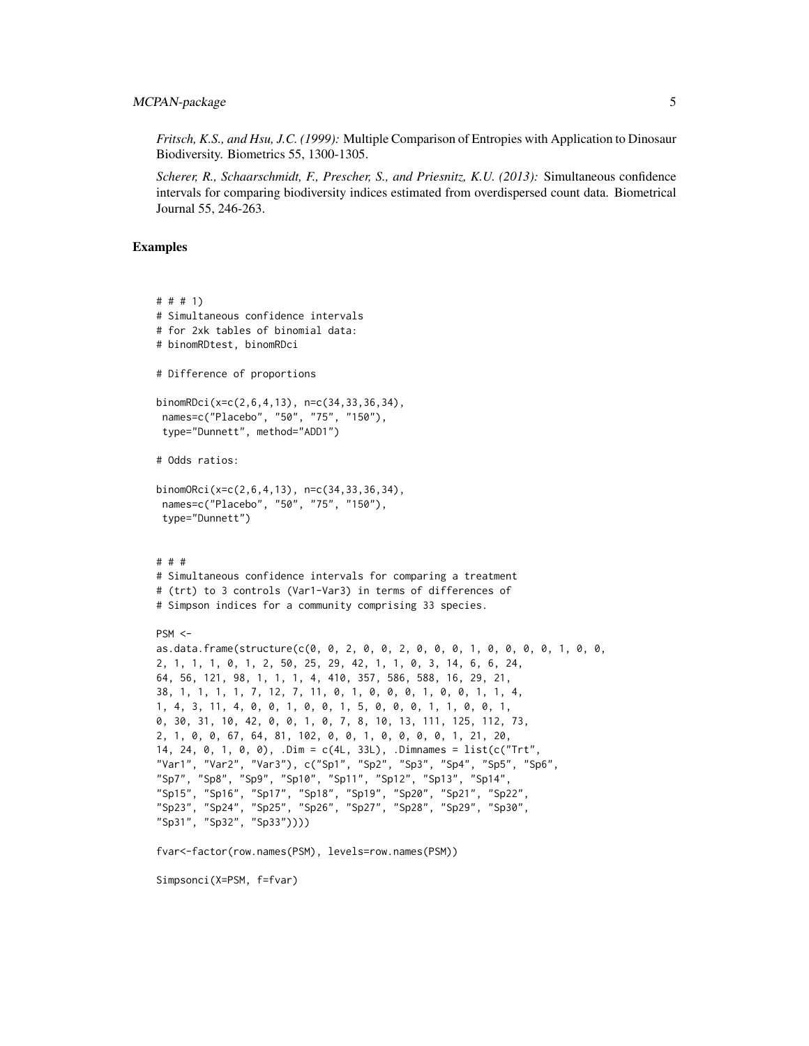*Fritsch, K.S., and Hsu, J.C. (1999):* Multiple Comparison of Entropies with Application to Dinosaur Biodiversity. Biometrics 55, 1300-1305.

*Scherer, R., Schaarschmidt, F., Prescher, S., and Priesnitz, K.U. (2013):* Simultaneous confidence intervals for comparing biodiversity indices estimated from overdispersed count data. Biometrical Journal 55, 246-263.

## Examples

```
# # # 1)
# Simultaneous confidence intervals
# for 2xk tables of binomial data:
# binomRDtest, binomRDci

# Difference of proportions

binomRDci(x=c(2,6,4,13), n=c(34,33,36,34),
 names=c("Placebo", "50", "75", "150"),
 type="Dunnett", method="ADD1")

# Odds ratios:

binomORci(x=c(2,6,4,13), n=c(34,33,36,34),
 names=c("Placebo", "50", "75", "150"),
 type="Dunnett")


# # #
# Simultaneous confidence intervals for comparing a treatment
# (trt) to 3 controls (Var1-Var3) in terms of differences of
# Simpson indices for a community comprising 33 species.

PSM <-
as.data.frame(structure(c(0, 0, 2, 0, 0, 2, 0, 0, 0, 1, 0, 0, 0, 0, 1, 0, 0,
2, 1, 1, 1, 0, 1, 2, 50, 25, 29, 42, 1, 1, 0, 3, 14, 6, 6, 24,
64, 56, 121, 98, 1, 1, 1, 4, 410, 357, 586, 588, 16, 29, 21,
38, 1, 1, 1, 1, 7, 12, 7, 11, 0, 1, 0, 0, 0, 1, 0, 0, 1, 1, 4,
1, 4, 3, 11, 4, 0, 0, 1, 0, 0, 1, 5, 0, 0, 0, 1, 1, 0, 0, 1,
0, 30, 31, 10, 42, 0, 0, 1, 0, 7, 8, 10, 13, 111, 125, 112, 73,
2, 1, 0, 0, 67, 64, 81, 102, 0, 0, 1, 0, 0, 0, 0, 1, 21, 20,
14, 24, 0, 1, 0, 0), .Dim = c(4L, 33L), .Dimnames = list(c("Trt",
"Var1", "Var2", "Var3"), c("Sp1", "Sp2", "Sp3", "Sp4", "Sp5", "Sp6",
"Sp7", "Sp8", "Sp9", "Sp10", "Sp11", "Sp12", "Sp13", "Sp14",
"Sp15", "Sp16", "Sp17", "Sp18", "Sp19", "Sp20", "Sp21", "Sp22",
"Sp23", "Sp24", "Sp25", "Sp26", "Sp27", "Sp28", "Sp29", "Sp30",
"Sp31", "Sp32", "Sp33"))))

fvar<-factor(row.names(PSM), levels=row.names(PSM))

Simpsonci(X=PSM, f=fvar)
```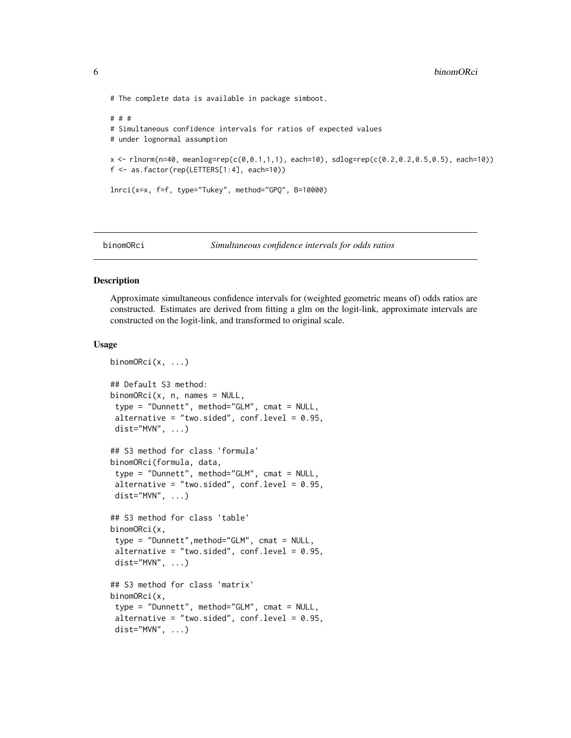```
# The complete data is available in package simboot.

# # #
# Simultaneous confidence intervals for ratios of expected values
# under lognormal assumption

x <- rlnorm(n=40, meanlog=rep(c(0,0.1,1,1), each=10), sdlog=rep(c(0.2,0.2,0.5,0.5), each=10))
f <- as.factor(rep(LETTERS[1:4], each=10))

lnrci(x=x, f=f, type="Tukey", method="GPQ", B=10000)
```

## binomORci — *Simultaneous confidence intervals for odds ratios*

### Description

Approximate simultaneous confidence intervals for (weighted geometric means of) odds ratios are constructed. Estimates are derived from fitting a glm on the logit-link, approximate intervals are constructed on the logit-link, and transformed to original scale.

### Usage

```
binomORci(x, ...)

## Default S3 method:
binomORci(x, n, names = NULL,
 type = "Dunnett", method="GLM", cmat = NULL,
 alternative = "two.sided", conf.level = 0.95,
 dist="MVN", ...)

## S3 method for class 'formula'
binomORci(formula, data,
 type = "Dunnett", method="GLM", cmat = NULL,
 alternative = "two.sided", conf.level = 0.95,
 dist="MVN", ...)

## S3 method for class 'table'
binomORci(x,
 type = "Dunnett",method="GLM", cmat = NULL,
 alternative = "two.sided", conf.level = 0.95,
 dist="MVN", ...)

## S3 method for class 'matrix'
binomORci(x,
 type = "Dunnett", method="GLM", cmat = NULL,
 alternative = "two.sided", conf.level = 0.95,
 dist="MVN", ...)
```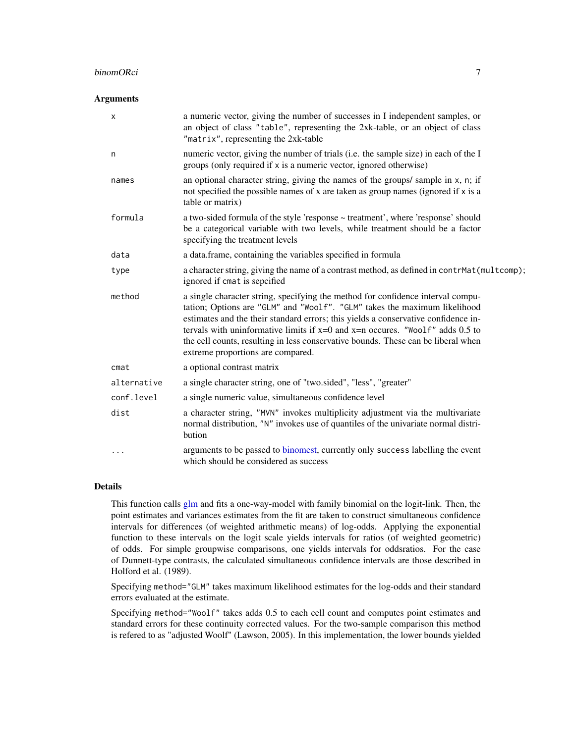## Arguments

| | |
|---|---|
| `x` | a numeric vector, giving the number of successes in I independent samples, or an object of class `"table"`, representing the 2xk-table, or an object of class `"matrix"`, representing the 2xk-table |
| `n` | numeric vector, giving the number of trials (i.e. the sample size) in each of the I groups (only required if `x` is a numeric vector, ignored otherwise) |
| `names` | an optional character string, giving the names of the groups/ sample in `x`, `n`; if not specified the possible names of `x` are taken as group names (ignored if `x` is a table or matrix) |
| `formula` | a two-sided formula of the style 'response ~ treatment', where 'response' should be a categorical variable with two levels, while treatment should be a factor specifying the treatment levels |
| `data` | a data.frame, containing the variables specified in formula |
| `type` | a character string, giving the name of a contrast method, as defined in `contrMat(multcomp)`; ignored if `cmat` is sepcified |
| `method` | a single character string, specifying the method for confidence interval computation; Options are `"GLM"` and `"Woolf"`. `"GLM"` takes the maximum likelihood estimates and the their standard errors; this yields a conservative confidence intervals with uninformative limits if x=0 and x=n occures. `"Woolf"` adds 0.5 to the cell counts, resulting in less conservative bounds. These can be liberal when extreme proportions are compared. |
| `cmat` | a optional contrast matrix |
| `alternative` | a single character string, one of "two.sided", "less", "greater" |
| `conf.level` | a single numeric value, simultaneous confidence level |
| `dist` | a character string, `"MVN"` invokes multiplicity adjustment via the multivariate normal distribution, `"N"` invokes use of quantiles of the univariate normal distribution |
| `...` | arguments to be passed to binomest, currently only `success` labelling the event which should be considered as success |

## Details

This function calls glm and fits a one-way-model with family binomial on the logit-link. Then, the point estimates and variances estimates from the fit are taken to construct simultaneous confidence intervals for differences (of weighted arithmetic means) of log-odds. Applying the exponential function to these intervals on the logit scale yields intervals for ratios (of weighted geometric) of odds. For simple groupwise comparisons, one yields intervals for oddsratios. For the case of Dunnett-type contrasts, the calculated simultaneous confidence intervals are those described in Holford et al. (1989).

Specifying `method="GLM"` takes maximum likelihood estimates for the log-odds and their standard errors evaluated at the estimate.

Specifying `method="Woolf"` takes adds 0.5 to each cell count and computes point estimates and standard errors for these continuity corrected values. For the two-sample comparison this method is refered to as "adjusted Woolf" (Lawson, 2005). In this implementation, the lower bounds yielded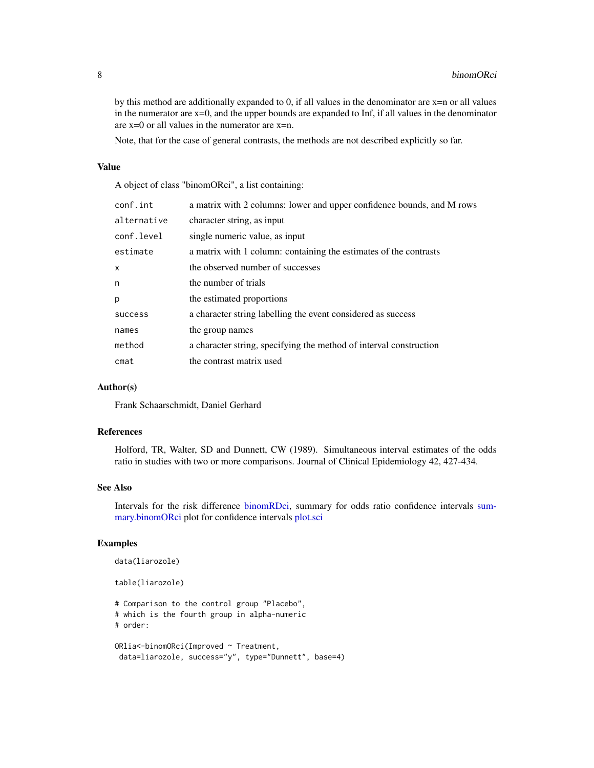by this method are additionally expanded to 0, if all values in the denominator are x=n or all values in the numerator are x=0, and the upper bounds are expanded to Inf, if all values in the denominator are x=0 or all values in the numerator are x=n.

Note, that for the case of general contrasts, the methods are not described explicitly so far.

## Value

A object of class "binomORci", a list containing:

| | |
|---|---|
| `conf.int` | a matrix with 2 columns: lower and upper confidence bounds, and M rows |
| `alternative` | character string, as input |
| `conf.level` | single numeric value, as input |
| `estimate` | a matrix with 1 column: containing the estimates of the contrasts |
| `x` | the observed number of successes |
| `n` | the number of trials |
| `p` | the estimated proportions |
| `success` | a character string labelling the event considered as success |
| `names` | the group names |
| `method` | a character string, specifying the method of interval construction |
| `cmat` | the contrast matrix used |

## Author(s)

Frank Schaarschmidt, Daniel Gerhard

## References

Holford, TR, Walter, SD and Dunnett, CW (1989). Simultaneous interval estimates of the odds ratio in studies with two or more comparisons. Journal of Clinical Epidemiology 42, 427-434.

## See Also

Intervals for the risk difference binomRDci, summary for odds ratio confidence intervals summary.binomORci plot for confidence intervals plot.sci

## Examples

```
data(liarozole)

table(liarozole)

# Comparison to the control group "Placebo",
# which is the fourth group in alpha-numeric
# order:

ORlia<-binomORci(Improved ~ Treatment,
 data=liarozole, success="y", type="Dunnett", base=4)
```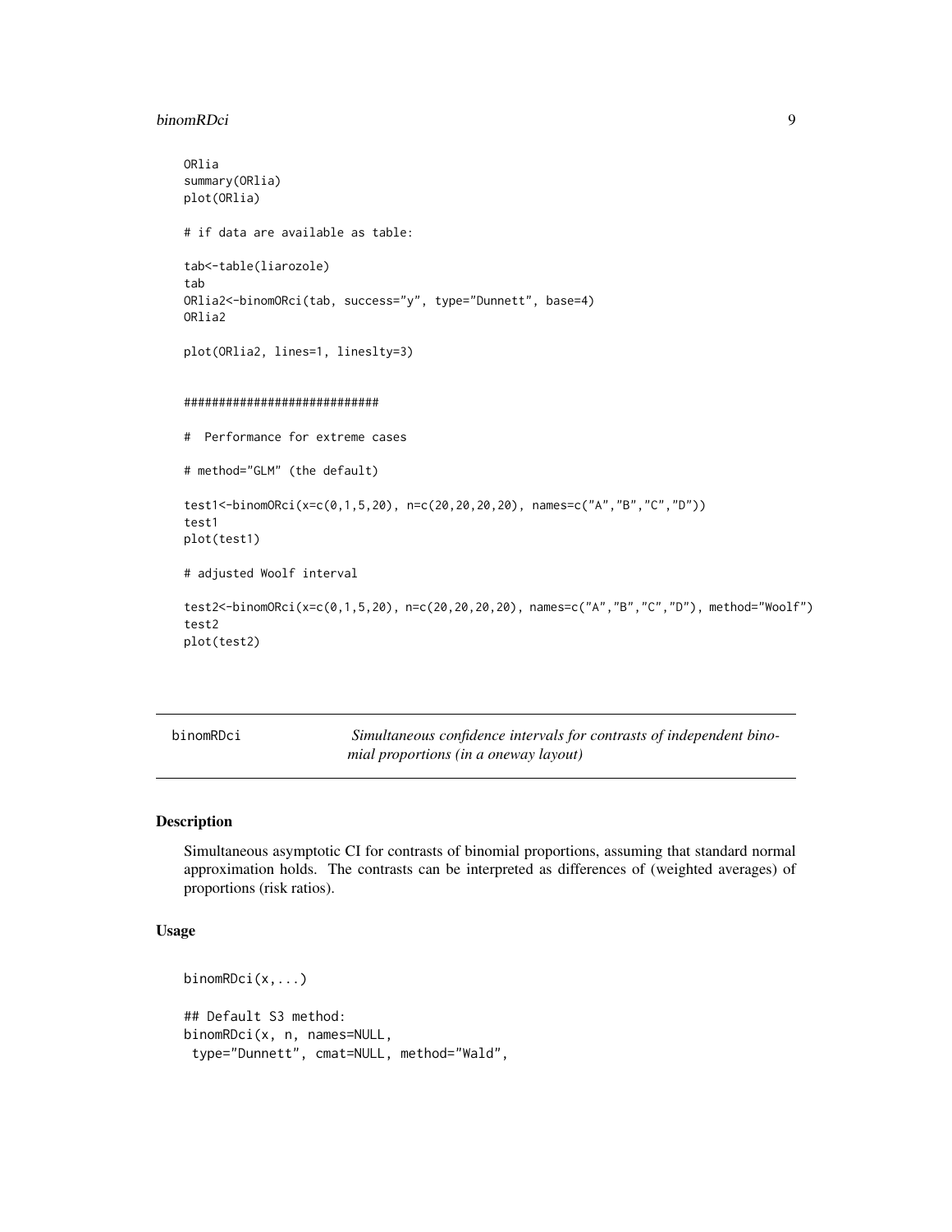```
ORlia
summary(ORlia)
plot(ORlia)

# if data are available as table:

tab<-table(liarozole)
tab
ORlia2<-binomORci(tab, success="y", type="Dunnett", base=4)
ORlia2

plot(ORlia2, lines=1, lineslty=3)


############################

#  Performance for extreme cases

# method="GLM" (the default)

test1<-binomORci(x=c(0,1,5,20), n=c(20,20,20,20), names=c("A","B","C","D"))
test1
plot(test1)

# adjusted Woolf interval

test2<-binomORci(x=c(0,1,5,20), n=c(20,20,20,20), names=c("A","B","C","D"), method="Woolf")
test2
plot(test2)
```

---

binomRDci — *Simultaneous confidence intervals for contrasts of independent binomial proportions (in a oneway layout)*

---

## Description

Simultaneous asymptotic CI for contrasts of binomial proportions, assuming that standard normal approximation holds. The contrasts can be interpreted as differences of (weighted averages) of proportions (risk ratios).

## Usage

```
binomRDci(x,...)

## Default S3 method:
binomRDci(x, n, names=NULL,
 type="Dunnett", cmat=NULL, method="Wald",
```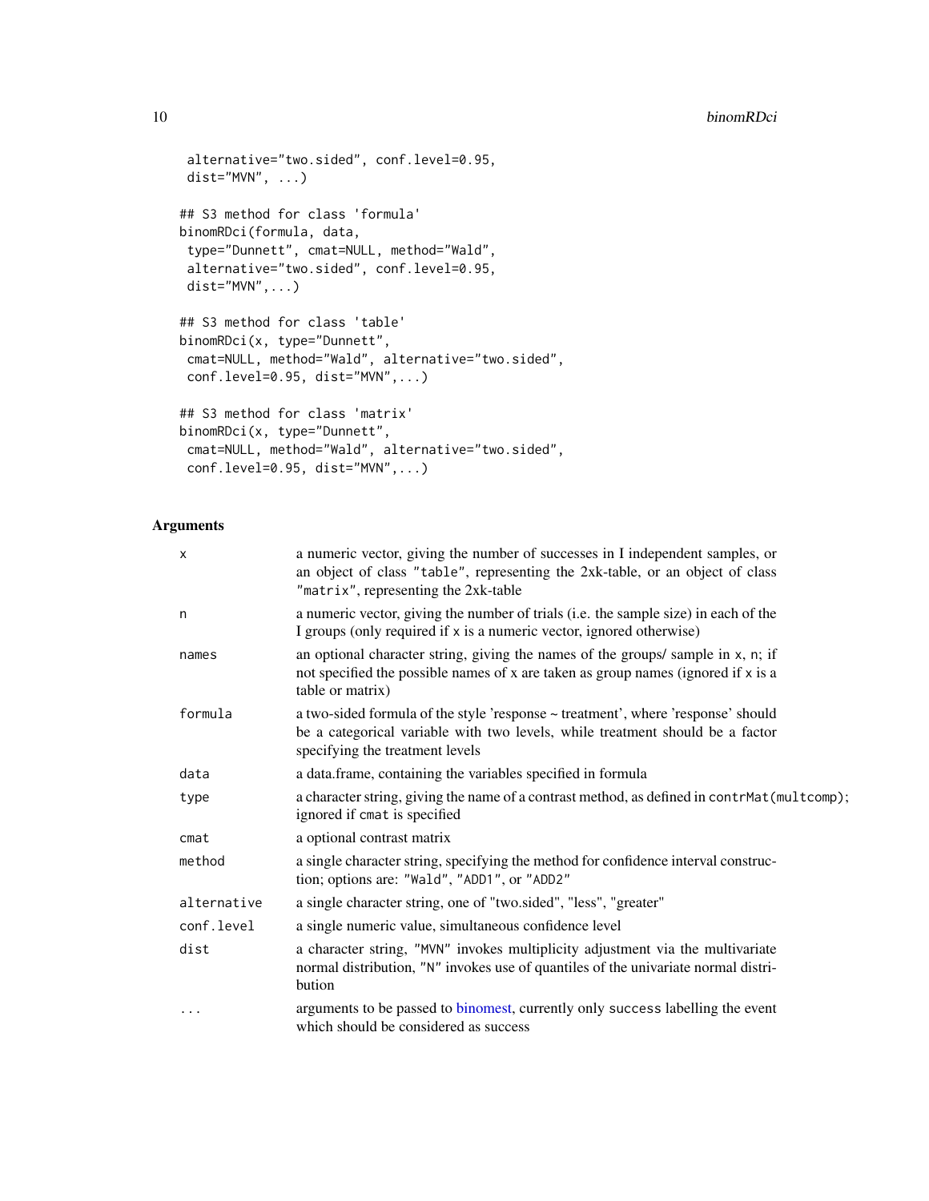```
 alternative="two.sided", conf.level=0.95,
 dist="MVN", ...)

## S3 method for class 'formula'
binomRDci(formula, data,
 type="Dunnett", cmat=NULL, method="Wald",
 alternative="two.sided", conf.level=0.95,
 dist="MVN",...)

## S3 method for class 'table'
binomRDci(x, type="Dunnett",
 cmat=NULL, method="Wald", alternative="two.sided",
 conf.level=0.95, dist="MVN",...)

## S3 method for class 'matrix'
binomRDci(x, type="Dunnett",
 cmat=NULL, method="Wald", alternative="two.sided",
 conf.level=0.95, dist="MVN",...)
```

## Arguments

| | |
|---|---|
| `x` | a numeric vector, giving the number of successes in I independent samples, or an object of class "table", representing the 2xk-table, or an object of class "matrix", representing the 2xk-table |
| `n` | a numeric vector, giving the number of trials (i.e. the sample size) in each of the I groups (only required if x is a numeric vector, ignored otherwise) |
| `names` | an optional character string, giving the names of the groups/ sample in x, n; if not specified the possible names of x are taken as group names (ignored if x is a table or matrix) |
| `formula` | a two-sided formula of the style 'response ~ treatment', where 'response' should be a categorical variable with two levels, while treatment should be a factor specifying the treatment levels |
| `data` | a data.frame, containing the variables specified in formula |
| `type` | a character string, giving the name of a contrast method, as defined in `contrMat(multcomp)`; ignored if `cmat` is specified |
| `cmat` | a optional contrast matrix |
| `method` | a single character string, specifying the method for confidence interval construction; options are: "Wald", "ADD1", or "ADD2" |
| `alternative` | a single character string, one of "two.sided", "less", "greater" |
| `conf.level` | a single numeric value, simultaneous confidence level |
| `dist` | a character string, "MVN" invokes multiplicity adjustment via the multivariate normal distribution, "N" invokes use of quantiles of the univariate normal distribution |
| `...` | arguments to be passed to binomest, currently only `success` labelling the event which should be considered as success |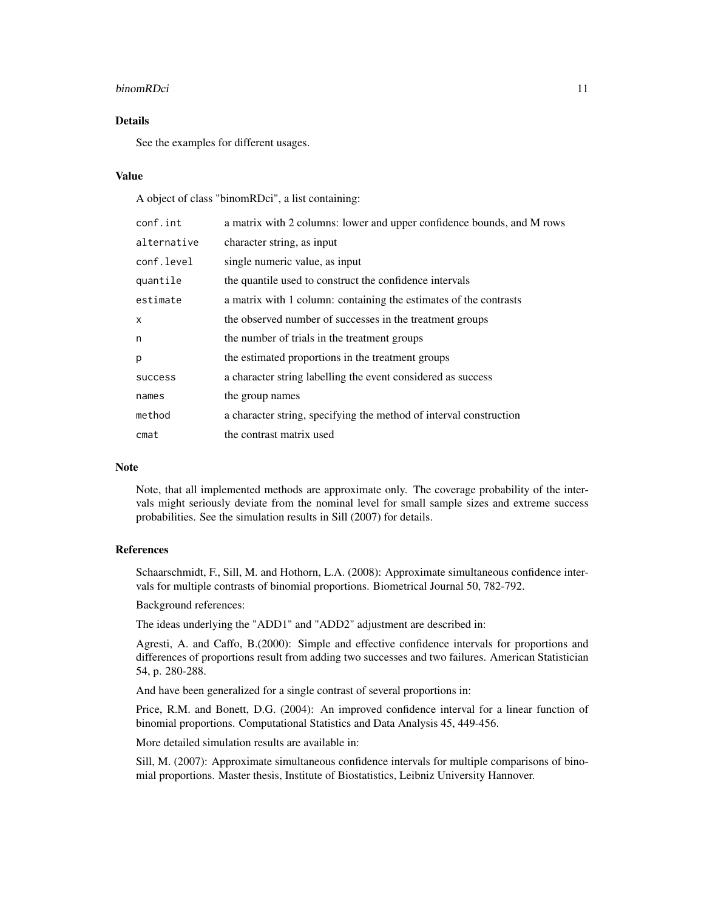## Details

See the examples for different usages.

## Value

A object of class "binomRDci", a list containing:

| | |
|---|---|
| `conf.int` | a matrix with 2 columns: lower and upper confidence bounds, and M rows |
| `alternative` | character string, as input |
| `conf.level` | single numeric value, as input |
| `quantile` | the quantile used to construct the confidence intervals |
| `estimate` | a matrix with 1 column: containing the estimates of the contrasts |
| `x` | the observed number of successes in the treatment groups |
| `n` | the number of trials in the treatment groups |
| `p` | the estimated proportions in the treatment groups |
| `success` | a character string labelling the event considered as success |
| `names` | the group names |
| `method` | a character string, specifying the method of interval construction |
| `cmat` | the contrast matrix used |

## Note

Note, that all implemented methods are approximate only. The coverage probability of the intervals might seriously deviate from the nominal level for small sample sizes and extreme success probabilities. See the simulation results in Sill (2007) for details.

## References

Schaarschmidt, F., Sill, M. and Hothorn, L.A. (2008): Approximate simultaneous confidence intervals for multiple contrasts of binomial proportions. Biometrical Journal 50, 782-792.

Background references:

The ideas underlying the "ADD1" and "ADD2" adjustment are described in:

Agresti, A. and Caffo, B.(2000): Simple and effective confidence intervals for proportions and differences of proportions result from adding two successes and two failures. American Statistician 54, p. 280-288.

And have been generalized for a single contrast of several proportions in:

Price, R.M. and Bonett, D.G. (2004): An improved confidence interval for a linear function of binomial proportions. Computational Statistics and Data Analysis 45, 449-456.

More detailed simulation results are available in:

Sill, M. (2007): Approximate simultaneous confidence intervals for multiple comparisons of binomial proportions. Master thesis, Institute of Biostatistics, Leibniz University Hannover.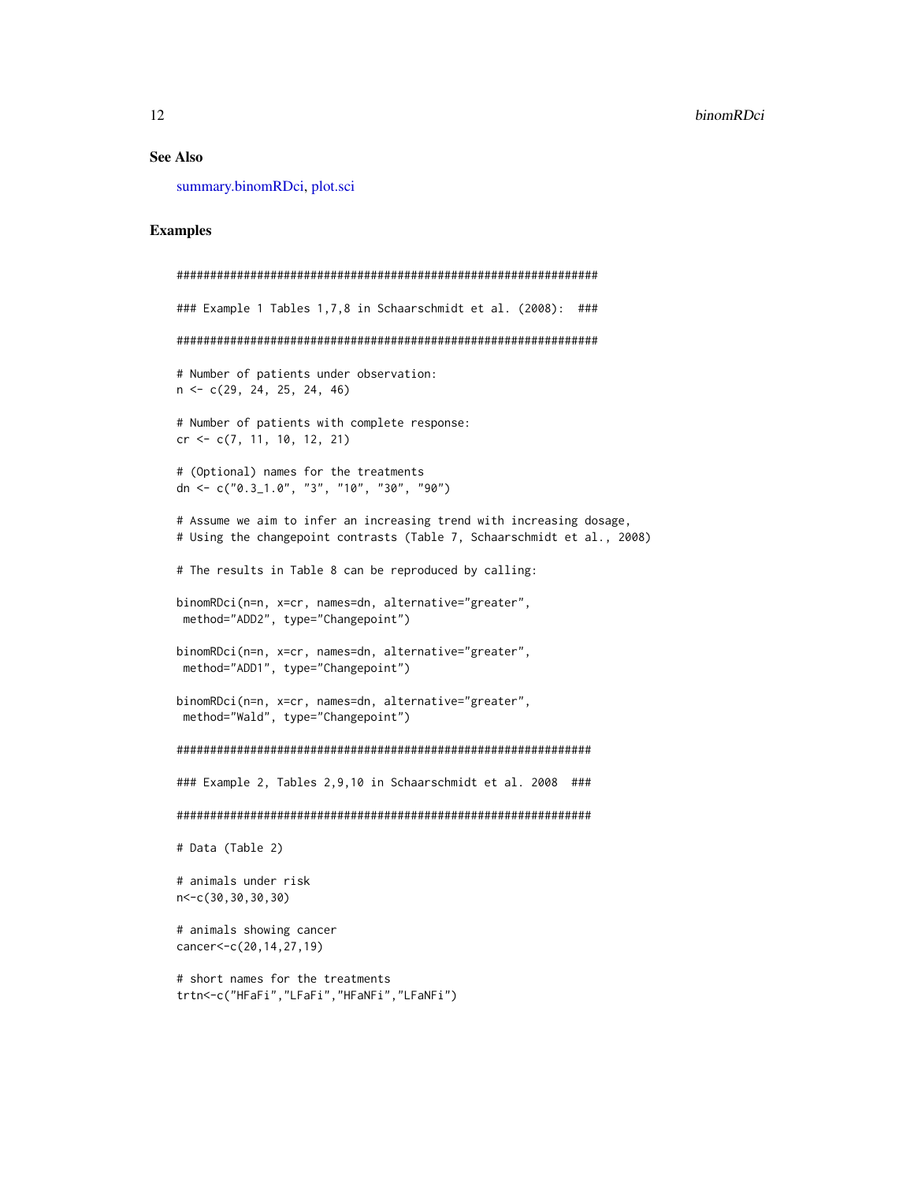## See Also

summary.binomRDci, plot.sci

## Examples

```
###############################################################

### Example 1 Tables 1,7,8 in Schaarschmidt et al. (2008):  ###

###############################################################

# Number of patients under observation:
n <- c(29, 24, 25, 24, 46)

# Number of patients with complete response:
cr <- c(7, 11, 10, 12, 21)

# (Optional) names for the treatments
dn <- c("0.3_1.0", "3", "10", "30", "90")

# Assume we aim to infer an increasing trend with increasing dosage,
# Using the changepoint contrasts (Table 7, Schaarschmidt et al., 2008)

# The results in Table 8 can be reproduced by calling:

binomRDci(n=n, x=cr, names=dn, alternative="greater",
 method="ADD2", type="Changepoint")

binomRDci(n=n, x=cr, names=dn, alternative="greater",
 method="ADD1", type="Changepoint")

binomRDci(n=n, x=cr, names=dn, alternative="greater",
 method="Wald", type="Changepoint")

##############################################################

### Example 2, Tables 2,9,10 in Schaarschmidt et al. 2008  ###

##############################################################

# Data (Table 2)

# animals under risk
n<-c(30,30,30,30)

# animals showing cancer
cancer<-c(20,14,27,19)

# short names for the treatments
trtn<-c("HFaFi","LFaFi","HFaNFi","LFaNFi")
```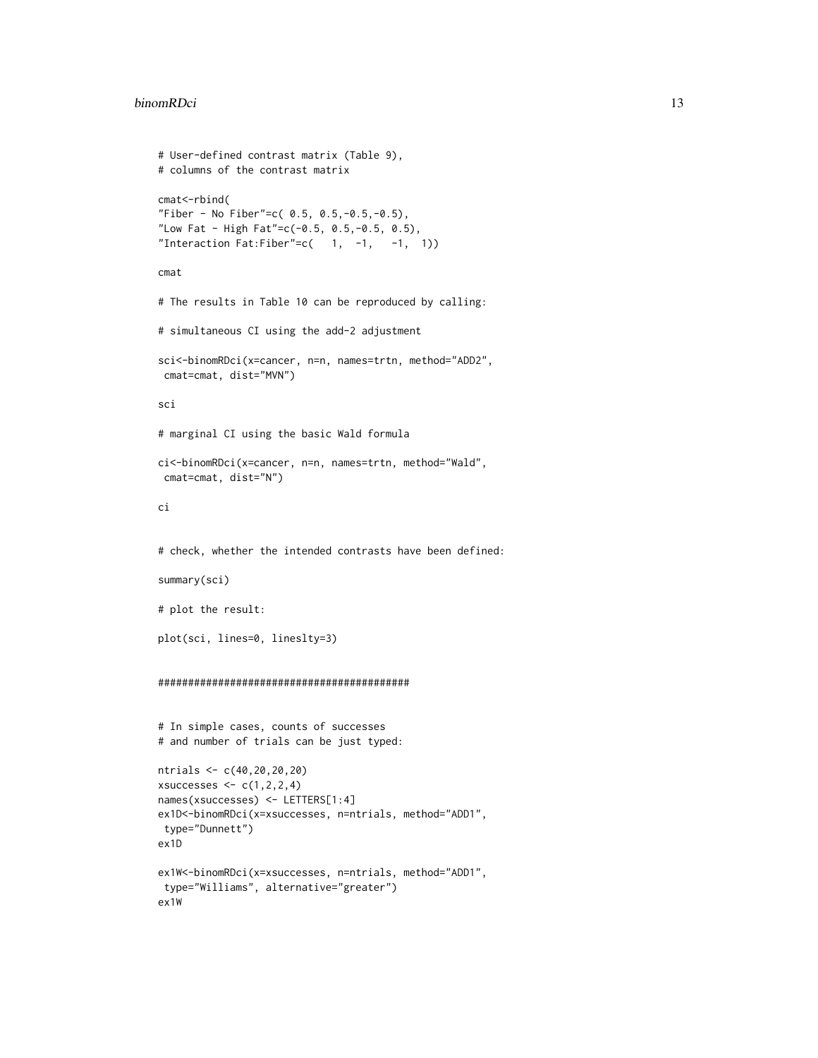```
# User-defined contrast matrix (Table 9),
# columns of the contrast matrix

cmat<-rbind(
"Fiber - No Fiber"=c( 0.5, 0.5,-0.5,-0.5),
"Low Fat - High Fat"=c(-0.5, 0.5,-0.5, 0.5),
"Interaction Fat:Fiber"=c(   1,  -1,   -1,  1))

cmat

# The results in Table 10 can be reproduced by calling:

# simultaneous CI using the add-2 adjustment

sci<-binomRDci(x=cancer, n=n, names=trtn, method="ADD2",
 cmat=cmat, dist="MVN")

sci

# marginal CI using the basic Wald formula

ci<-binomRDci(x=cancer, n=n, names=trtn, method="Wald",
 cmat=cmat, dist="N")

ci


# check, whether the intended contrasts have been defined:

summary(sci)

# plot the result:

plot(sci, lines=0, lineslty=3)


###########################################


# In simple cases, counts of successes
# and number of trials can be just typed:

ntrials <- c(40,20,20,20)
xsuccesses <- c(1,2,2,4)
names(xsuccesses) <- LETTERS[1:4]
ex1D<-binomRDci(x=xsuccesses, n=ntrials, method="ADD1",
 type="Dunnett")
ex1D

ex1W<-binomRDci(x=xsuccesses, n=ntrials, method="ADD1",
 type="Williams", alternative="greater")
ex1W
```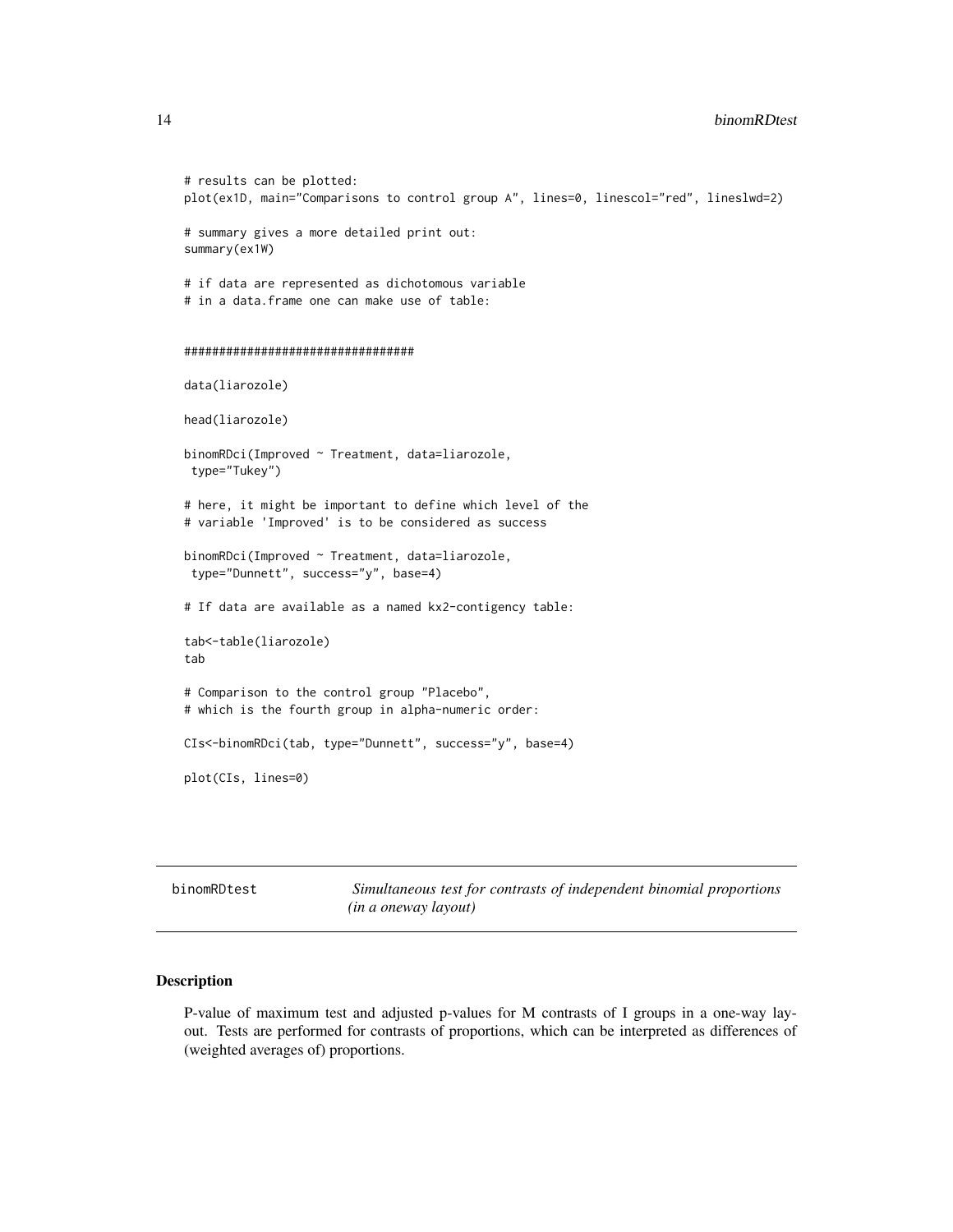```
# results can be plotted:
plot(ex1D, main="Comparisons to control group A", lines=0, linescol="red", lineslwd=2)

# summary gives a more detailed print out:
summary(ex1W)

# if data are represented as dichotomous variable
# in a data.frame one can make use of table:


#################################

data(liarozole)

head(liarozole)

binomRDci(Improved ~ Treatment, data=liarozole,
 type="Tukey")

# here, it might be important to define which level of the
# variable 'Improved' is to be considered as success

binomRDci(Improved ~ Treatment, data=liarozole,
 type="Dunnett", success="y", base=4)

# If data are available as a named kx2-contigency table:

tab<-table(liarozole)
tab

# Comparison to the control group "Placebo",
# which is the fourth group in alpha-numeric order:

CIs<-binomRDci(tab, type="Dunnett", success="y", base=4)

plot(CIs, lines=0)
```

---

## binomRDtest — *Simultaneous test for contrasts of independent binomial proportions (in a oneway layout)*

---

### Description

P-value of maximum test and adjusted p-values for M contrasts of I groups in a one-way layout. Tests are performed for contrasts of proportions, which can be interpreted as differences of (weighted averages of) proportions.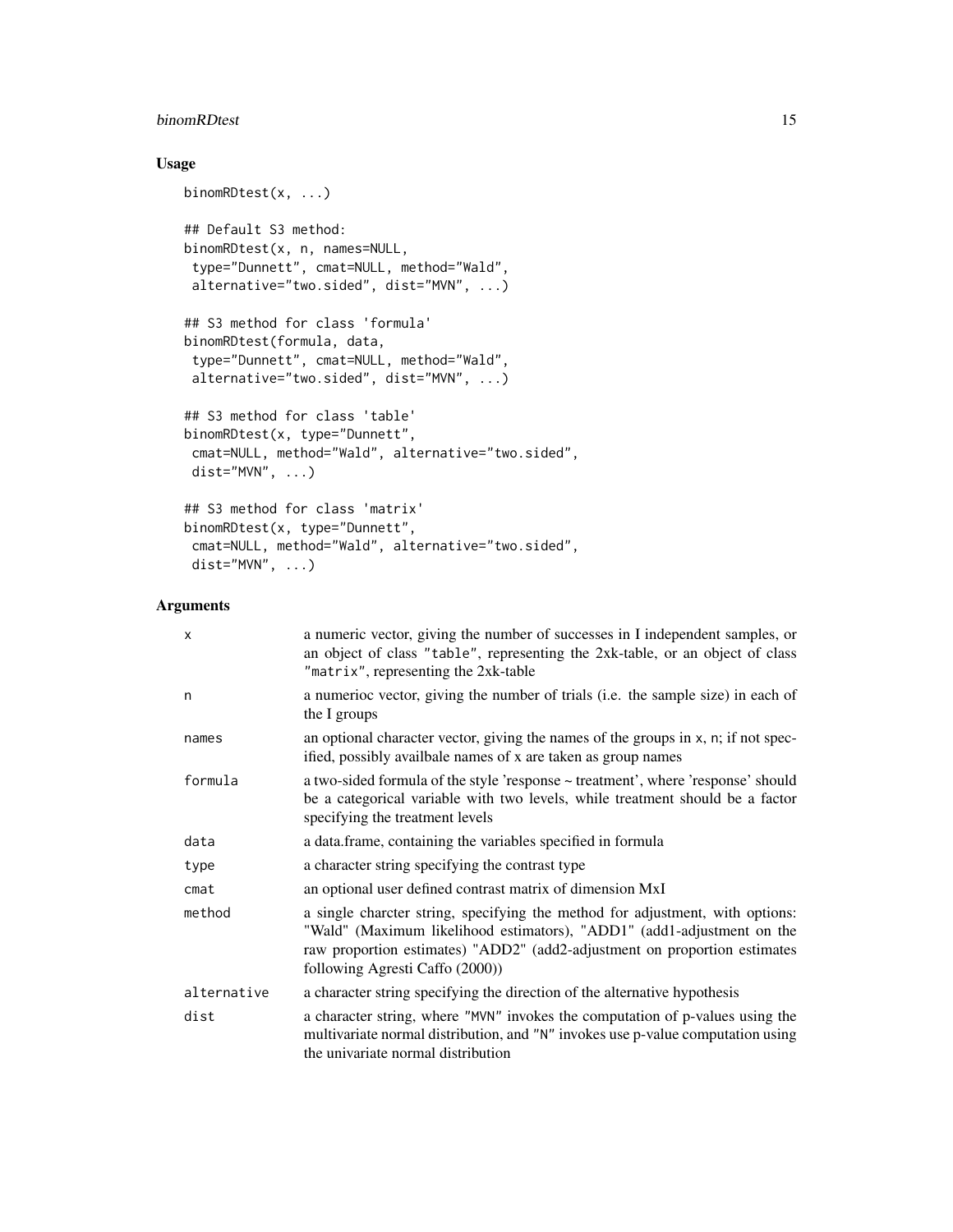## Usage

```
binomRDtest(x, ...)

## Default S3 method:
binomRDtest(x, n, names=NULL,
 type="Dunnett", cmat=NULL, method="Wald",
 alternative="two.sided", dist="MVN", ...)

## S3 method for class 'formula'
binomRDtest(formula, data,
 type="Dunnett", cmat=NULL, method="Wald",
 alternative="two.sided", dist="MVN", ...)

## S3 method for class 'table'
binomRDtest(x, type="Dunnett",
 cmat=NULL, method="Wald", alternative="two.sided",
 dist="MVN", ...)

## S3 method for class 'matrix'
binomRDtest(x, type="Dunnett",
 cmat=NULL, method="Wald", alternative="two.sided",
 dist="MVN", ...)
```

## Arguments

| | |
|---|---|
| `x` | a numeric vector, giving the number of successes in I independent samples, or an object of class `"table"`, representing the 2xk-table, or an object of class `"matrix"`, representing the 2xk-table |
| `n` | a numerioc vector, giving the number of trials (i.e. the sample size) in each of the I groups |
| `names` | an optional character vector, giving the names of the groups in `x`, `n`; if not specified, possibly availbale names of x are taken as group names |
| `formula` | a two-sided formula of the style 'response ~ treatment', where 'response' should be a categorical variable with two levels, while treatment should be a factor specifying the treatment levels |
| `data` | a data.frame, containing the variables specified in formula |
| `type` | a character string specifying the contrast type |
| `cmat` | an optional user defined contrast matrix of dimension MxI |
| `method` | a single charcter string, specifying the method for adjustment, with options: "Wald" (Maximum likelihood estimators), "ADD1" (add1-adjustment on the raw proportion estimates) "ADD2" (add2-adjustment on proportion estimates following Agresti Caffo (2000)) |
| `alternative` | a character string specifying the direction of the alternative hypothesis |
| `dist` | a character string, where `"MVN"` invokes the computation of p-values using the multivariate normal distribution, and `"N"` invokes use p-value computation using the univariate normal distribution |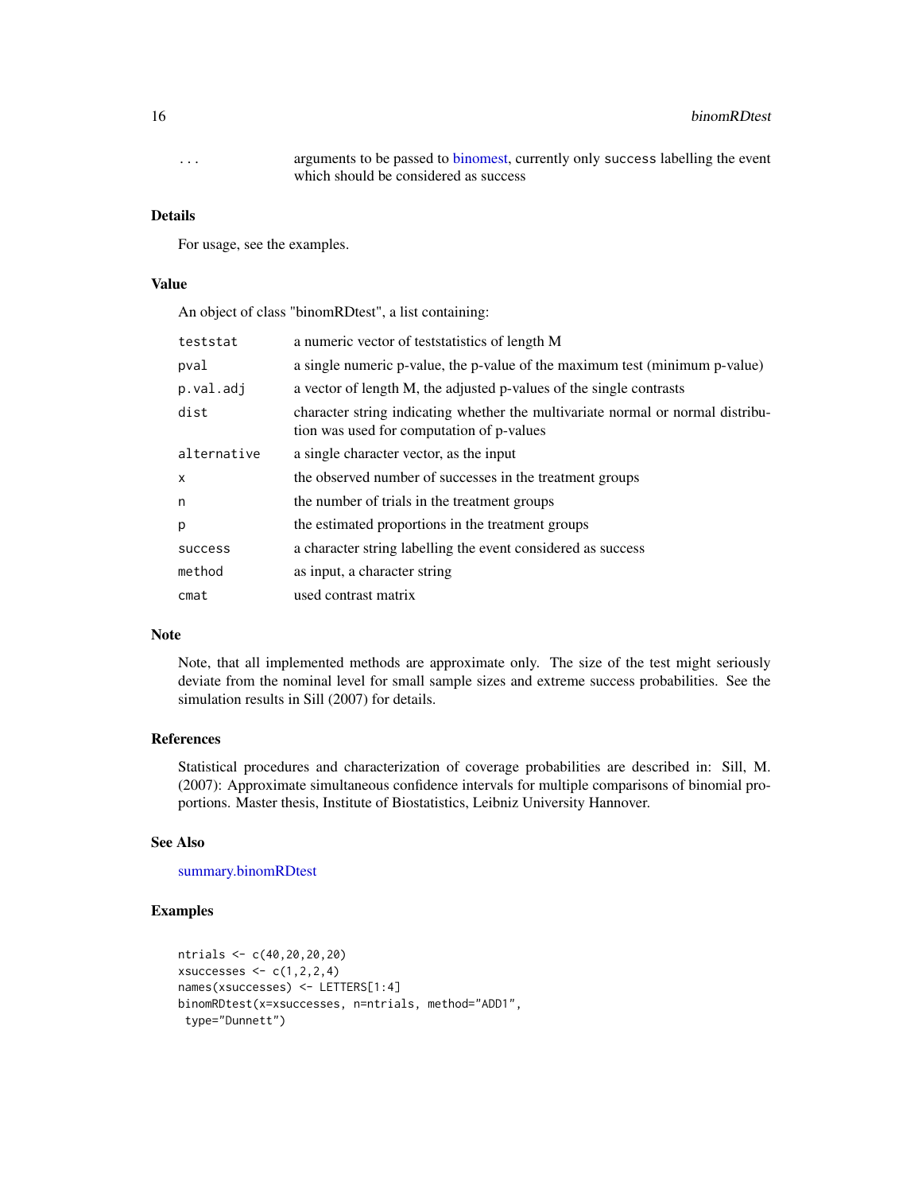| | |
|---|---|
| `...` | arguments to be passed to binomest, currently only `success` labelling the event which should be considered as success |

### Details

For usage, see the examples.

### Value

An object of class "binomRDtest", a list containing:

| | |
|---|---|
| `teststat` | a numeric vector of teststatistics of length M |
| `pval` | a single numeric p-value, the p-value of the maximum test (minimum p-value) |
| `p.val.adj` | a vector of length M, the adjusted p-values of the single contrasts |
| `dist` | character string indicating whether the multivariate normal or normal distribution was used for computation of p-values |
| `alternative` | a single character vector, as the input |
| `x` | the observed number of successes in the treatment groups |
| `n` | the number of trials in the treatment groups |
| `p` | the estimated proportions in the treatment groups |
| `success` | a character string labelling the event considered as success |
| `method` | as input, a character string |
| `cmat` | used contrast matrix |

### Note

Note, that all implemented methods are approximate only. The size of the test might seriously deviate from the nominal level for small sample sizes and extreme success probabilities. See the simulation results in Sill (2007) for details.

### References

Statistical procedures and characterization of coverage probabilities are described in: Sill, M. (2007): Approximate simultaneous confidence intervals for multiple comparisons of binomial proportions. Master thesis, Institute of Biostatistics, Leibniz University Hannover.

### See Also

summary.binomRDtest

### Examples

```
ntrials <- c(40,20,20,20)
xsuccesses <- c(1,2,2,4)
names(xsuccesses) <- LETTERS[1:4]
binomRDtest(x=xsuccesses, n=ntrials, method="ADD1",
 type="Dunnett")
```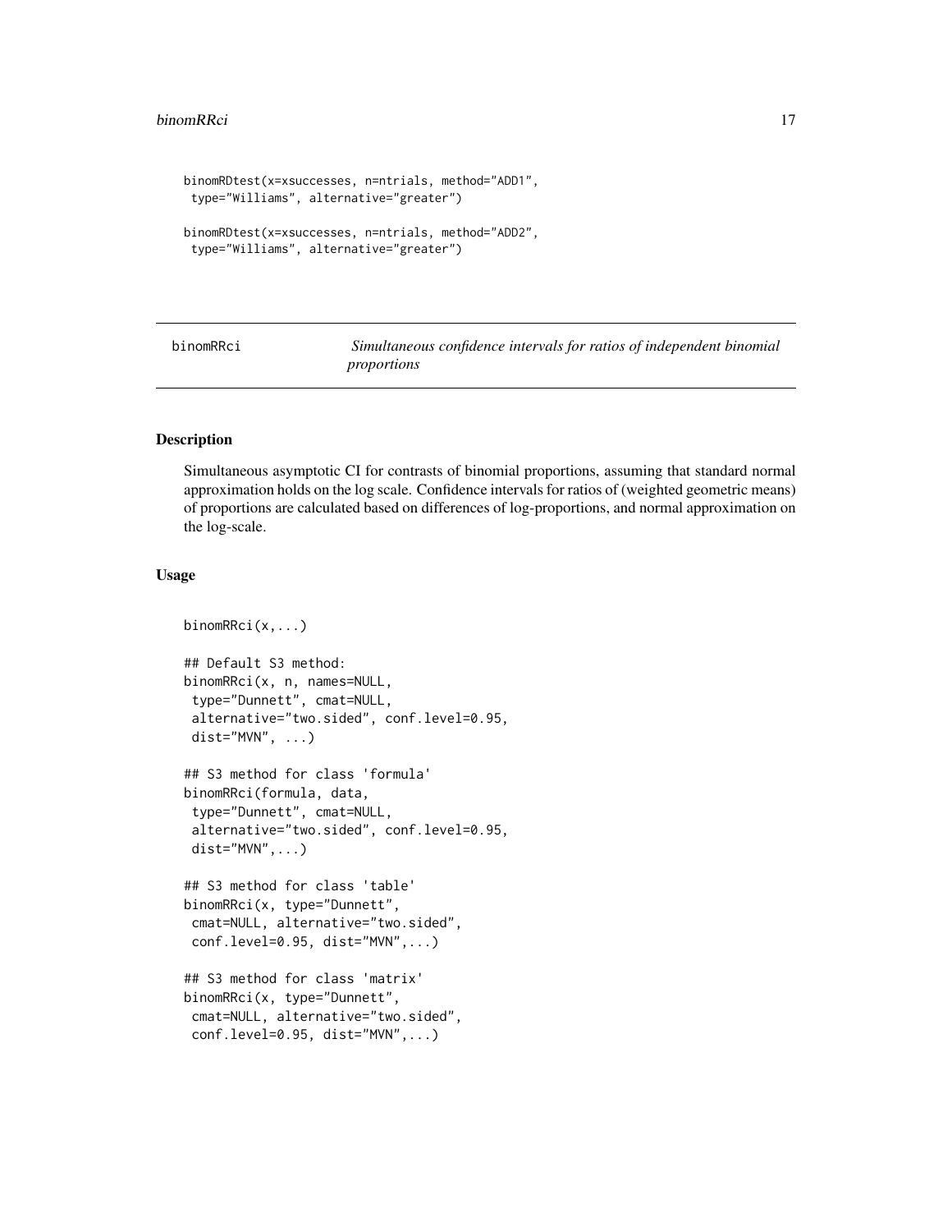```
binomRDtest(x=xsuccesses, n=ntrials, method="ADD1",
 type="Williams", alternative="greater")

binomRDtest(x=xsuccesses, n=ntrials, method="ADD2",
 type="Williams", alternative="greater")
```

## binomRRci — *Simultaneous confidence intervals for ratios of independent binomial proportions*

### Description

Simultaneous asymptotic CI for contrasts of binomial proportions, assuming that standard normal approximation holds on the log scale. Confidence intervals for ratios of (weighted geometric means) of proportions are calculated based on differences of log-proportions, and normal approximation on the log-scale.

### Usage

```
binomRRci(x,...)

## Default S3 method:
binomRRci(x, n, names=NULL,
 type="Dunnett", cmat=NULL,
 alternative="two.sided", conf.level=0.95,
 dist="MVN", ...)

## S3 method for class 'formula'
binomRRci(formula, data,
 type="Dunnett", cmat=NULL,
 alternative="two.sided", conf.level=0.95,
 dist="MVN",...)

## S3 method for class 'table'
binomRRci(x, type="Dunnett",
 cmat=NULL, alternative="two.sided",
 conf.level=0.95, dist="MVN",...)

## S3 method for class 'matrix'
binomRRci(x, type="Dunnett",
 cmat=NULL, alternative="two.sided",
 conf.level=0.95, dist="MVN",...)
```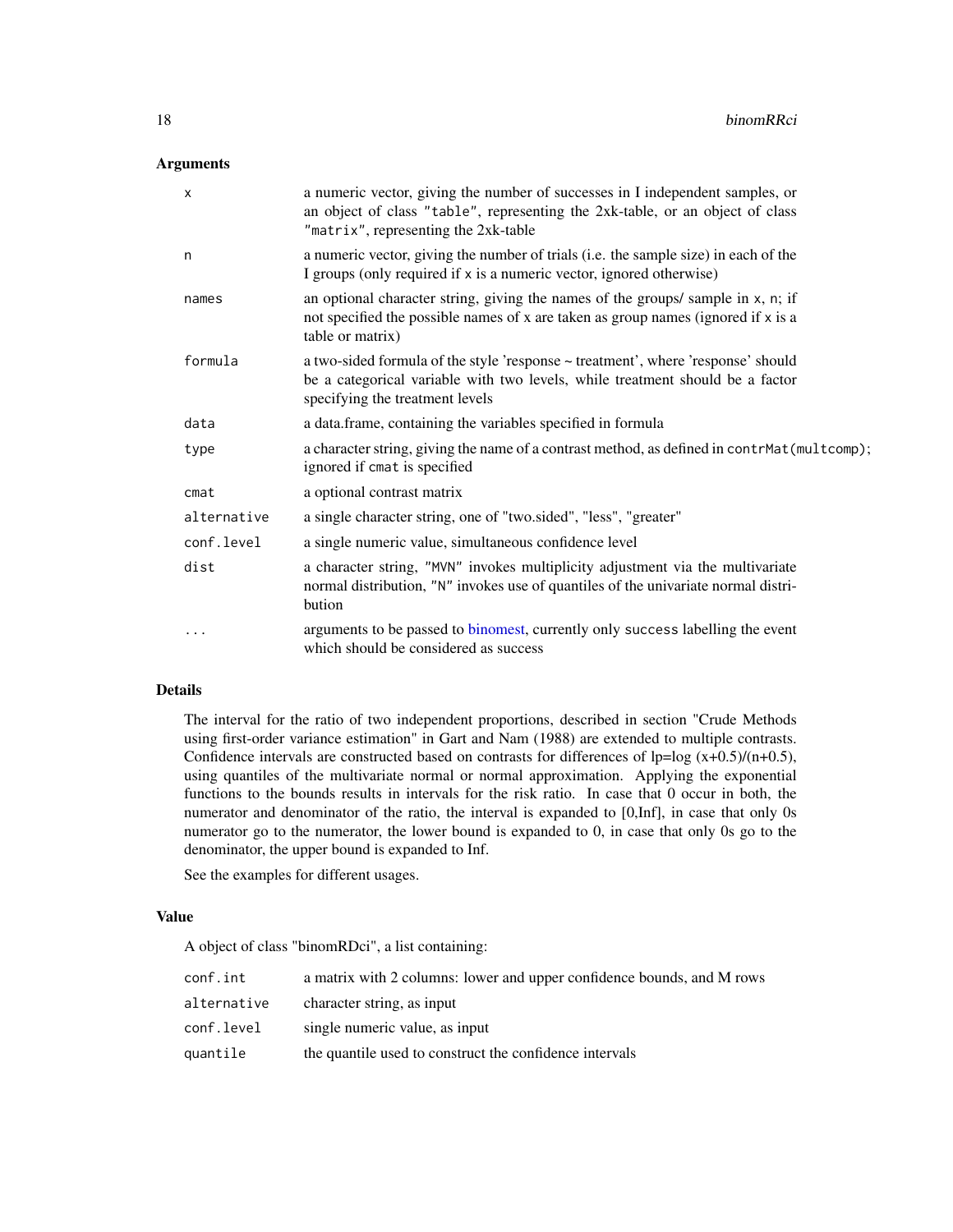## Arguments

| | |
|---|---|
| `x` | a numeric vector, giving the number of successes in I independent samples, or an object of class `"table"`, representing the 2xk-table, or an object of class `"matrix"`, representing the 2xk-table |
| `n` | a numeric vector, giving the number of trials (i.e. the sample size) in each of the I groups (only required if `x` is a numeric vector, ignored otherwise) |
| `names` | an optional character string, giving the names of the groups/ sample in `x`, `n`; if not specified the possible names of `x` are taken as group names (ignored if `x` is a table or matrix) |
| `formula` | a two-sided formula of the style 'response ~ treatment', where 'response' should be a categorical variable with two levels, while treatment should be a factor specifying the treatment levels |
| `data` | a data.frame, containing the variables specified in formula |
| `type` | a character string, giving the name of a contrast method, as defined in `contrMat(multcomp)`; ignored if `cmat` is specified |
| `cmat` | a optional contrast matrix |
| `alternative` | a single character string, one of "two.sided", "less", "greater" |
| `conf.level` | a single numeric value, simultaneous confidence level |
| `dist` | a character string, `"MVN"` invokes multiplicity adjustment via the multivariate normal distribution, `"N"` invokes use of quantiles of the univariate normal distribution |
| `...` | arguments to be passed to binomest, currently only `success` labelling the event which should be considered as success |

## Details

The interval for the ratio of two independent proportions, described in section "Crude Methods using first-order variance estimation" in Gart and Nam (1988) are extended to multiple contrasts. Confidence intervals are constructed based on contrasts for differences of lp=log (x+0.5)/(n+0.5), using quantiles of the multivariate normal or normal approximation. Applying the exponential functions to the bounds results in intervals for the risk ratio. In case that 0 occur in both, the numerator and denominator of the ratio, the interval is expanded to [0,Inf], in case that only 0s numerator go to the numerator, the lower bound is expanded to 0, in case that only 0s go to the denominator, the upper bound is expanded to Inf.

See the examples for different usages.

## Value

A object of class "binomRDci", a list containing:

| | |
|---|---|
| `conf.int` | a matrix with 2 columns: lower and upper confidence bounds, and M rows |
| `alternative` | character string, as input |
| `conf.level` | single numeric value, as input |
| `quantile` | the quantile used to construct the confidence intervals |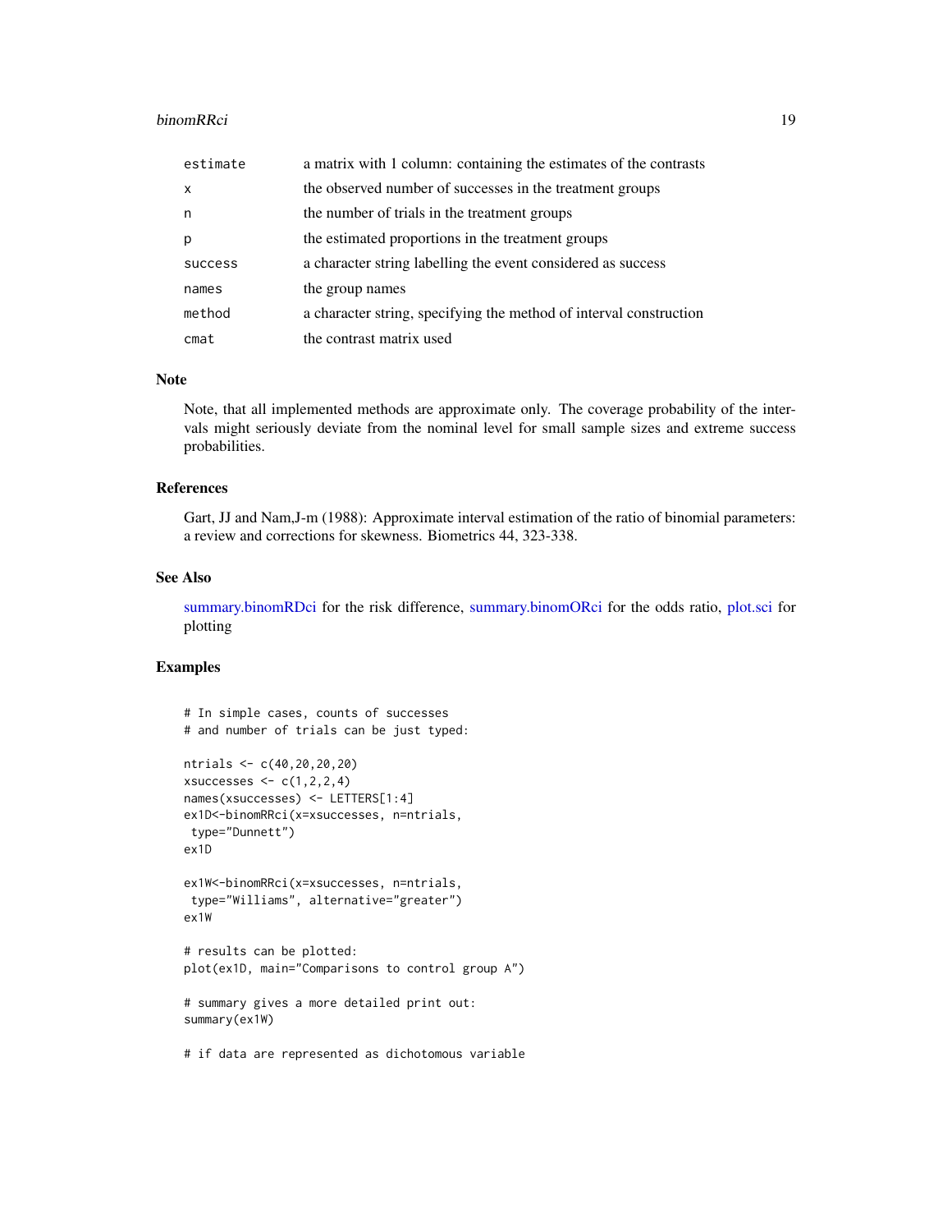| | |
|---|---|
| estimate | a matrix with 1 column: containing the estimates of the contrasts |
| x | the observed number of successes in the treatment groups |
| n | the number of trials in the treatment groups |
| p | the estimated proportions in the treatment groups |
| success | a character string labelling the event considered as success |
| names | the group names |
| method | a character string, specifying the method of interval construction |
| cmat | the contrast matrix used |

## Note

Note, that all implemented methods are approximate only. The coverage probability of the intervals might seriously deviate from the nominal level for small sample sizes and extreme success probabilities.

## References

Gart, JJ and Nam,J-m (1988): Approximate interval estimation of the ratio of binomial parameters: a review and corrections for skewness. Biometrics 44, 323-338.

## See Also

summary.binomRDci for the risk difference, summary.binomORci for the odds ratio, plot.sci for plotting

## Examples

```
# In simple cases, counts of successes
# and number of trials can be just typed:

ntrials <- c(40,20,20,20)
xsuccesses <- c(1,2,2,4)
names(xsuccesses) <- LETTERS[1:4]
ex1D<-binomRRci(x=xsuccesses, n=ntrials,
 type="Dunnett")
ex1D

ex1W<-binomRRci(x=xsuccesses, n=ntrials,
 type="Williams", alternative="greater")
ex1W

# results can be plotted:
plot(ex1D, main="Comparisons to control group A")

# summary gives a more detailed print out:
summary(ex1W)

# if data are represented as dichotomous variable
```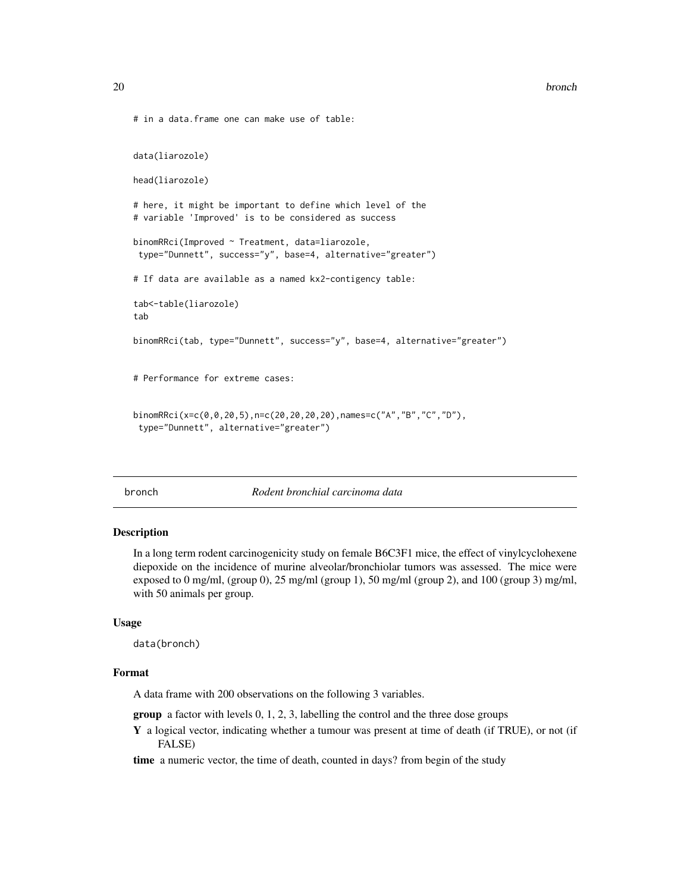```
# in a data.frame one can make use of table:


data(liarozole)

head(liarozole)

# here, it might be important to define which level of the
# variable 'Improved' is to be considered as success

binomRRci(Improved ~ Treatment, data=liarozole,
 type="Dunnett", success="y", base=4, alternative="greater")

# If data are available as a named kx2-contigency table:

tab<-table(liarozole)
tab

binomRRci(tab, type="Dunnett", success="y", base=4, alternative="greater")


# Performance for extreme cases:


binomRRci(x=c(0,0,20,5),n=c(20,20,20,20),names=c("A","B","C","D"),
 type="Dunnett", alternative="greater")
```

## bronch — *Rodent bronchial carcinoma data*

### Description

In a long term rodent carcinogenicity study on female B6C3F1 mice, the effect of vinylcyclohexene diepoxide on the incidence of murine alveolar/bronchiolar tumors was assessed. The mice were exposed to 0 mg/ml, (group 0), 25 mg/ml (group 1), 50 mg/ml (group 2), and 100 (group 3) mg/ml, with 50 animals per group.

### Usage

```
data(bronch)
```

### Format

A data frame with 200 observations on the following 3 variables.

**group** a factor with levels 0, 1, 2, 3, labelling the control and the three dose groups

**Y** a logical vector, indicating whether a tumour was present at time of death (if TRUE), or not (if FALSE)

**time** a numeric vector, the time of death, counted in days? from begin of the study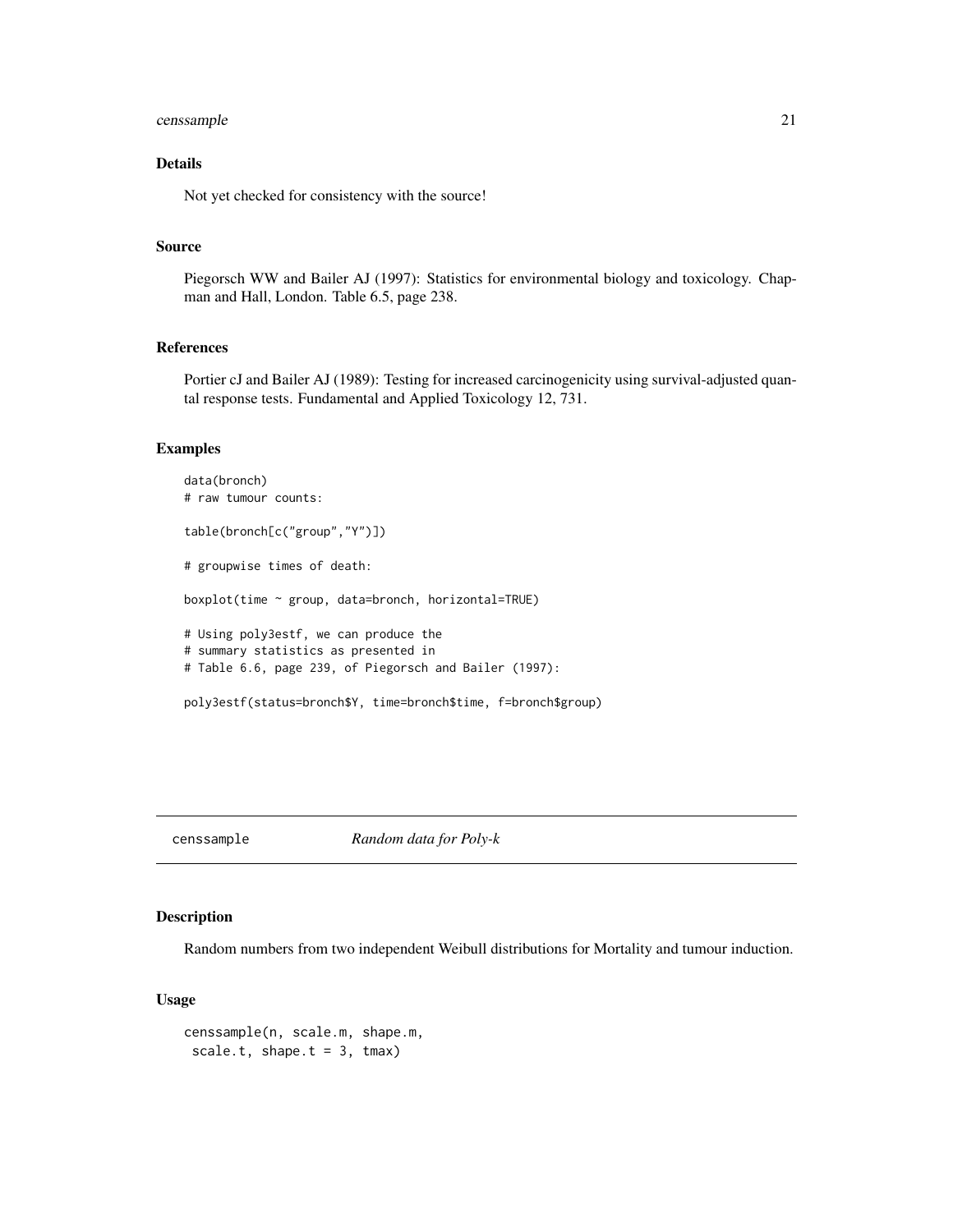### Details

Not yet checked for consistency with the source!

### Source

Piegorsch WW and Bailer AJ (1997): Statistics for environmental biology and toxicology. Chapman and Hall, London. Table 6.5, page 238.

### References

Portier cJ and Bailer AJ (1989): Testing for increased carcinogenicity using survival-adjusted quantal response tests. Fundamental and Applied Toxicology 12, 731.

### Examples

```
data(bronch)
# raw tumour counts:

table(bronch[c("group","Y")])

# groupwise times of death:

boxplot(time ~ group, data=bronch, horizontal=TRUE)

# Using poly3estf, we can produce the
# summary statistics as presented in
# Table 6.6, page 239, of Piegorsch and Bailer (1997):

poly3estf(status=bronch$Y, time=bronch$time, f=bronch$group)
```

---

## censsample *Random data for Poly-k*

### Description

Random numbers from two independent Weibull distributions for Mortality and tumour induction.

### Usage

```
censsample(n, scale.m, shape.m,
 scale.t, shape.t = 3, tmax)
```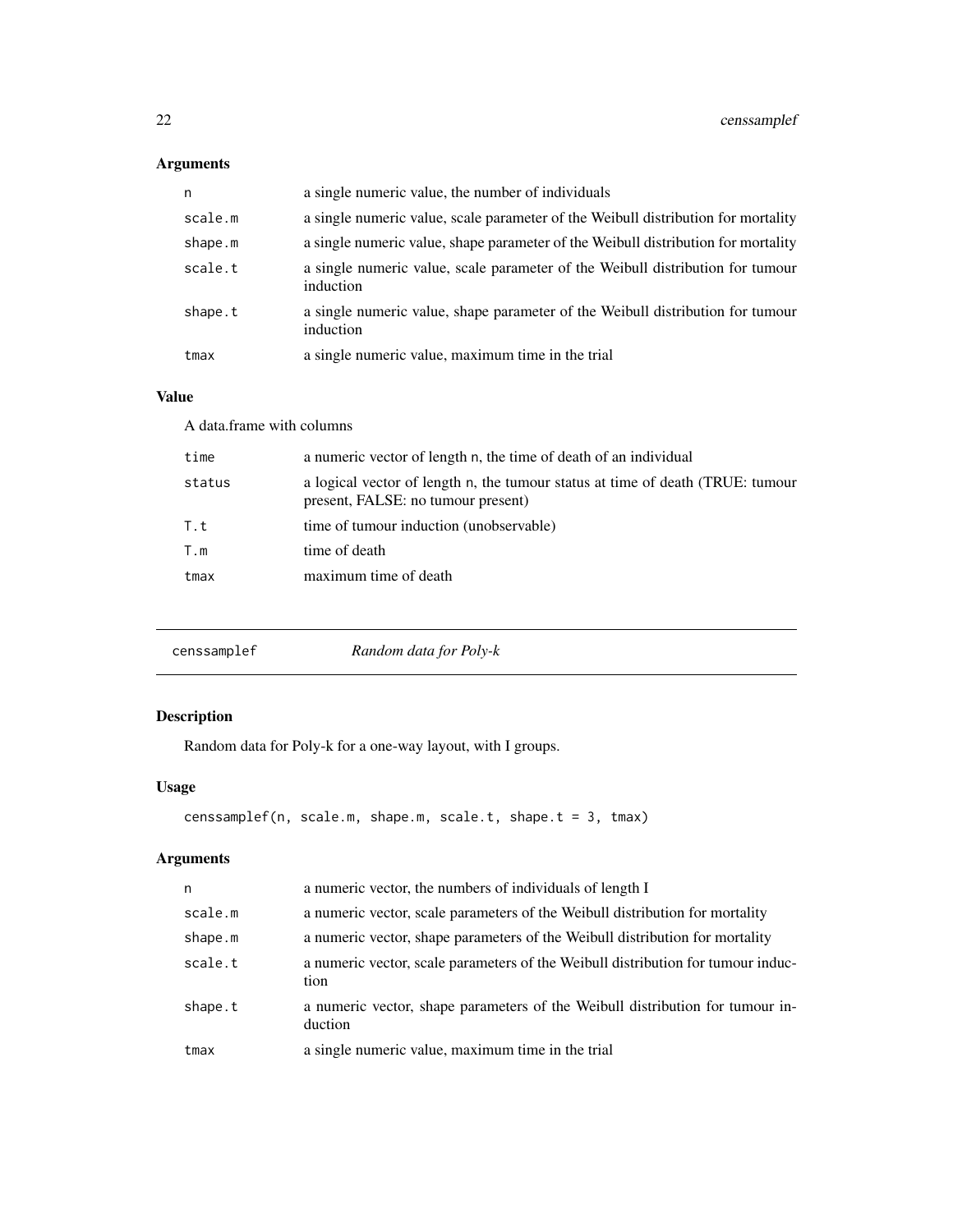### Arguments

| | |
|---|---|
| `n` | a single numeric value, the number of individuals |
| `scale.m` | a single numeric value, scale parameter of the Weibull distribution for mortality |
| `shape.m` | a single numeric value, shape parameter of the Weibull distribution for mortality |
| `scale.t` | a single numeric value, scale parameter of the Weibull distribution for tumour induction |
| `shape.t` | a single numeric value, shape parameter of the Weibull distribution for tumour induction |
| `tmax` | a single numeric value, maximum time in the trial |

### Value

A data.frame with columns

| | |
|---|---|
| `time` | a numeric vector of length `n`, the time of death of an individual |
| `status` | a logical vector of length `n`, the tumour status at time of death (TRUE: tumour present, FALSE: no tumour present) |
| `T.t` | time of tumour induction (unobservable) |
| `T.m` | time of death |
| `tmax` | maximum time of death |

---

## `censsamplef` *Random data for Poly-k*

### Description

Random data for Poly-k for a one-way layout, with I groups.

### Usage

```
censsamplef(n, scale.m, shape.m, scale.t, shape.t = 3, tmax)
```

### Arguments

| | |
|---|---|
| `n` | a numeric vector, the numbers of individuals of length I |
| `scale.m` | a numeric vector, scale parameters of the Weibull distribution for mortality |
| `shape.m` | a numeric vector, shape parameters of the Weibull distribution for mortality |
| `scale.t` | a numeric vector, scale parameters of the Weibull distribution for tumour induction |
| `shape.t` | a numeric vector, shape parameters of the Weibull distribution for tumour induction |
| `tmax` | a single numeric value, maximum time in the trial |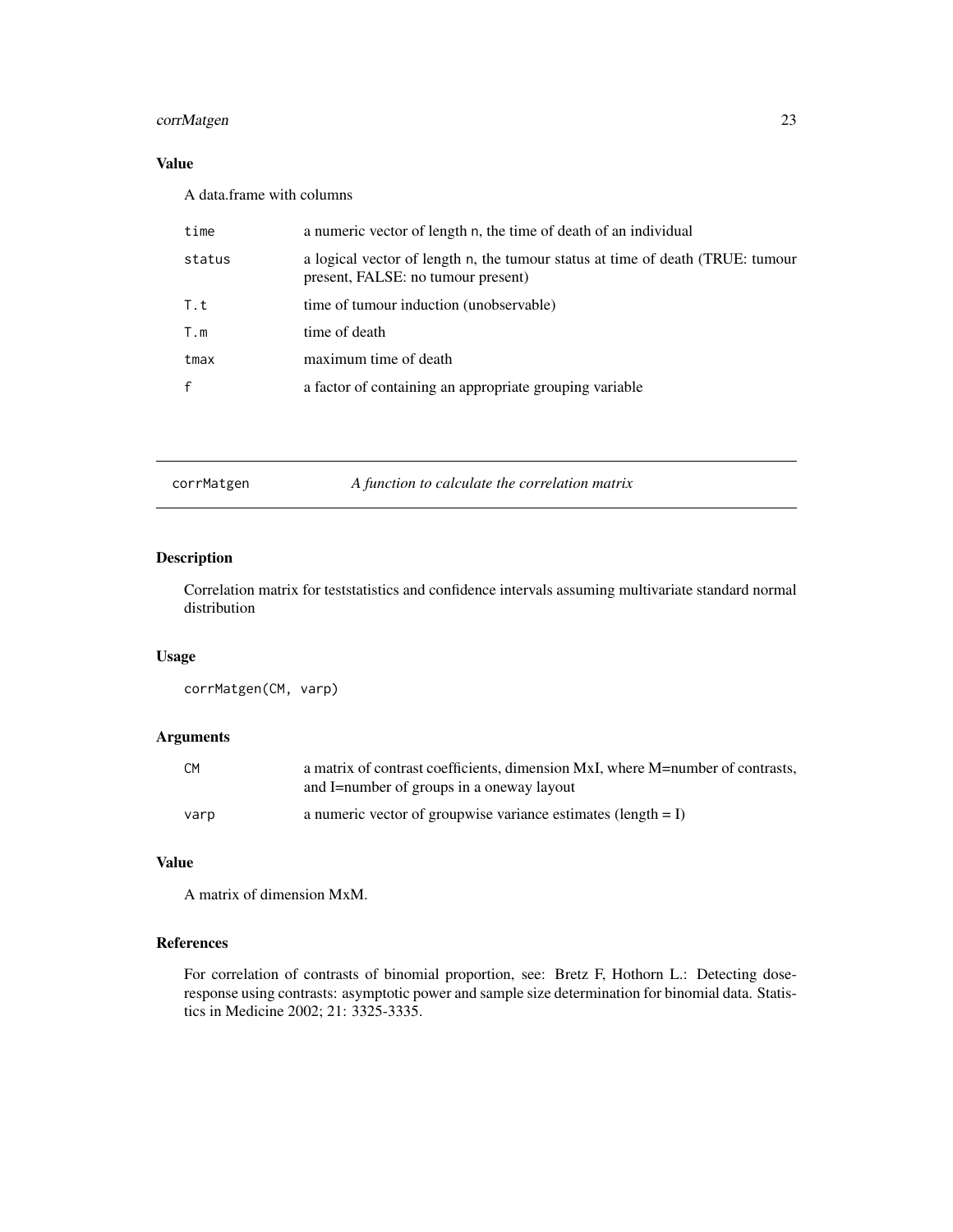### Value

A data.frame with columns

| | |
|---|---|
| `time` | a numeric vector of length `n`, the time of death of an individual |
| `status` | a logical vector of length `n`, the tumour status at time of death (TRUE: tumour present, FALSE: no tumour present) |
| `T.t` | time of tumour induction (unobservable) |
| `T.m` | time of death |
| `tmax` | maximum time of death |
| `f` | a factor of containing an appropriate grouping variable |

---

## corrMatgen — *A function to calculate the correlation matrix*

### Description

Correlation matrix for teststatistics and confidence intervals assuming multivariate standard normal distribution

### Usage

```
corrMatgen(CM, varp)
```

### Arguments

| | |
|---|---|
| `CM` | a matrix of contrast coefficients, dimension MxI, where M=number of contrasts, and I=number of groups in a oneway layout |
| `varp` | a numeric vector of groupwise variance estimates (length = I) |

### Value

A matrix of dimension MxM.

### References

For correlation of contrasts of binomial proportion, see: Bretz F, Hothorn L.: Detecting dose-response using contrasts: asymptotic power and sample size determination for binomial data. Statistics in Medicine 2002; 21: 3325-3335.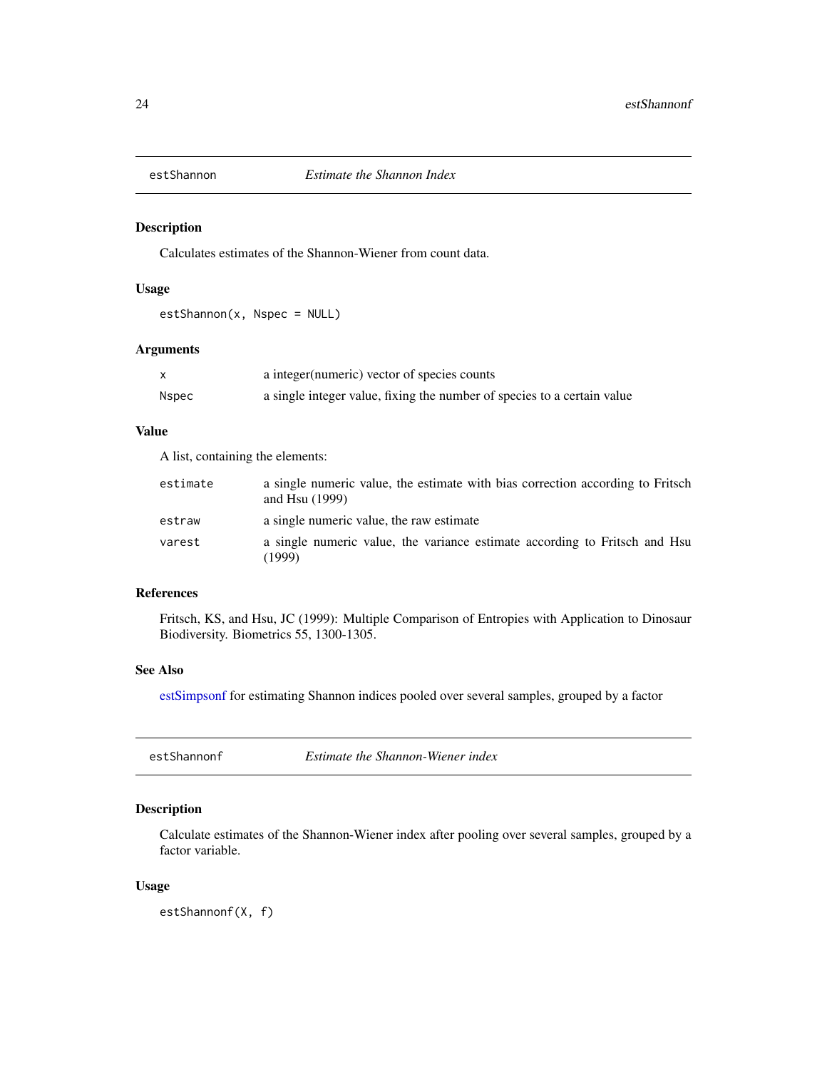## estShannon — *Estimate the Shannon Index*

### Description

Calculates estimates of the Shannon-Wiener from count data.

### Usage

```
estShannon(x, Nspec = NULL)
```

### Arguments

| | |
|---|---|
| `x` | a integer(numeric) vector of species counts |
| `Nspec` | a single integer value, fixing the number of species to a certain value |

### Value

A list, containing the elements:

| | |
|---|---|
| `estimate` | a single numeric value, the estimate with bias correction according to Fritsch and Hsu (1999) |
| `estraw` | a single numeric value, the raw estimate |
| `varest` | a single numeric value, the variance estimate according to Fritsch and Hsu (1999) |

### References

Fritsch, KS, and Hsu, JC (1999): Multiple Comparison of Entropies with Application to Dinosaur Biodiversity. Biometrics 55, 1300-1305.

### See Also

estSimpsonf for estimating Shannon indices pooled over several samples, grouped by a factor

## estShannonf — *Estimate the Shannon-Wiener index*

### Description

Calculate estimates of the Shannon-Wiener index after pooling over several samples, grouped by a factor variable.

### Usage

```
estShannonf(X, f)
```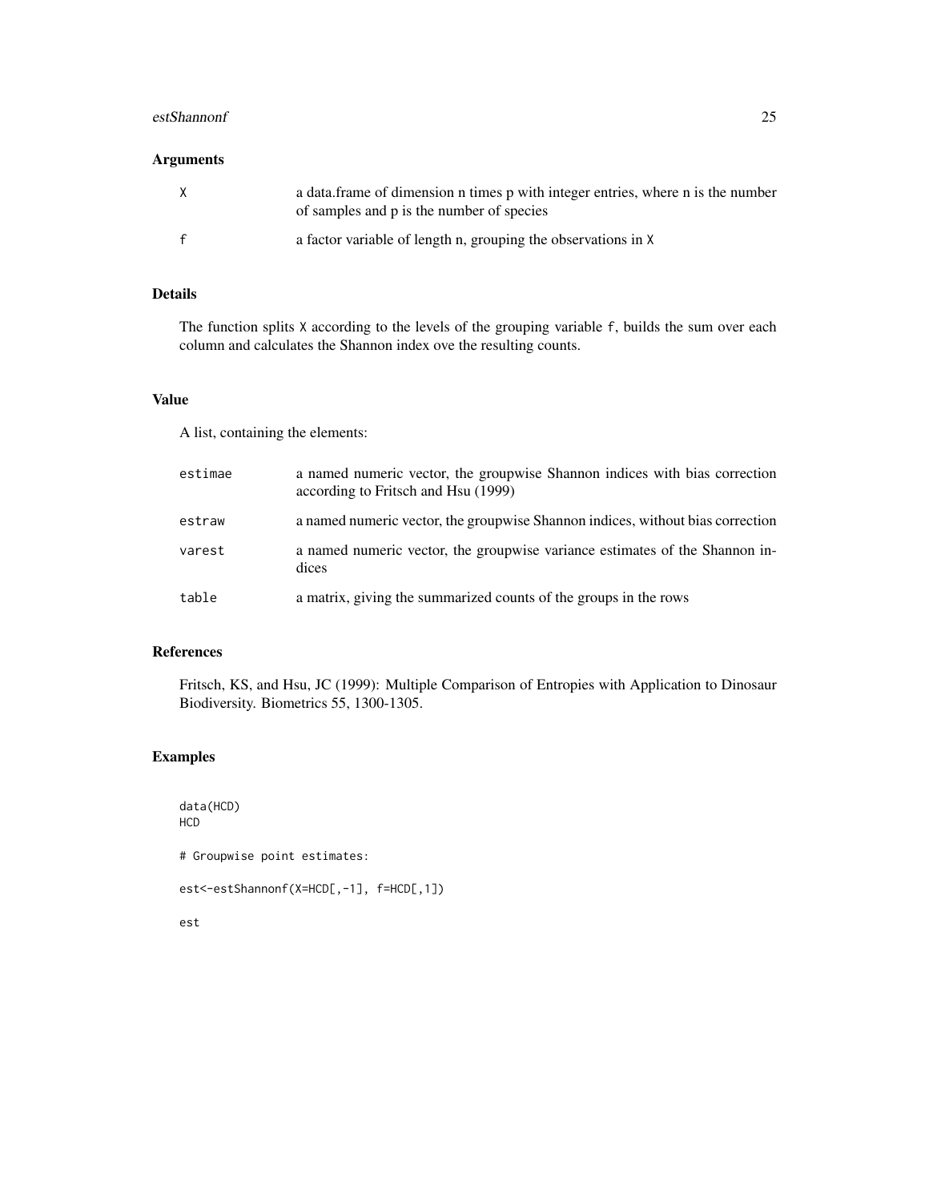## Arguments

| | |
|---|---|
| `X` | a data.frame of dimension n times p with integer entries, where n is the number of samples and p is the number of species |
| `f` | a factor variable of length n, grouping the observations in `X` |

## Details

The function splits `X` according to the levels of the grouping variable `f`, builds the sum over each column and calculates the Shannon index ove the resulting counts.

## Value

A list, containing the elements:

| | |
|---|---|
| `estimae` | a named numeric vector, the groupwise Shannon indices with bias correction according to Fritsch and Hsu (1999) |
| `estraw` | a named numeric vector, the groupwise Shannon indices, without bias correction |
| `varest` | a named numeric vector, the groupwise variance estimates of the Shannon indices |
| `table` | a matrix, giving the summarized counts of the groups in the rows |

## References

Fritsch, KS, and Hsu, JC (1999): Multiple Comparison of Entropies with Application to Dinosaur Biodiversity. Biometrics 55, 1300-1305.

## Examples

```
data(HCD)
HCD

# Groupwise point estimates:

est<-estShannonf(X=HCD[,-1], f=HCD[,1])

est
```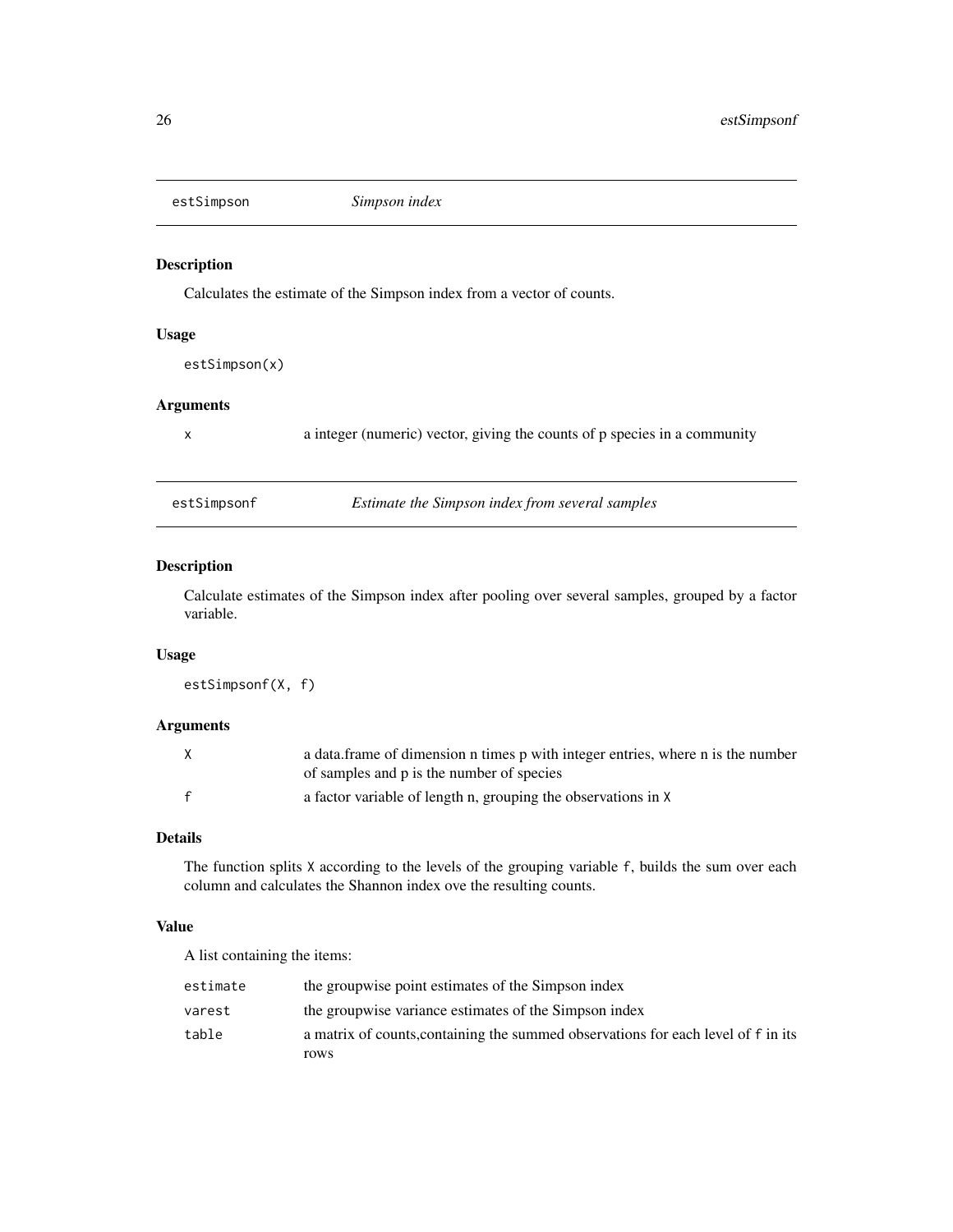## estSimpson — *Simpson index*

### Description

Calculates the estimate of the Simpson index from a vector of counts.

### Usage

```
estSimpson(x)
```

### Arguments

| | |
|---|---|
| x | a integer (numeric) vector, giving the counts of p species in a community |

## estSimpsonf — *Estimate the Simpson index from several samples*

### Description

Calculate estimates of the Simpson index after pooling over several samples, grouped by a factor variable.

### Usage

```
estSimpsonf(X, f)
```

### Arguments

| | |
|---|---|
| X | a data.frame of dimension n times p with integer entries, where n is the number of samples and p is the number of species |
| f | a factor variable of length n, grouping the observations in X |

### Details

The function splits X according to the levels of the grouping variable f, builds the sum over each column and calculates the Shannon index ove the resulting counts.

### Value

A list containing the items:

| | |
|---|---|
| estimate | the groupwise point estimates of the Simpson index |
| varest | the groupwise variance estimates of the Simpson index |
| table | a matrix of counts,containing the summed observations for each level of f in its rows |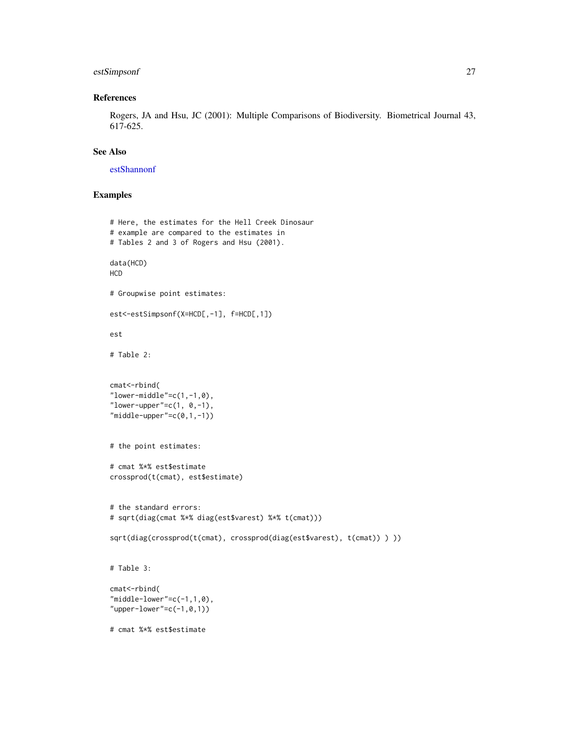## References

Rogers, JA and Hsu, JC (2001): Multiple Comparisons of Biodiversity. Biometrical Journal 43, 617-625.

## See Also

estShannonf

## Examples

```
# Here, the estimates for the Hell Creek Dinosaur
# example are compared to the estimates in
# Tables 2 and 3 of Rogers and Hsu (2001).

data(HCD)
HCD

# Groupwise point estimates:

est<-estSimpsonf(X=HCD[,-1], f=HCD[,1])

est

# Table 2:


cmat<-rbind(
"lower-middle"=c(1,-1,0),
"lower-upper"=c(1, 0,-1),
"middle-upper"=c(0,1,-1))


# the point estimates:

# cmat %*% est$estimate
crossprod(t(cmat), est$estimate)


# the standard errors:
# sqrt(diag(cmat %*% diag(est$varest) %*% t(cmat)))

sqrt(diag(crossprod(t(cmat), crossprod(diag(est$varest), t(cmat)) ) ))


# Table 3:

cmat<-rbind(
"middle-lower"=c(-1,1,0),
"upper-lower"=c(-1,0,1))

# cmat %*% est$estimate
```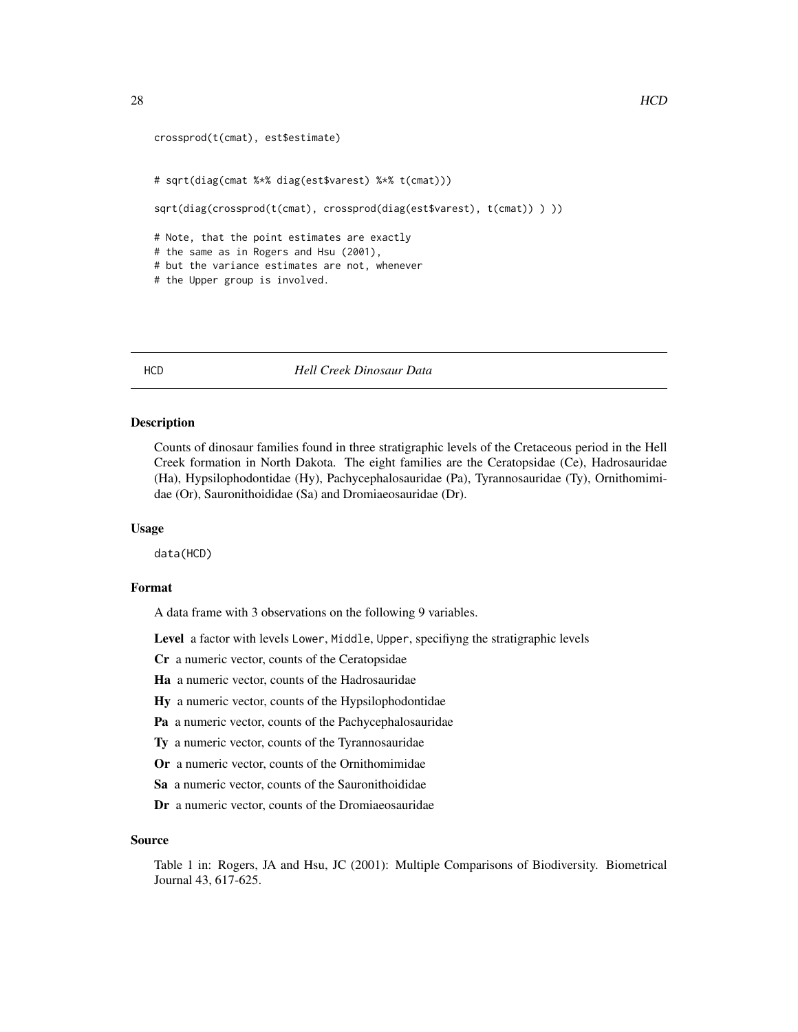```
crossprod(t(cmat), est$estimate)

# sqrt(diag(cmat %*% diag(est$varest) %*% t(cmat)))

sqrt(diag(crossprod(t(cmat), crossprod(diag(est$varest), t(cmat)) ) ))

# Note, that the point estimates are exactly
# the same as in Rogers and Hsu (2001),
# but the variance estimates are not, whenever
# the Upper group is involved.
```

---

## HCD — *Hell Creek Dinosaur Data*

### Description

Counts of dinosaur families found in three stratigraphic levels of the Cretaceous period in the Hell Creek formation in North Dakota. The eight families are the Ceratopsidae (Ce), Hadrosauridae (Ha), Hypsilophodontidae (Hy), Pachycephalosauridae (Pa), Tyrannosauridae (Ty), Ornithomimidae (Or), Sauronithoididae (Sa) and Dromiaeosauridae (Dr).

### Usage

```
data(HCD)
```

### Format

A data frame with 3 observations on the following 9 variables.

**Level** a factor with levels `Lower`, `Middle`, `Upper`, specifiyng the stratigraphic levels

**Cr** a numeric vector, counts of the Ceratopsidae

**Ha** a numeric vector, counts of the Hadrosauridae

**Hy** a numeric vector, counts of the Hypsilophodontidae

**Pa** a numeric vector, counts of the Pachycephalosauridae

**Ty** a numeric vector, counts of the Tyrannosauridae

**Or** a numeric vector, counts of the Ornithomimidae

**Sa** a numeric vector, counts of the Sauronithoididae

**Dr** a numeric vector, counts of the Dromiaeosauridae

### Source

Table 1 in: Rogers, JA and Hsu, JC (2001): Multiple Comparisons of Biodiversity. Biometrical Journal 43, 617-625.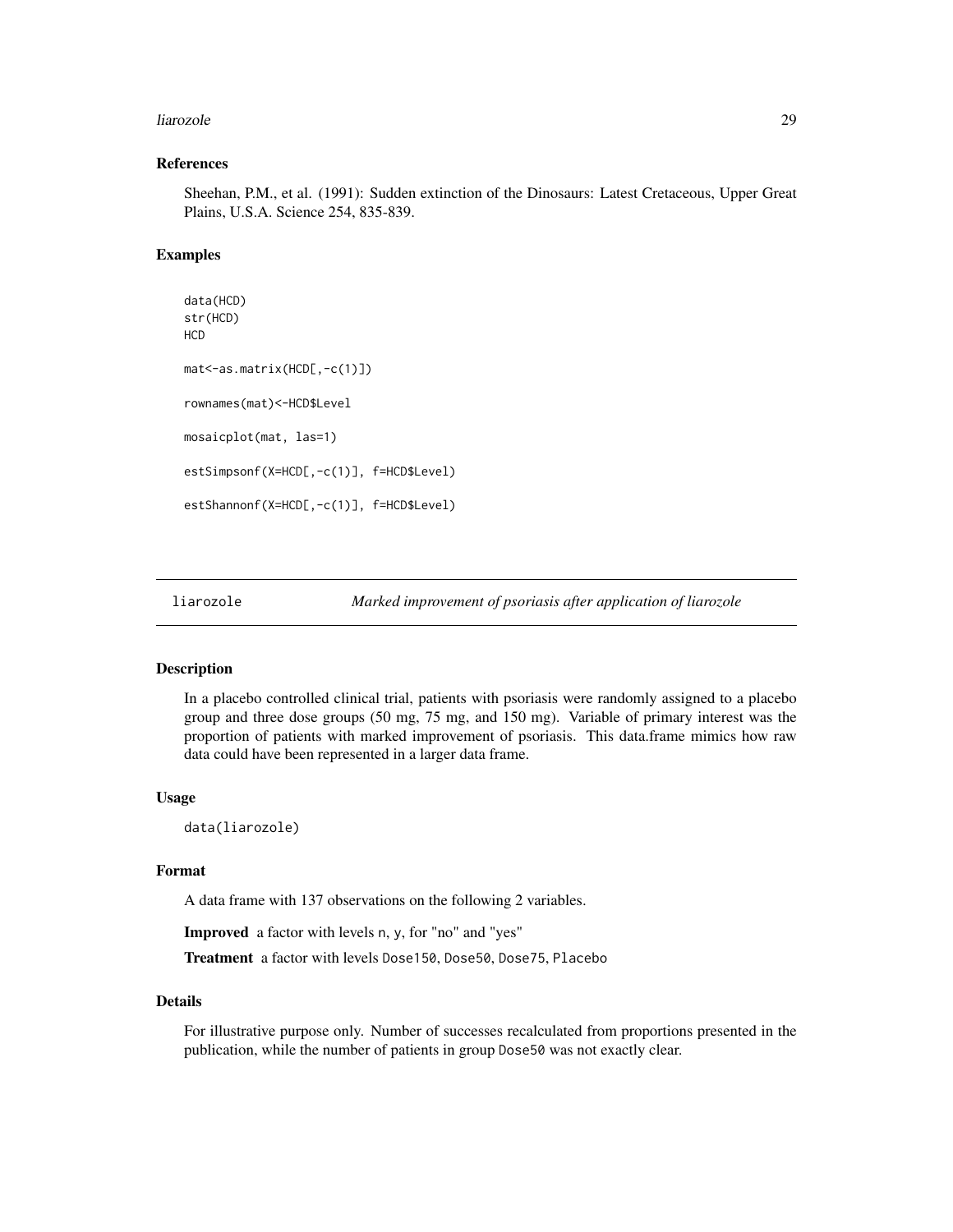### References

Sheehan, P.M., et al. (1991): Sudden extinction of the Dinosaurs: Latest Cretaceous, Upper Great Plains, U.S.A. Science 254, 835-839.

### Examples

```
data(HCD)
str(HCD)
HCD

mat<-as.matrix(HCD[,-c(1)])

rownames(mat)<-HCD$Level

mosaicplot(mat, las=1)

estSimpsonf(X=HCD[,-c(1)], f=HCD$Level)

estShannonf(X=HCD[,-c(1)], f=HCD$Level)
```

---

## liarozole — *Marked improvement of psoriasis after application of liarozole*

---

### Description

In a placebo controlled clinical trial, patients with psoriasis were randomly assigned to a placebo group and three dose groups (50 mg, 75 mg, and 150 mg). Variable of primary interest was the proportion of patients with marked improvement of psoriasis. This data.frame mimics how raw data could have been represented in a larger data frame.

### Usage

```
data(liarozole)
```

### Format

A data frame with 137 observations on the following 2 variables.

**Improved** a factor with levels n, y, for "no" and "yes"

**Treatment** a factor with levels Dose150, Dose50, Dose75, Placebo

### Details

For illustrative purpose only. Number of successes recalculated from proportions presented in the publication, while the number of patients in group Dose50 was not exactly clear.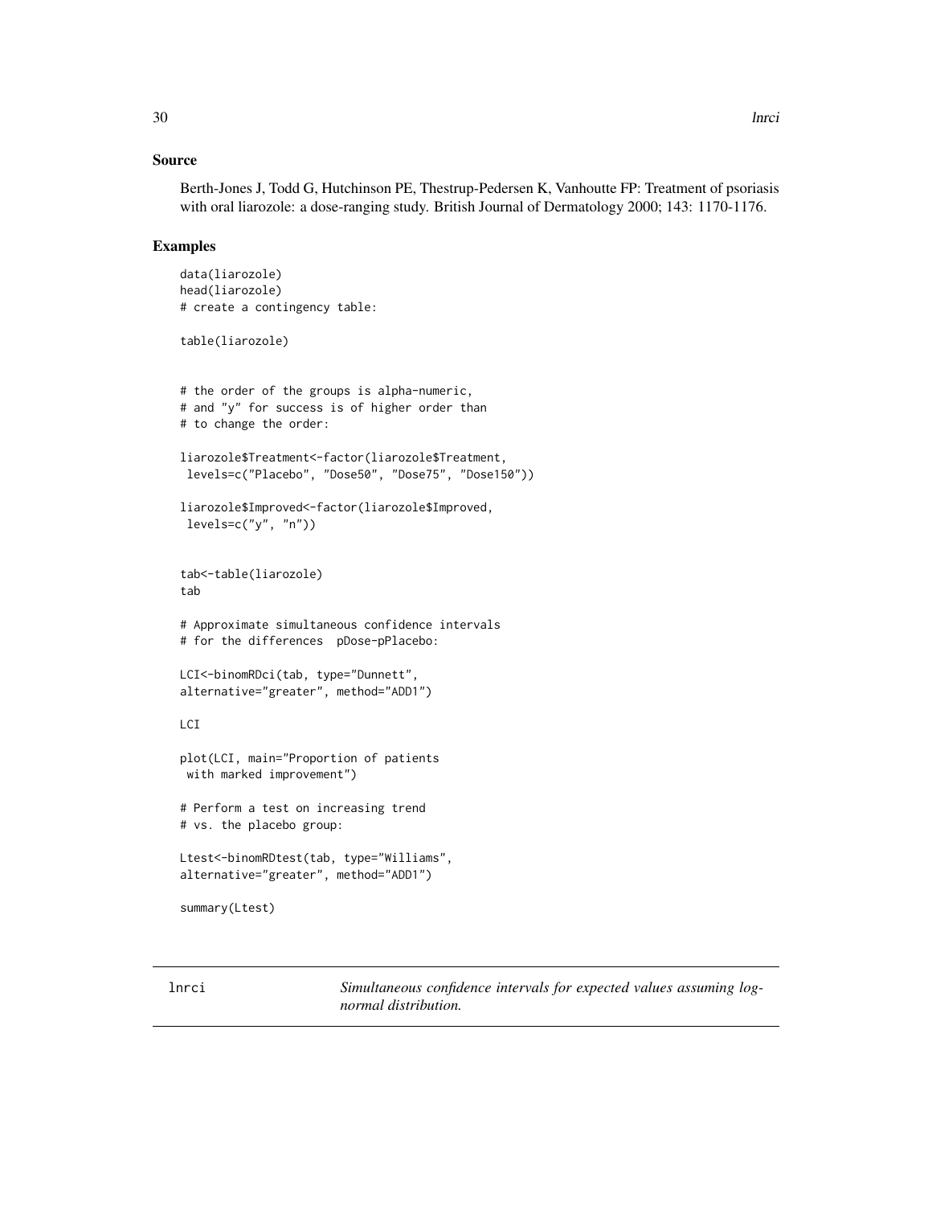## Source

Berth-Jones J, Todd G, Hutchinson PE, Thestrup-Pedersen K, Vanhoutte FP: Treatment of psoriasis with oral liarozole: a dose-ranging study. British Journal of Dermatology 2000; 143: 1170-1176.

## Examples

```
data(liarozole)
head(liarozole)
# create a contingency table:

table(liarozole)


# the order of the groups is alpha-numeric,
# and "y" for success is of higher order than
# to change the order:

liarozole$Treatment<-factor(liarozole$Treatment,
 levels=c("Placebo", "Dose50", "Dose75", "Dose150"))

liarozole$Improved<-factor(liarozole$Improved,
 levels=c("y", "n"))


tab<-table(liarozole)
tab

# Approximate simultaneous confidence intervals
# for the differences  pDose-pPlacebo:

LCI<-binomRDci(tab, type="Dunnett",
alternative="greater", method="ADD1")

LCI

plot(LCI, main="Proportion of patients
 with marked improvement")

# Perform a test on increasing trend
# vs. the placebo group:

Ltest<-binomRDtest(tab, type="Williams",
alternative="greater", method="ADD1")

summary(Ltest)
```

---

lnrci — *Simultaneous confidence intervals for expected values assuming log-normal distribution.*

---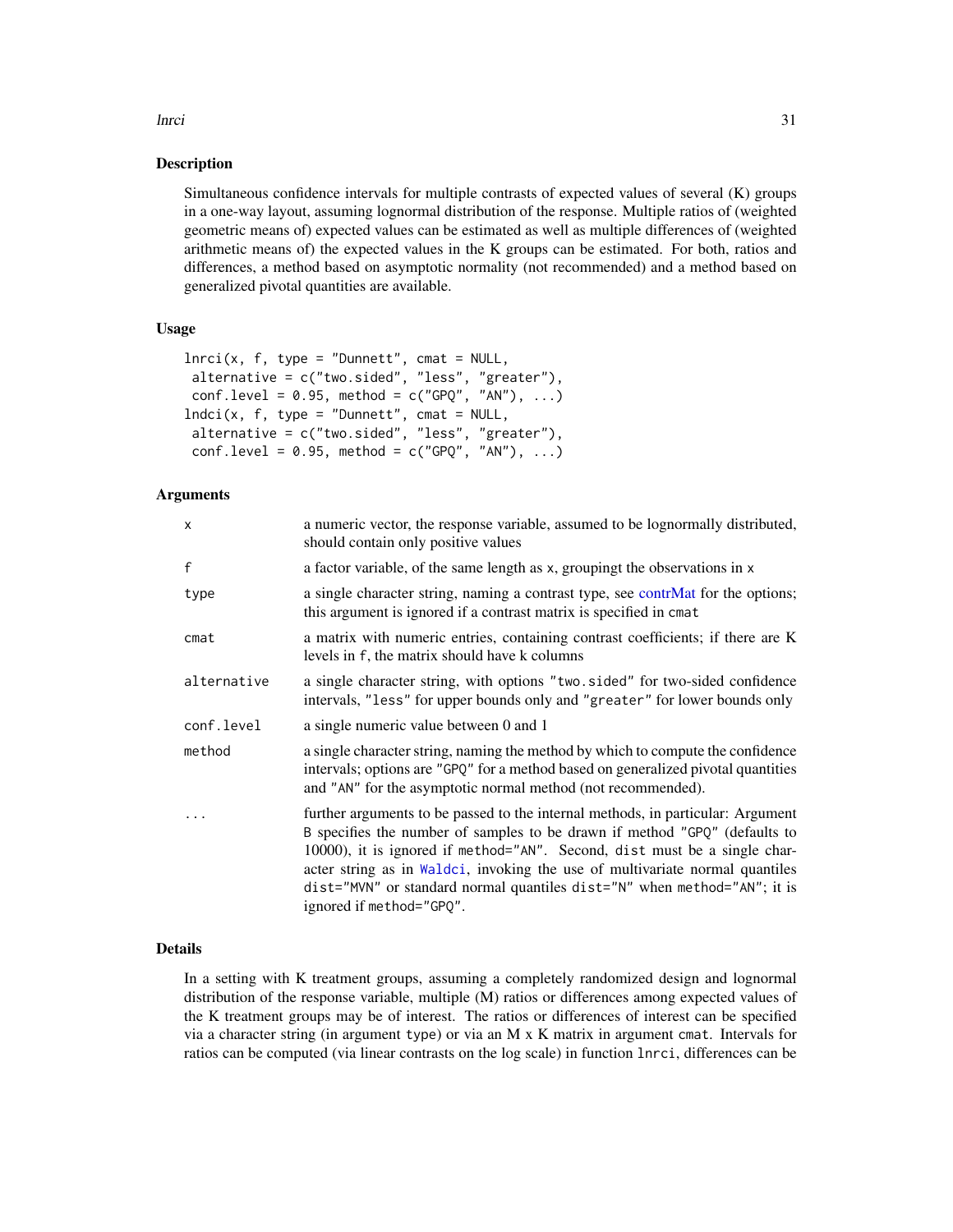## Description

Simultaneous confidence intervals for multiple contrasts of expected values of several (K) groups in a one-way layout, assuming lognormal distribution of the response. Multiple ratios of (weighted geometric means of) expected values can be estimated as well as multiple differences of (weighted arithmetic means of) the expected values in the K groups can be estimated. For both, ratios and differences, a method based on asymptotic normality (not recommended) and a method based on generalized pivotal quantities are available.

## Usage

```
lnrci(x, f, type = "Dunnett", cmat = NULL,
 alternative = c("two.sided", "less", "greater"),
 conf.level = 0.95, method = c("GPQ", "AN"), ...)
lndci(x, f, type = "Dunnett", cmat = NULL,
 alternative = c("two.sided", "less", "greater"),
 conf.level = 0.95, method = c("GPQ", "AN"), ...)
```

## Arguments

| | |
|---|---|
| `x` | a numeric vector, the response variable, assumed to be lognormally distributed, should contain only positive values |
| `f` | a factor variable, of the same length as `x`, groupingt the observations in `x` |
| `type` | a single character string, naming a contrast type, see contrMat for the options; this argument is ignored if a contrast matrix is specified in `cmat` |
| `cmat` | a matrix with numeric entries, containing contrast coefficients; if there are K levels in `f`, the matrix should have k columns |
| `alternative` | a single character string, with options `"two.sided"` for two-sided confidence intervals, `"less"` for upper bounds only and `"greater"` for lower bounds only |
| `conf.level` | a single numeric value between 0 and 1 |
| `method` | a single character string, naming the method by which to compute the confidence intervals; options are `"GPQ"` for a method based on generalized pivotal quantities and `"AN"` for the asymptotic normal method (not recommended). |
| `...` | further arguments to be passed to the internal methods, in particular: Argument `B` specifies the number of samples to be drawn if method `"GPQ"` (defaults to 10000), it is ignored if `method="AN"`. Second, `dist` must be a single character string as in `Waldci`, invoking the use of multivariate normal quantiles `dist="MVN"` or standard normal quantiles `dist="N"` when `method="AN"`; it is ignored if `method="GPQ"`. |

## Details

In a setting with K treatment groups, assuming a completely randomized design and lognormal distribution of the response variable, multiple (M) ratios or differences among expected values of the K treatment groups may be of interest. The ratios or differences of interest can be specified via a character string (in argument `type`) or via an M x K matrix in argument `cmat`. Intervals for ratios can be computed (via linear contrasts on the log scale) in function `lnrci`, differences can be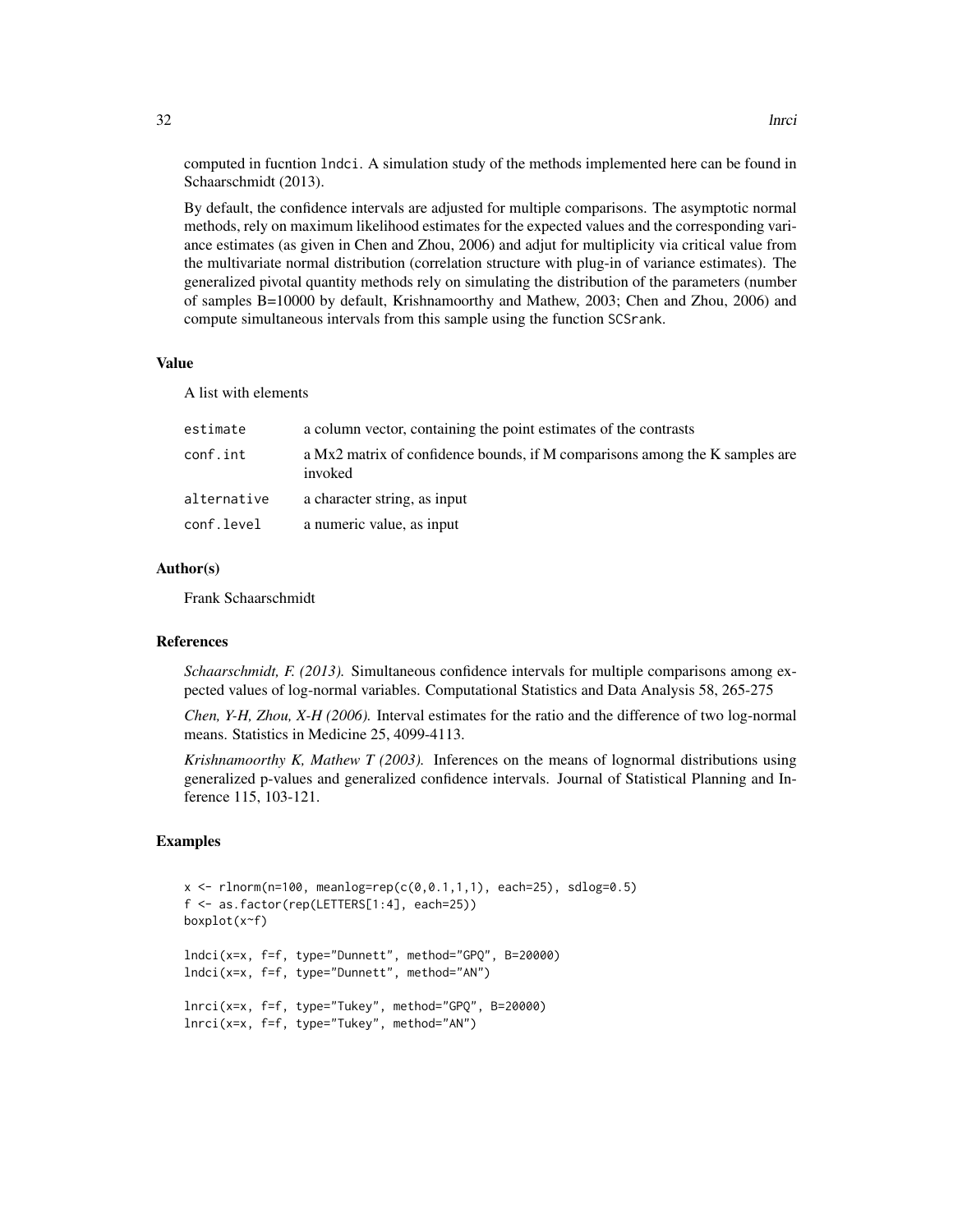computed in fucntion `lndci`. A simulation study of the methods implemented here can be found in Schaarschmidt (2013).

By default, the confidence intervals are adjusted for multiple comparisons. The asymptotic normal methods, rely on maximum likelihood estimates for the expected values and the corresponding variance estimates (as given in Chen and Zhou, 2006) and adjut for multiplicity via critical value from the multivariate normal distribution (correlation structure with plug-in of variance estimates). The generalized pivotal quantity methods rely on simulating the distribution of the parameters (number of samples B=10000 by default, Krishnamoorthy and Mathew, 2003; Chen and Zhou, 2006) and compute simultaneous intervals from this sample using the function `SCSrank`.

### Value

A list with elements

| | |
|---|---|
| `estimate` | a column vector, containing the point estimates of the contrasts |
| `conf.int` | a Mx2 matrix of confidence bounds, if M comparisons among the K samples are invoked |
| `alternative` | a character string, as input |
| `conf.level` | a numeric value, as input |

### Author(s)

Frank Schaarschmidt

### References

*Schaarschmidt, F. (2013).* Simultaneous confidence intervals for multiple comparisons among expected values of log-normal variables. Computational Statistics and Data Analysis 58, 265-275

*Chen, Y-H, Zhou, X-H (2006).* Interval estimates for the ratio and the difference of two log-normal means. Statistics in Medicine 25, 4099-4113.

*Krishnamoorthy K, Mathew T (2003).* Inferences on the means of lognormal distributions using generalized p-values and generalized confidence intervals. Journal of Statistical Planning and Inference 115, 103-121.

### Examples

```
x <- rlnorm(n=100, meanlog=rep(c(0,0.1,1,1), each=25), sdlog=0.5)
f <- as.factor(rep(LETTERS[1:4], each=25))
boxplot(x~f)

lndci(x=x, f=f, type="Dunnett", method="GPQ", B=20000)
lndci(x=x, f=f, type="Dunnett", method="AN")

lnrci(x=x, f=f, type="Tukey", method="GPQ", B=20000)
lnrci(x=x, f=f, type="Tukey", method="AN")
```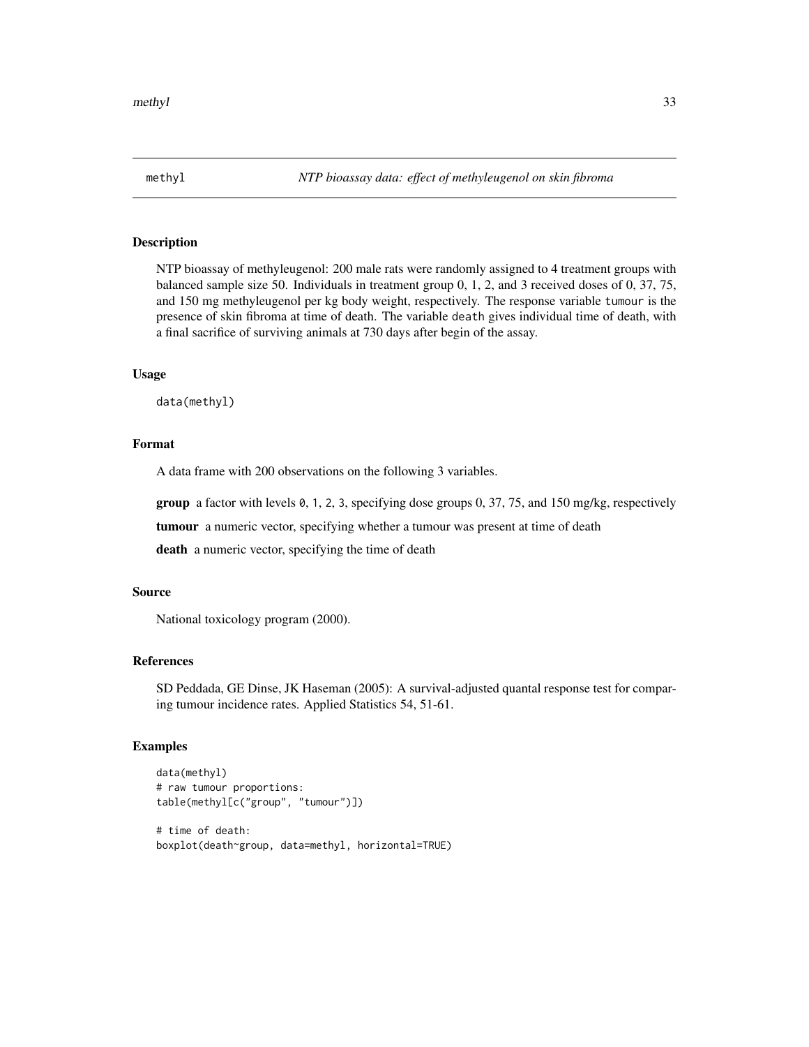methyl *NTP bioassay data: effect of methyleugenol on skin fibroma*

## Description

NTP bioassay of methyleugenol: 200 male rats were randomly assigned to 4 treatment groups with balanced sample size 50. Individuals in treatment group 0, 1, 2, and 3 received doses of 0, 37, 75, and 150 mg methyleugenol per kg body weight, respectively. The response variable `tumour` is the presence of skin fibroma at time of death. The variable `death` gives individual time of death, with a final sacrifice of surviving animals at 730 days after begin of the assay.

## Usage

```
data(methyl)
```

## Format

A data frame with 200 observations on the following 3 variables.

**group** a factor with levels `0`, `1`, `2`, `3`, specifying dose groups 0, 37, 75, and 150 mg/kg, respectively

**tumour** a numeric vector, specifying whether a tumour was present at time of death

**death** a numeric vector, specifying the time of death

## Source

National toxicology program (2000).

## References

SD Peddada, GE Dinse, JK Haseman (2005): A survival-adjusted quantal response test for comparing tumour incidence rates. Applied Statistics 54, 51-61.

## Examples

```
data(methyl)
# raw tumour proportions:
table(methyl[c("group", "tumour")])

# time of death:
boxplot(death~group, data=methyl, horizontal=TRUE)
```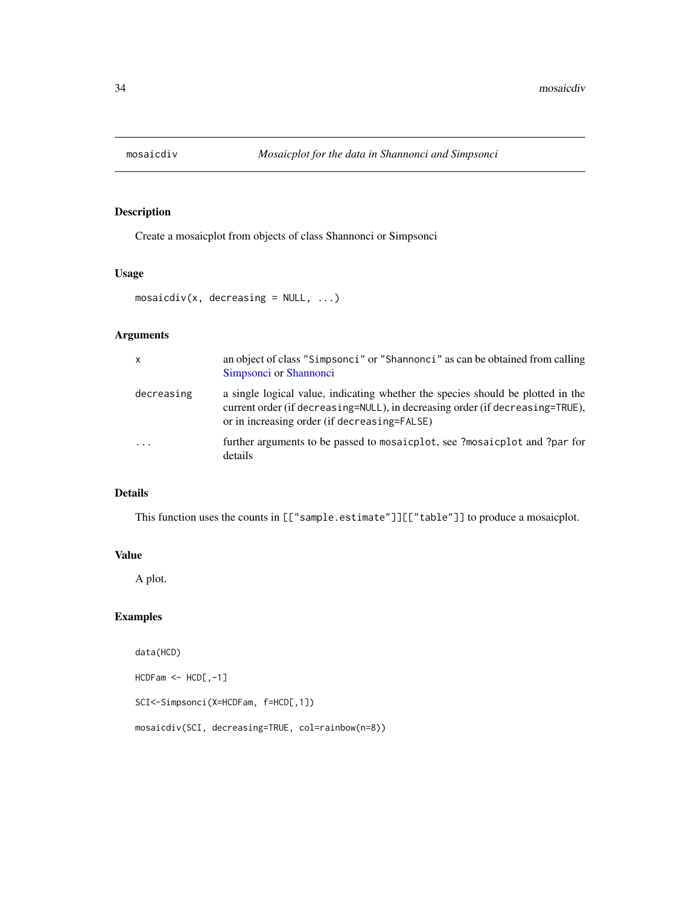# mosaicdiv — *Mosaicplot for the data in Shannonci and Simpsonci*

## Description

Create a mosaicplot from objects of class Shannonci or Simpsonci

## Usage

```
mosaicdiv(x, decreasing = NULL, ...)
```

## Arguments

| | |
|---|---|
| `x` | an object of class `"Simpsonci"` or `"Shannonci"` as can be obtained from calling Simpsonci or Shannonci |
| `decreasing` | a single logical value, indicating whether the species should be plotted in the current order (if `decreasing=NULL`), in decreasing order (if `decreasing=TRUE`), or in increasing order (if `decreasing=FALSE`) |
| `...` | further arguments to be passed to `mosaicplot`, see `?mosaicplot` and `?par` for details |

## Details

This function uses the counts in `[["sample.estimate"]][["table"]]` to produce a mosaicplot.

## Value

A plot.

## Examples

```
data(HCD)

HCDFam <- HCD[,-1]

SCI<-Simpsonci(X=HCDFam, f=HCD[,1])

mosaicdiv(SCI, decreasing=TRUE, col=rainbow(n=8))
```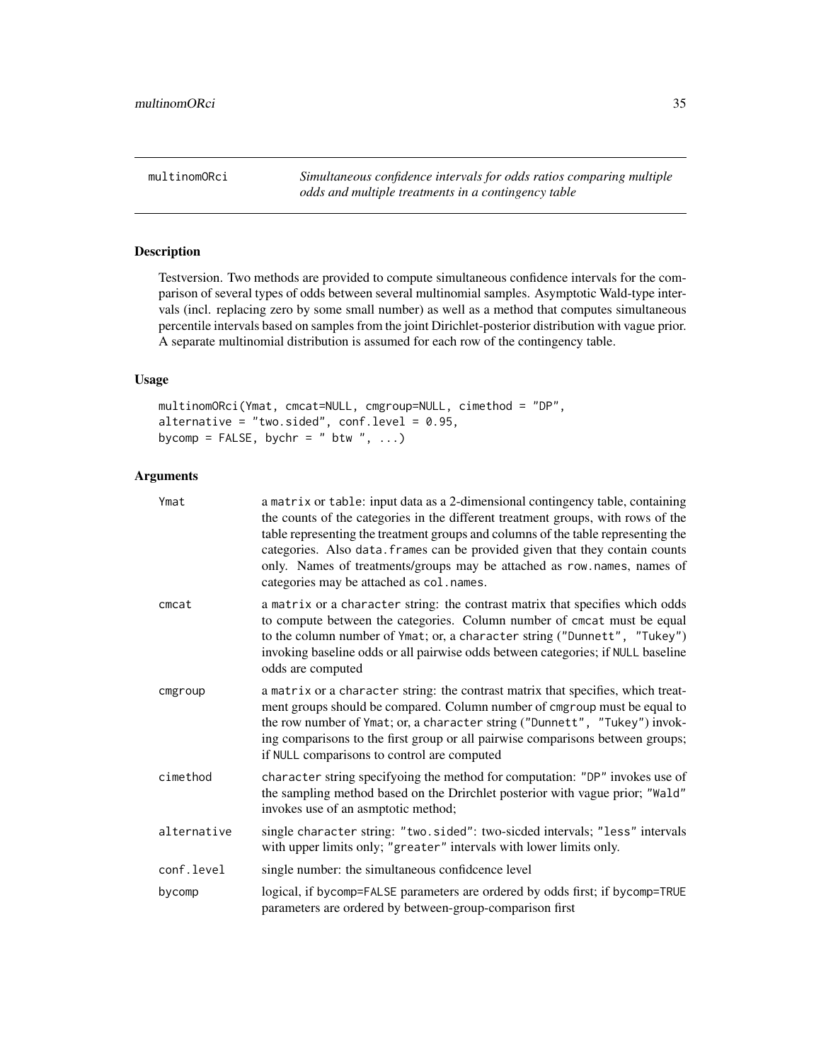multinomORci — *Simultaneous confidence intervals for odds ratios comparing multiple odds and multiple treatments in a contingency table*

## Description

Testversion. Two methods are provided to compute simultaneous confidence intervals for the comparison of several types of odds between several multinomial samples. Asymptotic Wald-type intervals (incl. replacing zero by some small number) as well as a method that computes simultaneous percentile intervals based on samples from the joint Dirichlet-posterior distribution with vague prior. A separate multinomial distribution is assumed for each row of the contingency table.

## Usage

```
multinomORci(Ymat, cmcat=NULL, cmgroup=NULL, cimethod = "DP",
alternative = "two.sided", conf.level = 0.95,
bycomp = FALSE, bychr = " btw ", ...)
```

## Arguments

| | |
|---|---|
| `Ymat` | a `matrix` or `table`: input data as a 2-dimensional contingency table, containing the counts of the categories in the different treatment groups, with rows of the table representing the treatment groups and columns of the table representing the categories. Also `data.frames` can be provided given that they contain counts only. Names of treatments/groups may be attached as `row.names`, names of categories may be attached as `col.names`. |
| `cmcat` | a `matrix` or a `character` string: the contrast matrix that specifies which odds to compute between the categories. Column number of `cmcat` must be equal to the column number of `Ymat`; or, a `character` string (`"Dunnett", "Tukey"`) invoking baseline odds or all pairwise odds between categories; if `NULL` baseline odds are computed |
| `cmgroup` | a `matrix` or a `character` string: the contrast matrix that specifies, which treatment groups should be compared. Column number of `cmgroup` must be equal to the row number of `Ymat`; or, a `character` string (`"Dunnett", "Tukey"`) invoking comparisons to the first group or all pairwise comparisons between groups; if `NULL` comparisons to control are computed |
| `cimethod` | `character` string specifyoing the method for computation: `"DP"` invokes use of the sampling method based on the Drirchlet posterior with vague prior; `"Wald"` invokes use of an asmptotic method; |
| `alternative` | single `character` string: `"two.sided"`: two-sicded intervals; `"less"` intervals with upper limits only; `"greater"` intervals with lower limits only. |
| `conf.level` | single number: the simultaneous confidcence level |
| `bycomp` | logical, if `bycomp=FALSE` parameters are ordered by odds first; if `bycomp=TRUE` parameters are ordered by between-group-comparison first |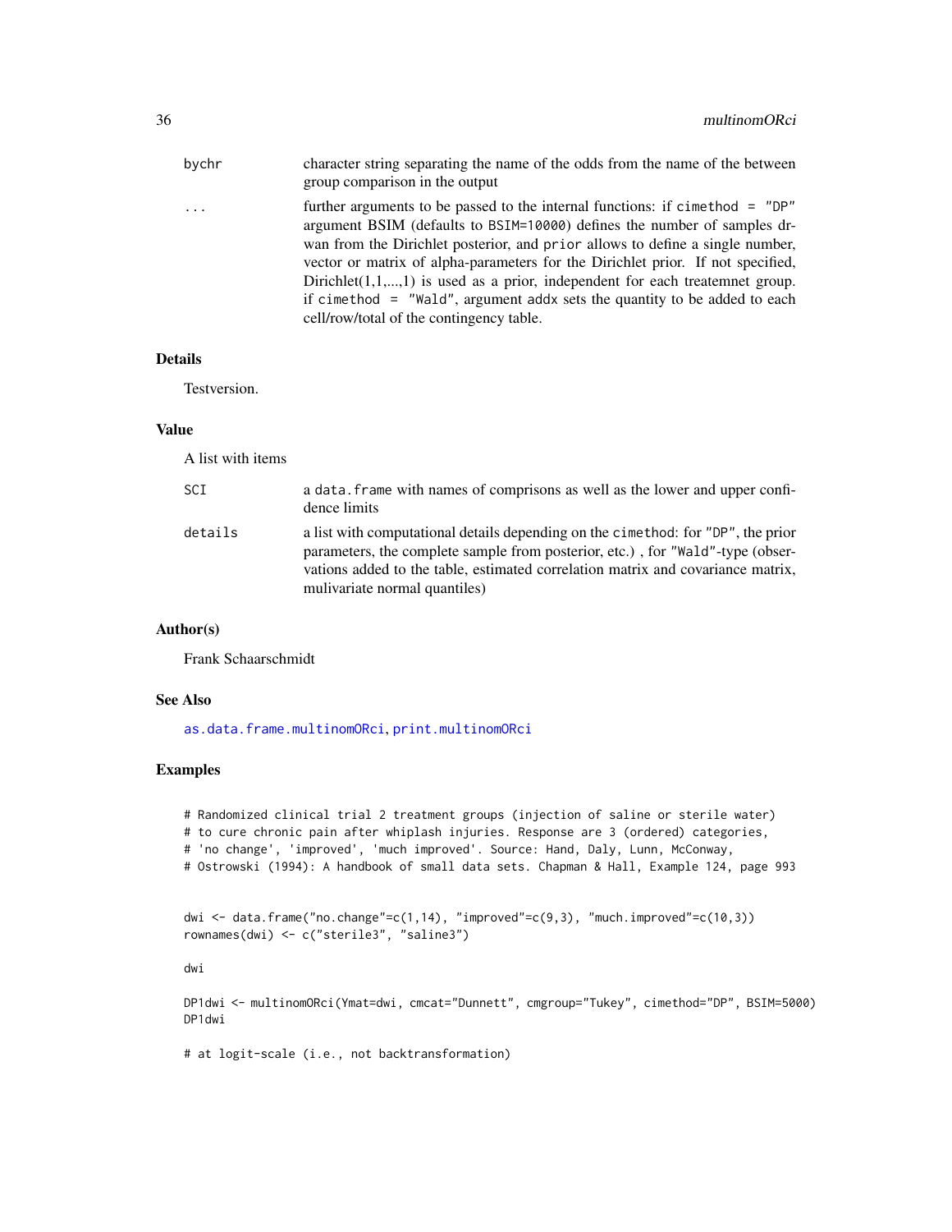| | |
|---|---|
| bychr | character string separating the name of the odds from the name of the between group comparison in the output |
| ... | further arguments to be passed to the internal functions: if `cimethod = "DP"` argument BSIM (defaults to BSIM=10000) defines the number of samples drwan from the Dirichlet posterior, and `prior` allows to define a single number, vector or matrix of alpha-parameters for the Dirichlet prior. If not specified, Dirichlet(1,1,...,1) is used as a prior, independent for each treatemnet group. if `cimethod = "Wald"`, argument addx sets the quantity to be added to each cell/row/total of the contingency table. |

### Details

Testversion.

### Value

A list with items

| | |
|---|---|
| SCI | a `data.frame` with names of comprisons as well as the lower and upper confidence limits |
| details | a list with computational details depending on the cimethod: for "DP", the prior parameters, the complete sample from posterior, etc.) , for "Wald"-type (observations added to the table, estimated correlation matrix and covariance matrix, mulivariate normal quantiles) |

### Author(s)

Frank Schaarschmidt

### See Also

as.data.frame.multinomORci, print.multinomORci

### Examples

```
# Randomized clinical trial 2 treatment groups (injection of saline or sterile water)
# to cure chronic pain after whiplash injuries. Response are 3 (ordered) categories,
# 'no change', 'improved', 'much improved'. Source: Hand, Daly, Lunn, McConway,
# Ostrowski (1994): A handbook of small data sets. Chapman & Hall, Example 124, page 993


dwi <- data.frame("no.change"=c(1,14), "improved"=c(9,3), "much.improved"=c(10,3))
rownames(dwi) <- c("sterile3", "saline3")

dwi

DP1dwi <- multinomORci(Ymat=dwi, cmcat="Dunnett", cmgroup="Tukey", cimethod="DP", BSIM=5000)
DP1dwi

# at logit-scale (i.e., not backtransformation)
```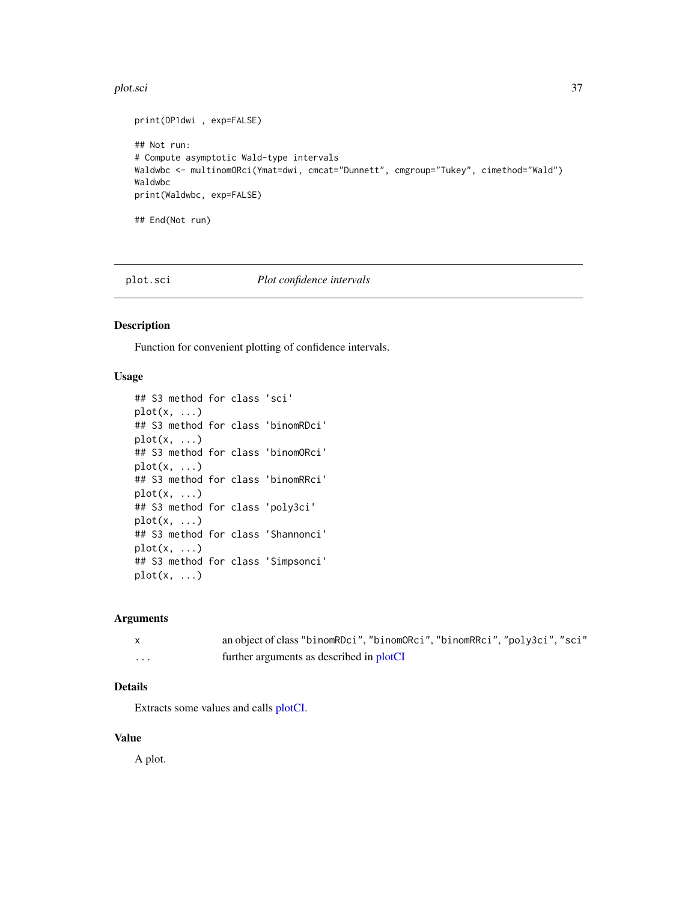```
print(DP1dwi , exp=FALSE)

## Not run:
# Compute asymptotic Wald-type intervals
Waldwbc <- multinomORci(Ymat=dwi, cmcat="Dunnett", cmgroup="Tukey", cimethod="Wald")
Waldwbc
print(Waldwbc, exp=FALSE)

## End(Not run)
```

## plot.sci *Plot confidence intervals*

### Description

Function for convenient plotting of confidence intervals.

### Usage

```
## S3 method for class 'sci'
plot(x, ...)
## S3 method for class 'binomRDci'
plot(x, ...)
## S3 method for class 'binomORci'
plot(x, ...)
## S3 method for class 'binomRRci'
plot(x, ...)
## S3 method for class 'poly3ci'
plot(x, ...)
## S3 method for class 'Shannonci'
plot(x, ...)
## S3 method for class 'Simpsonci'
plot(x, ...)
```

### Arguments

| | |
|---|---|
| `x` | an object of class `"binomRDci"`, `"binomORci"`, `"binomRRci"`, `"poly3ci"`, `"sci"` |
| `...` | further arguments as described in plotCI |

### Details

Extracts some values and calls plotCI.

### Value

A plot.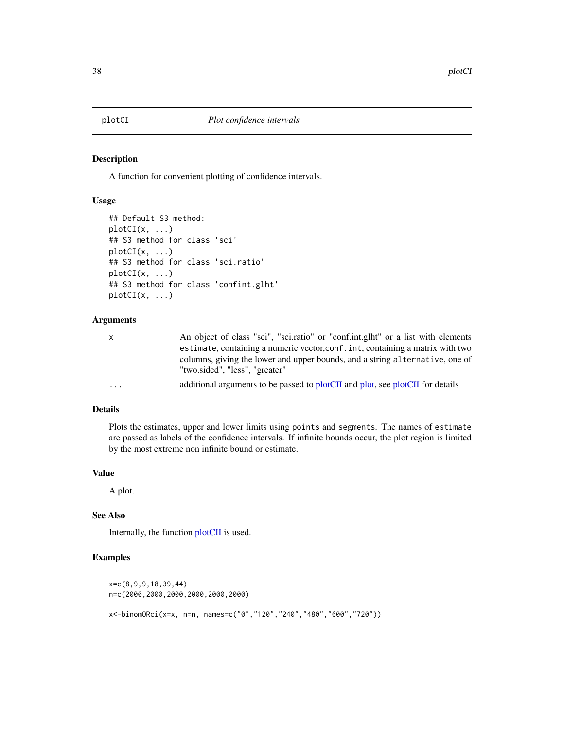# plotCI — *Plot confidence intervals*

## Description

A function for convenient plotting of confidence intervals.

## Usage

```
## Default S3 method:
plotCI(x, ...)
## S3 method for class 'sci'
plotCI(x, ...)
## S3 method for class 'sci.ratio'
plotCI(x, ...)
## S3 method for class 'confint.glht'
plotCI(x, ...)
```

## Arguments

| | |
|---|---|
| `x` | An object of class "sci", "sci.ratio" or "conf.int.glht" or a list with elements `estimate`, containing a numeric vector,`conf.int`, containing a matrix with two columns, giving the lower and upper bounds, and a string `alternative`, one of "two.sided", "less", "greater" |
| `...` | additional arguments to be passed to plotCII and plot, see plotCII for details |

## Details

Plots the estimates, upper and lower limits using `points` and `segments`. The names of `estimate` are passed as labels of the confidence intervals. If infinite bounds occur, the plot region is limited by the most extreme non infinite bound or estimate.

## Value

A plot.

## See Also

Internally, the function plotCII is used.

## Examples

```
x=c(8,9,9,18,39,44)
n=c(2000,2000,2000,2000,2000,2000)

x<-binomORci(x=x, n=n, names=c("0","120","240","480","600","720"))
```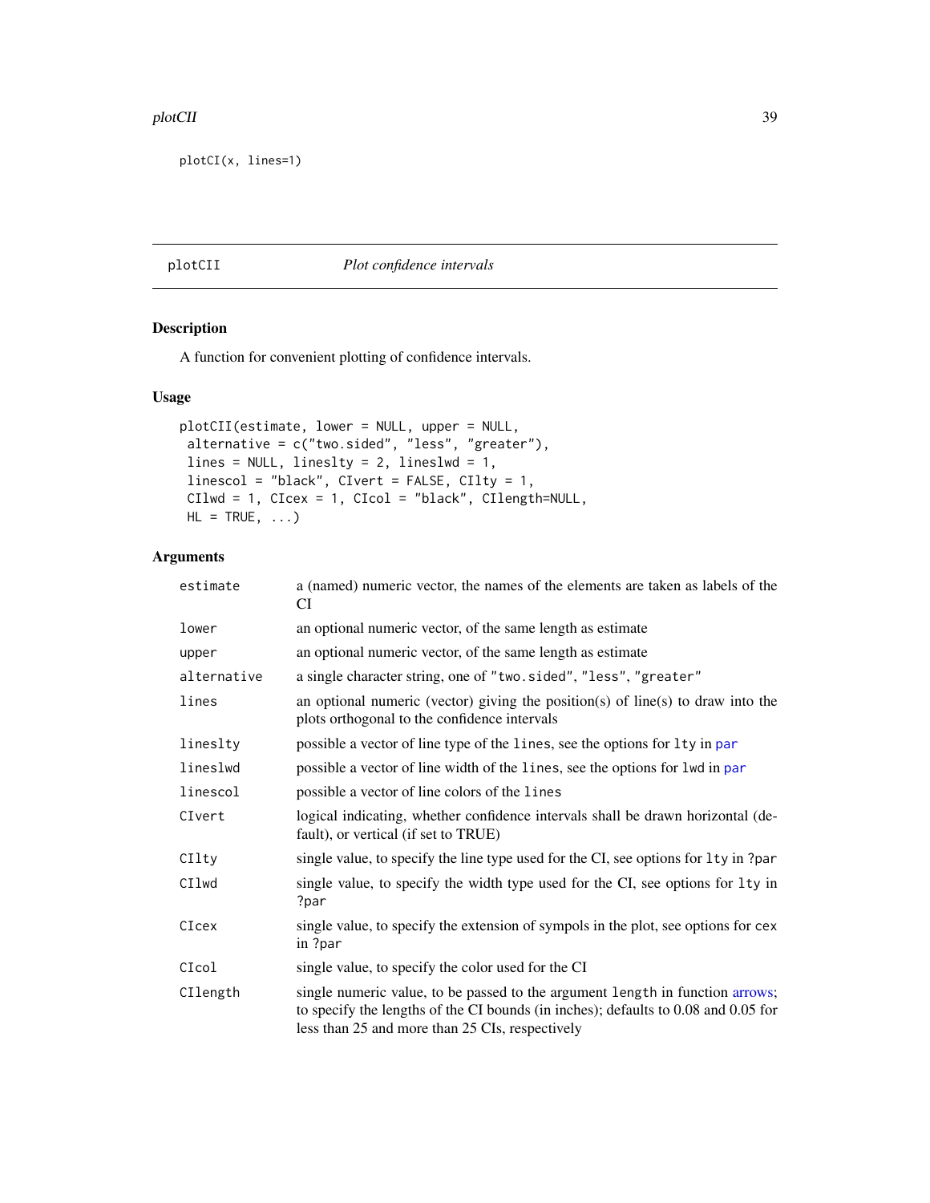```
plotCI(x, lines=1)
```

## plotCII — *Plot confidence intervals*

### Description

A function for convenient plotting of confidence intervals.

### Usage

```
plotCII(estimate, lower = NULL, upper = NULL,
 alternative = c("two.sided", "less", "greater"),
 lines = NULL, lineslty = 2, lineslwd = 1,
 linescol = "black", CIvert = FALSE, CIlty = 1,
 CIlwd = 1, CIcex = 1, CIcol = "black", CIlength=NULL,
 HL = TRUE, ...)
```

### Arguments

| | |
|---|---|
| `estimate` | a (named) numeric vector, the names of the elements are taken as labels of the CI |
| `lower` | an optional numeric vector, of the same length as estimate |
| `upper` | an optional numeric vector, of the same length as estimate |
| `alternative` | a single character string, one of `"two.sided"`, `"less"`, `"greater"` |
| `lines` | an optional numeric (vector) giving the position(s) of line(s) to draw into the plots orthogonal to the confidence intervals |
| `lineslty` | possible a vector of line type of the `lines`, see the options for `lty` in `par` |
| `lineslwd` | possible a vector of line width of the `lines`, see the options for `lwd` in `par` |
| `linescol` | possible a vector of line colors of the `lines` |
| `CIvert` | logical indicating, whether confidence intervals shall be drawn horizontal (default), or vertical (if set to TRUE) |
| `CIlty` | single value, to specify the line type used for the CI, see options for `lty` in `?par` |
| `CIlwd` | single value, to specify the width type used for the CI, see options for `lty` in `?par` |
| `CIcex` | single value, to specify the extension of sympols in the plot, see options for `cex` in `?par` |
| `CIcol` | single value, to specify the color used for the CI |
| `CIlength` | single numeric value, to be passed to the argument `length` in function arrows; to specify the lengths of the CI bounds (in inches); defaults to 0.08 and 0.05 for less than 25 and more than 25 CIs, respectively |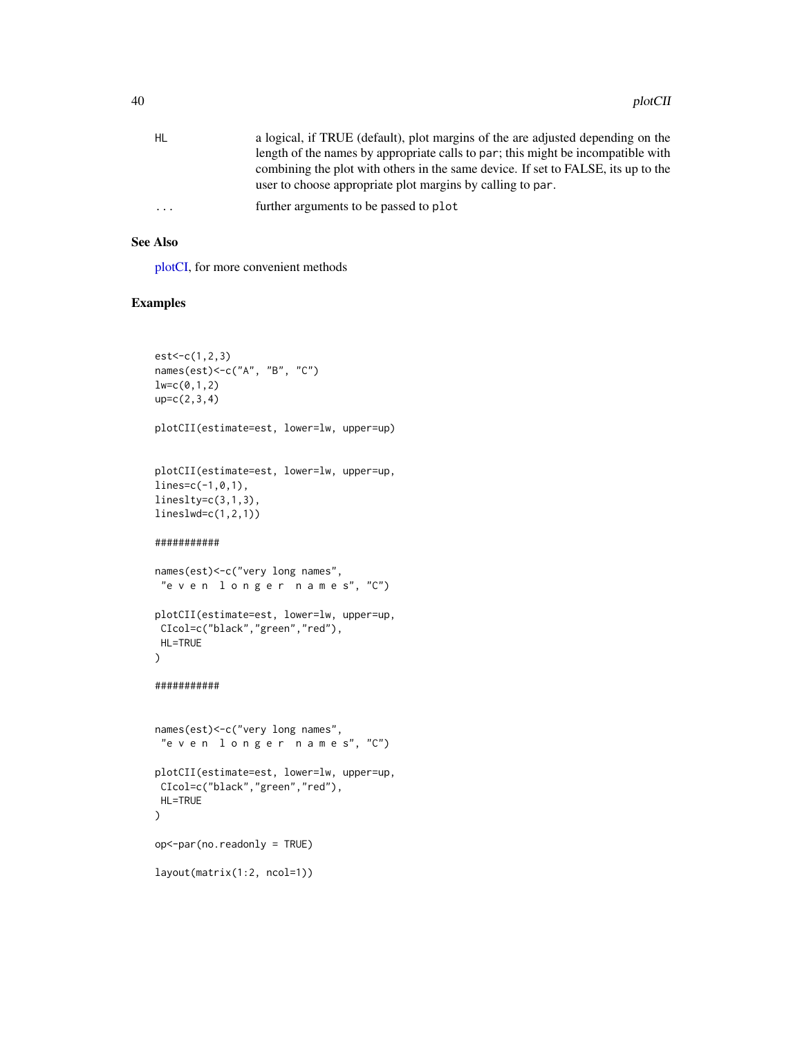| | |
|---|---|
| HL | a logical, if TRUE (default), plot margins of the are adjusted depending on the length of the names by appropriate calls to par; this might be incompatible with combining the plot with others in the same device. If set to FALSE, its up to the user to choose appropriate plot margins by calling to par. |
| ... | further arguments to be passed to plot |

## See Also

plotCI, for more convenient methods

## Examples

```
est<-c(1,2,3)
names(est)<-c("A", "B", "C")
lw=c(0,1,2)
up=c(2,3,4)

plotCII(estimate=est, lower=lw, upper=up)


plotCII(estimate=est, lower=lw, upper=up,
lines=c(-1,0,1),
lineslty=c(3,1,3),
lineslwd=c(1,2,1))

###########

names(est)<-c("very long names",
 "e v e n  l o n g e r  n a m e s", "C")

plotCII(estimate=est, lower=lw, upper=up,
 CIcol=c("black","green","red"),
 HL=TRUE
)

###########


names(est)<-c("very long names",
 "e v e n  l o n g e r  n a m e s", "C")

plotCII(estimate=est, lower=lw, upper=up,
 CIcol=c("black","green","red"),
 HL=TRUE
)

op<-par(no.readonly = TRUE)

layout(matrix(1:2, ncol=1))
```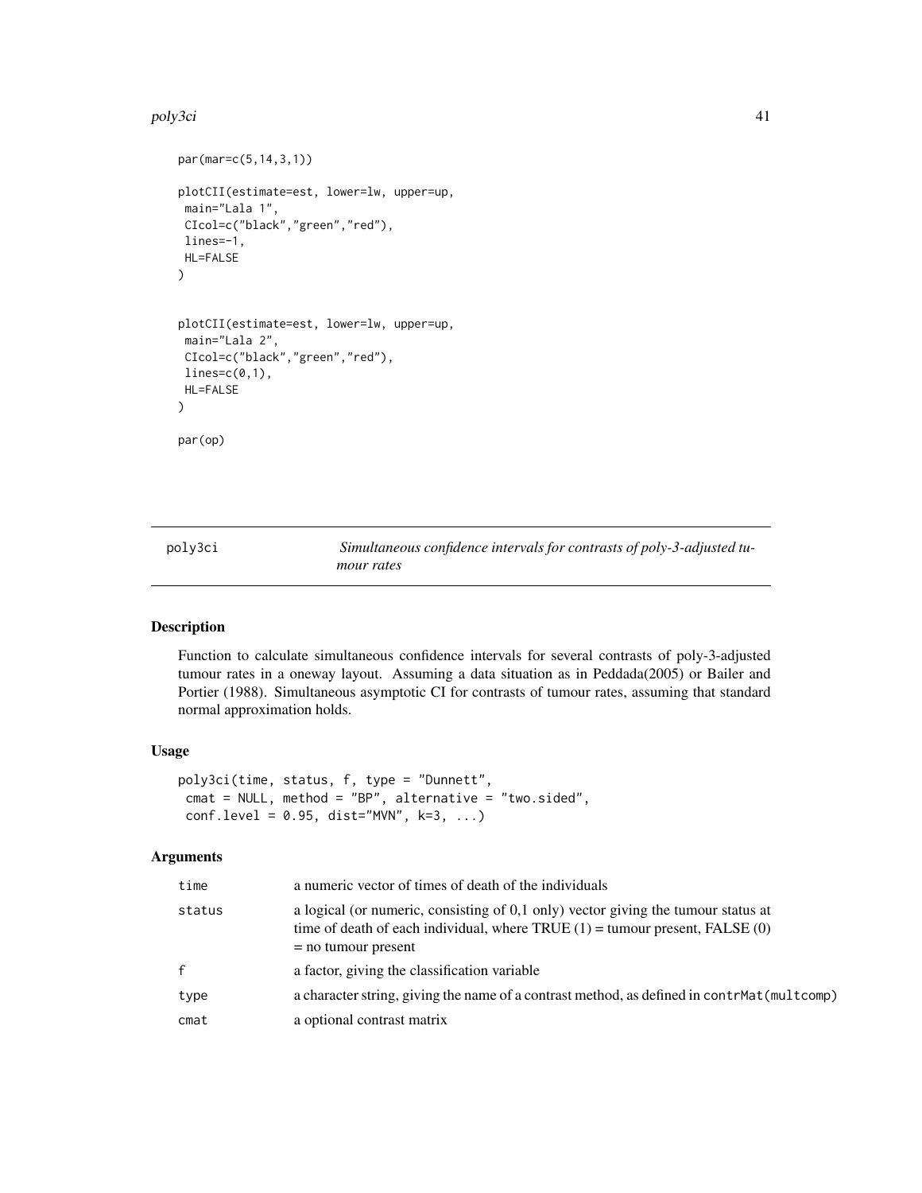```
par(mar=c(5,14,3,1))

plotCII(estimate=est, lower=lw, upper=up,
 main="Lala 1",
 CIcol=c("black","green","red"),
 lines=-1,
 HL=FALSE
)


plotCII(estimate=est, lower=lw, upper=up,
 main="Lala 2",
 CIcol=c("black","green","red"),
 lines=c(0,1),
 HL=FALSE
)

par(op)
```

---

## poly3ci *Simultaneous confidence intervals for contrasts of poly-3-adjusted tumour rates*

### Description

Function to calculate simultaneous confidence intervals for several contrasts of poly-3-adjusted tumour rates in a oneway layout. Assuming a data situation as in Peddada(2005) or Bailer and Portier (1988). Simultaneous asymptotic CI for contrasts of tumour rates, assuming that standard normal approximation holds.

### Usage

```
poly3ci(time, status, f, type = "Dunnett",
 cmat = NULL, method = "BP", alternative = "two.sided",
 conf.level = 0.95, dist="MVN", k=3, ...)
```

### Arguments

| | |
|---|---|
| `time` | a numeric vector of times of death of the individuals |
| `status` | a logical (or numeric, consisting of 0,1 only) vector giving the tumour status at time of death of each individual, where TRUE (1) = tumour present, FALSE (0) = no tumour present |
| `f` | a factor, giving the classification variable |
| `type` | a character string, giving the name of a contrast method, as defined in `contrMat(multcomp)` |
| `cmat` | a optional contrast matrix |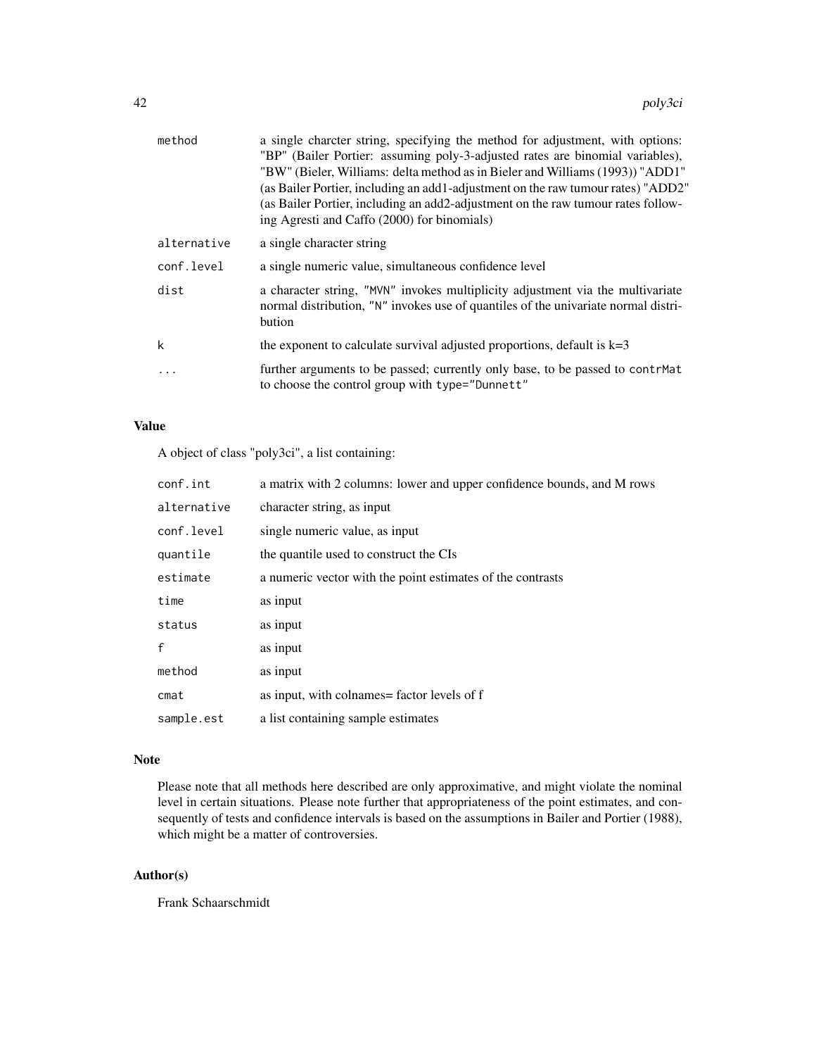| | |
|---|---|
| method | a single charcter string, specifying the method for adjustment, with options: "BP" (Bailer Portier: assuming poly-3-adjusted rates are binomial variables), "BW" (Bieler, Williams: delta method as in Bieler and Williams (1993)) "ADD1" (as Bailer Portier, including an add1-adjustment on the raw tumour rates) "ADD2" (as Bailer Portier, including an add2-adjustment on the raw tumour rates following Agresti and Caffo (2000) for binomials) |
| alternative | a single character string |
| conf.level | a single numeric value, simultaneous confidence level |
| dist | a character string, "MVN" invokes multiplicity adjustment via the multivariate normal distribution, "N" invokes use of quantiles of the univariate normal distribution |
| k | the exponent to calculate survival adjusted proportions, default is k=3 |
| ... | further arguments to be passed; currently only base, to be passed to contrMat to choose the control group with type="Dunnett" |

## Value

A object of class "poly3ci", a list containing:

| | |
|---|---|
| conf.int | a matrix with 2 columns: lower and upper confidence bounds, and M rows |
| alternative | character string, as input |
| conf.level | single numeric value, as input |
| quantile | the quantile used to construct the CIs |
| estimate | a numeric vector with the point estimates of the contrasts |
| time | as input |
| status | as input |
| f | as input |
| method | as input |
| cmat | as input, with colnames= factor levels of f |
| sample.est | a list containing sample estimates |

## Note

Please note that all methods here described are only approximative, and might violate the nominal level in certain situations. Please note further that appropriateness of the point estimates, and consequently of tests and confidence intervals is based on the assumptions in Bailer and Portier (1988), which might be a matter of controversies.

## Author(s)

Frank Schaarschmidt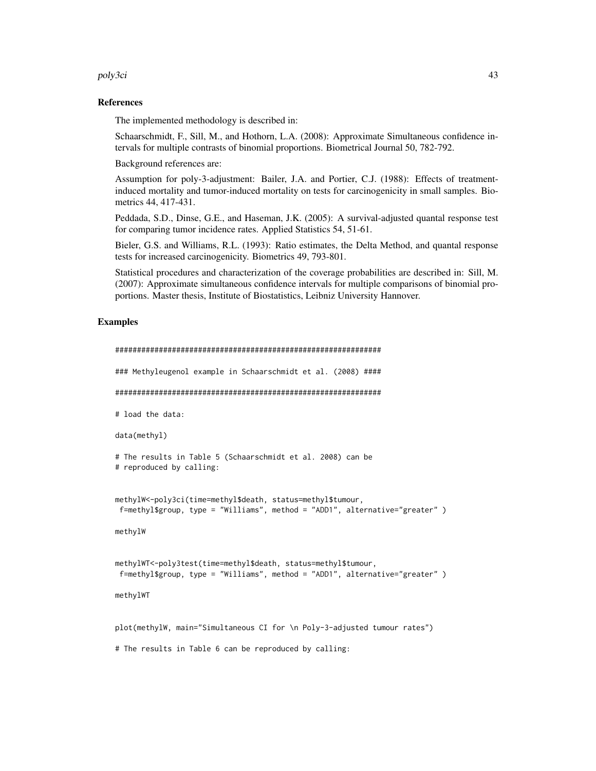### References

The implemented methodology is described in:

Schaarschmidt, F., Sill, M., and Hothorn, L.A. (2008): Approximate Simultaneous confidence intervals for multiple contrasts of binomial proportions. Biometrical Journal 50, 782-792.

Background references are:

Assumption for poly-3-adjustment: Bailer, J.A. and Portier, C.J. (1988): Effects of treatment-induced mortality and tumor-induced mortality on tests for carcinogenicity in small samples. Biometrics 44, 417-431.

Peddada, S.D., Dinse, G.E., and Haseman, J.K. (2005): A survival-adjusted quantal response test for comparing tumor incidence rates. Applied Statistics 54, 51-61.

Bieler, G.S. and Williams, R.L. (1993): Ratio estimates, the Delta Method, and quantal response tests for increased carcinogenicity. Biometrics 49, 793-801.

Statistical procedures and characterization of the coverage probabilities are described in: Sill, M. (2007): Approximate simultaneous confidence intervals for multiple comparisons of binomial proportions. Master thesis, Institute of Biostatistics, Leibniz University Hannover.

### Examples

```
###############################################################

### Methyleugenol example in Schaarschmidt et al. (2008) ####

###############################################################

# load the data:

data(methyl)

# The results in Table 5 (Schaarschmidt et al. 2008) can be
# reproduced by calling:


methylW<-poly3ci(time=methyl$death, status=methyl$tumour,
 f=methyl$group, type = "Williams", method = "ADD1", alternative="greater" )

methylW


methylWT<-poly3test(time=methyl$death, status=methyl$tumour,
 f=methyl$group, type = "Williams", method = "ADD1", alternative="greater" )

methylWT


plot(methylW, main="Simultaneous CI for \n Poly-3-adjusted tumour rates")

# The results in Table 6 can be reproduced by calling:
```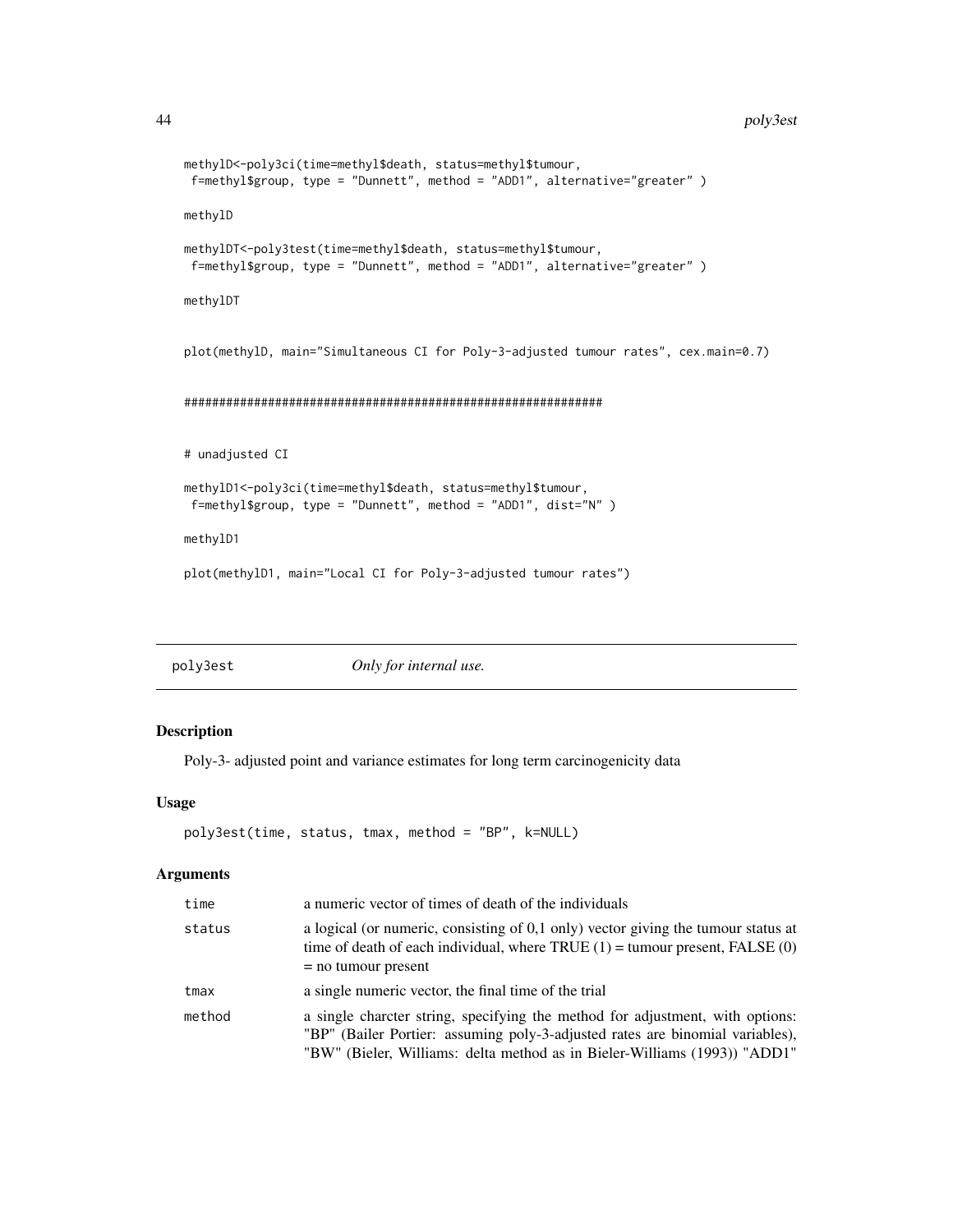```
methylD<-poly3ci(time=methyl$death, status=methyl$tumour,
 f=methyl$group, type = "Dunnett", method = "ADD1", alternative="greater" )

methylD

methylDT<-poly3test(time=methyl$death, status=methyl$tumour,
 f=methyl$group, type = "Dunnett", method = "ADD1", alternative="greater" )

methylDT


plot(methylD, main="Simultaneous CI for Poly-3-adjusted tumour rates", cex.main=0.7)


############################################################


# unadjusted CI

methylD1<-poly3ci(time=methyl$death, status=methyl$tumour,
 f=methyl$group, type = "Dunnett", method = "ADD1", dist="N" )

methylD1

plot(methylD1, main="Local CI for Poly-3-adjusted tumour rates")
```

## poly3est *Only for internal use.*

### Description

Poly-3- adjusted point and variance estimates for long term carcinogenicity data

### Usage

```
poly3est(time, status, tmax, method = "BP", k=NULL)
```

### Arguments

| | |
|---|---|
| time | a numeric vector of times of death of the individuals |
| status | a logical (or numeric, consisting of 0,1 only) vector giving the tumour status at time of death of each individual, where TRUE (1) = tumour present, FALSE (0) = no tumour present |
| tmax | a single numeric vector, the final time of the trial |
| method | a single charcter string, specifying the method for adjustment, with options: "BP" (Bailer Portier: assuming poly-3-adjusted rates are binomial variables), "BW" (Bieler, Williams: delta method as in Bieler-Williams (1993)) "ADD1" |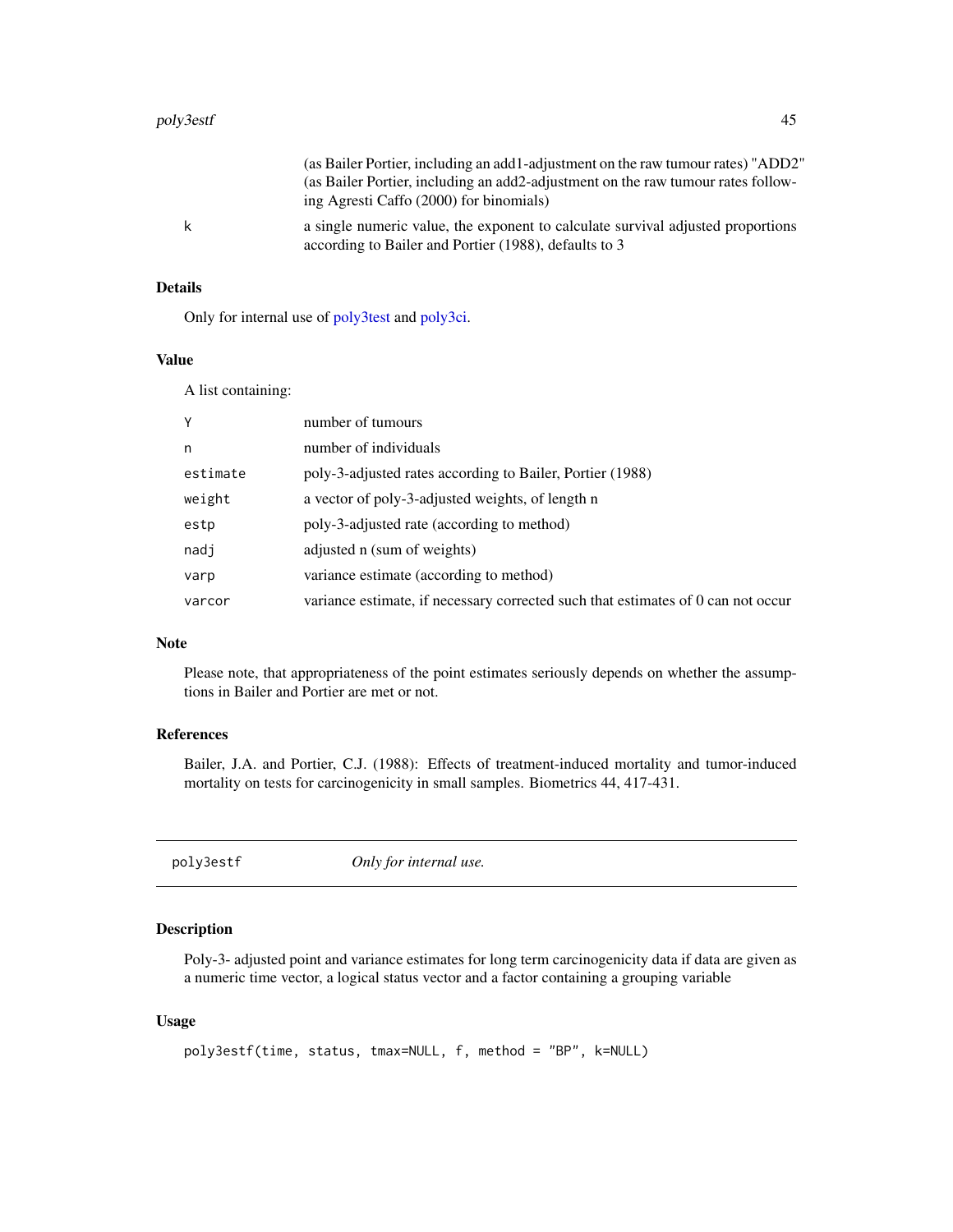| | |
|---|---|
| | (as Bailer Portier, including an add1-adjustment on the raw tumour rates) "ADD2" (as Bailer Portier, including an add2-adjustment on the raw tumour rates following Agresti Caffo (2000) for binomials) |
| `k` | a single numeric value, the exponent to calculate survival adjusted proportions according to Bailer and Portier (1988), defaults to 3 |

### Details

Only for internal use of poly3test and poly3ci.

### Value

A list containing:

| | |
|---|---|
| `Y` | number of tumours |
| `n` | number of individuals |
| `estimate` | poly-3-adjusted rates according to Bailer, Portier (1988) |
| `weight` | a vector of poly-3-adjusted weights, of length n |
| `estp` | poly-3-adjusted rate (according to method) |
| `nadj` | adjusted n (sum of weights) |
| `varp` | variance estimate (according to method) |
| `varcor` | variance estimate, if necessary corrected such that estimates of 0 can not occur |

### Note

Please note, that appropriateness of the point estimates seriously depends on whether the assumptions in Bailer and Portier are met or not.

### References

Bailer, J.A. and Portier, C.J. (1988): Effects of treatment-induced mortality and tumor-induced mortality on tests for carcinogenicity in small samples. Biometrics 44, 417-431.

---

## poly3estf — *Only for internal use.*

---

### Description

Poly-3- adjusted point and variance estimates for long term carcinogenicity data if data are given as a numeric time vector, a logical status vector and a factor containing a grouping variable

### Usage

```
poly3estf(time, status, tmax=NULL, f, method = "BP", k=NULL)
```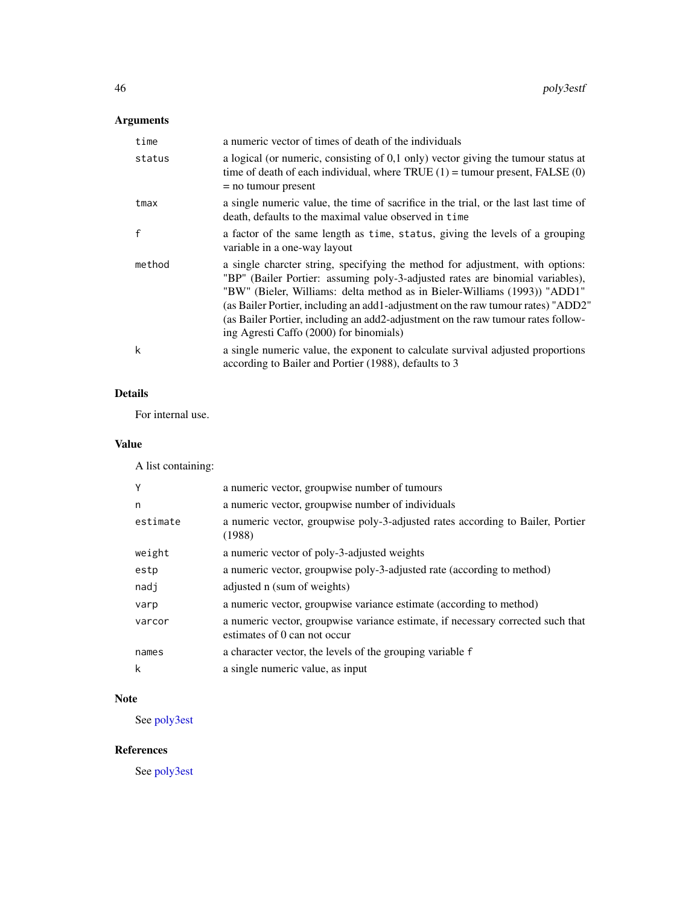## Arguments

| | |
|---|---|
| `time` | a numeric vector of times of death of the individuals |
| `status` | a logical (or numeric, consisting of 0,1 only) vector giving the tumour status at time of death of each individual, where TRUE (1) = tumour present, FALSE (0) = no tumour present |
| `tmax` | a single numeric value, the time of sacrifice in the trial, or the last last time of death, defaults to the maximal value observed in `time` |
| `f` | a factor of the same length as `time`, `status`, giving the levels of a grouping variable in a one-way layout |
| `method` | a single charcter string, specifying the method for adjustment, with options: "BP" (Bailer Portier: assuming poly-3-adjusted rates are binomial variables), "BW" (Bieler, Williams: delta method as in Bieler-Williams (1993)) "ADD1" (as Bailer Portier, including an add1-adjustment on the raw tumour rates) "ADD2" (as Bailer Portier, including an add2-adjustment on the raw tumour rates following Agresti Caffo (2000) for binomials) |
| `k` | a single numeric value, the exponent to calculate survival adjusted proportions according to Bailer and Portier (1988), defaults to 3 |

## Details

For internal use.

## Value

A list containing:

| | |
|---|---|
| `Y` | a numeric vector, groupwise number of tumours |
| `n` | a numeric vector, groupwise number of individuals |
| `estimate` | a numeric vector, groupwise poly-3-adjusted rates according to Bailer, Portier (1988) |
| `weight` | a numeric vector of poly-3-adjusted weights |
| `estp` | a numeric vector, groupwise poly-3-adjusted rate (according to method) |
| `nadj` | adjusted n (sum of weights) |
| `varp` | a numeric vector, groupwise variance estimate (according to method) |
| `varcor` | a numeric vector, groupwise variance estimate, if necessary corrected such that estimates of 0 can not occur |
| `names` | a character vector, the levels of the grouping variable `f` |
| `k` | a single numeric value, as input |

## Note

See poly3est

## References

See poly3est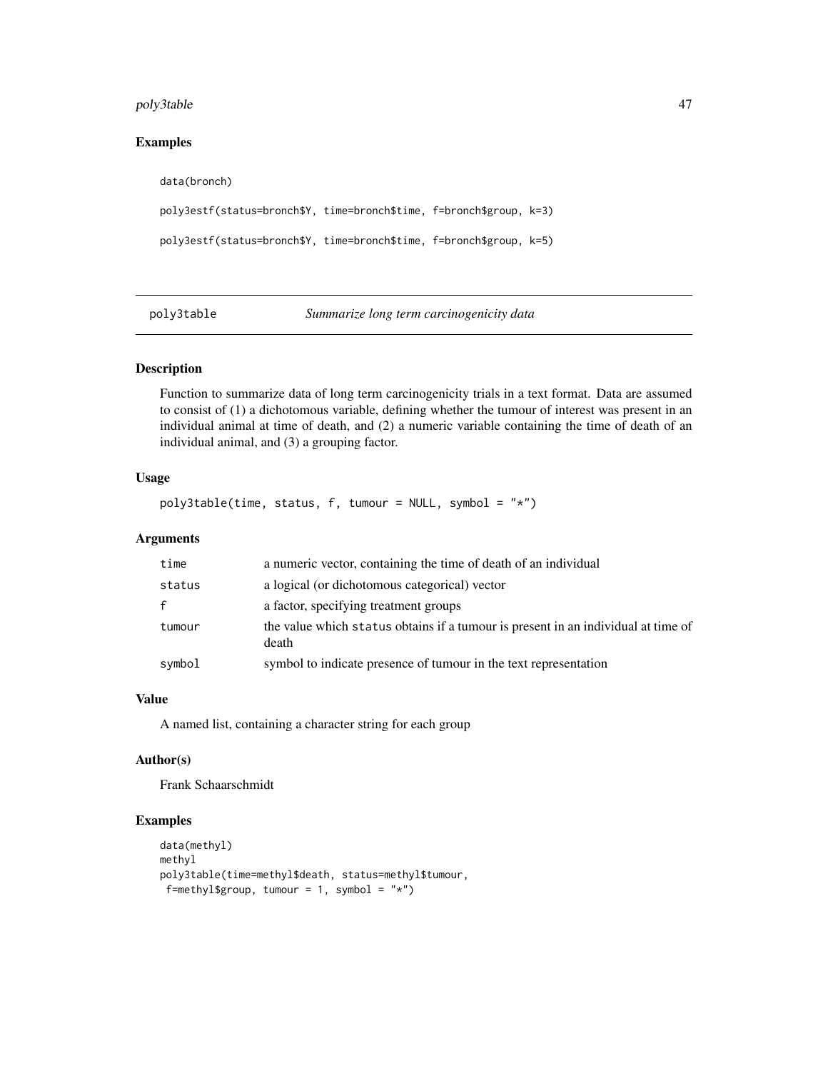### Examples

```
data(bronch)

poly3estf(status=bronch$Y, time=bronch$time, f=bronch$group, k=3)

poly3estf(status=bronch$Y, time=bronch$time, f=bronch$group, k=5)
```

---

## poly3table *Summarize long term carcinogenicity data*

---

### Description

Function to summarize data of long term carcinogenicity trials in a text format. Data are assumed to consist of (1) a dichotomous variable, defining whether the tumour of interest was present in an individual animal at time of death, and (2) a numeric variable containing the time of death of an individual animal, and (3) a grouping factor.

### Usage

```
poly3table(time, status, f, tumour = NULL, symbol = "*")
```

### Arguments

| | |
|---|---|
| `time` | a numeric vector, containing the time of death of an individual |
| `status` | a logical (or dichotomous categorical) vector |
| `f` | a factor, specifying treatment groups |
| `tumour` | the value which `status` obtains if a tumour is present in an individual at time of death |
| `symbol` | symbol to indicate presence of tumour in the text representation |

### Value

A named list, containing a character string for each group

### Author(s)

Frank Schaarschmidt

### Examples

```
data(methyl)
methyl
poly3table(time=methyl$death, status=methyl$tumour,
 f=methyl$group, tumour = 1, symbol = "*")
```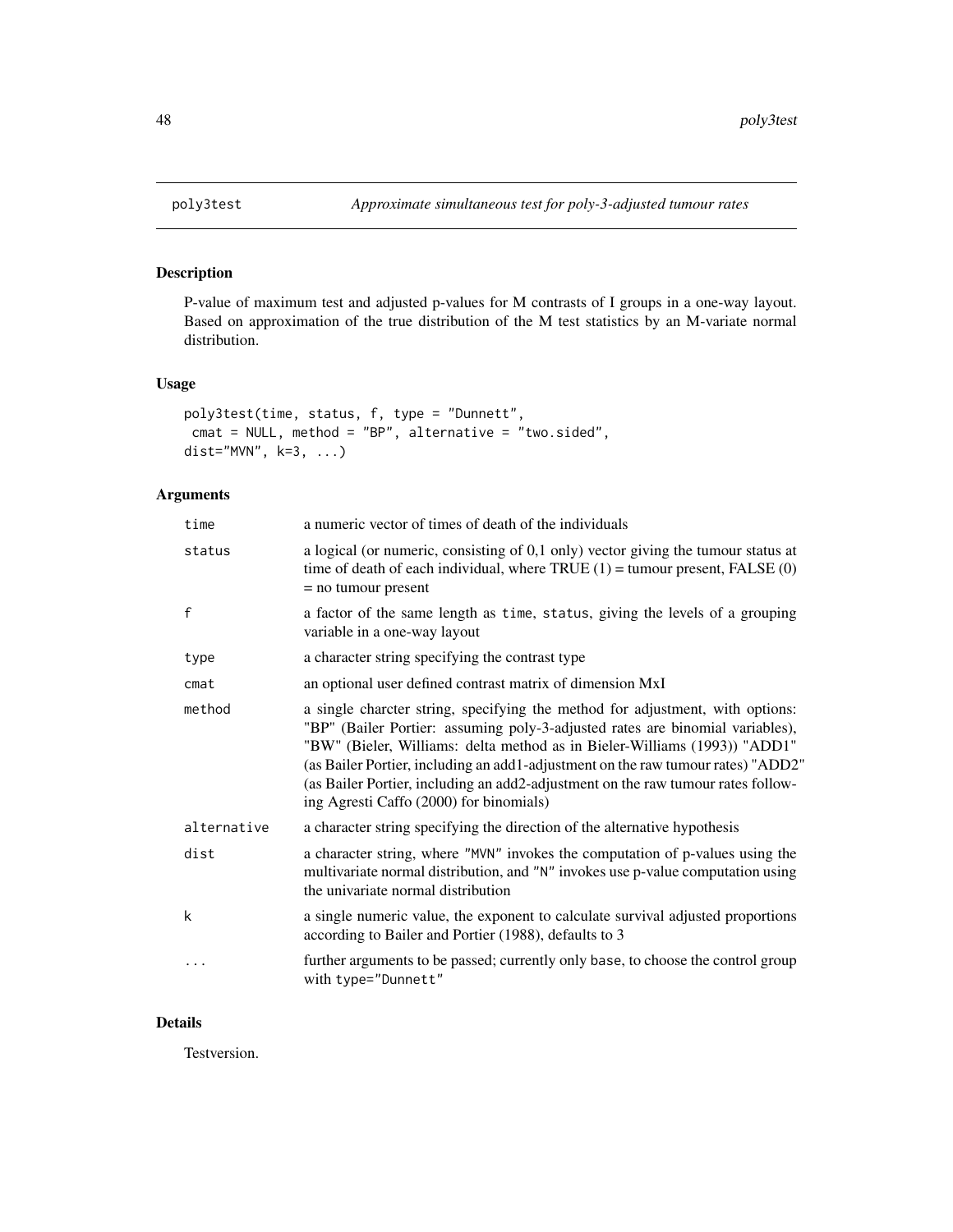# poly3test — Approximate simultaneous test for poly-3-adjusted tumour rates

## Description

P-value of maximum test and adjusted p-values for M contrasts of I groups in a one-way layout. Based on approximation of the true distribution of the M test statistics by an M-variate normal distribution.

## Usage

```
poly3test(time, status, f, type = "Dunnett",
 cmat = NULL, method = "BP", alternative = "two.sided",
dist="MVN", k=3, ...)
```

## Arguments

| | |
|---|---|
| time | a numeric vector of times of death of the individuals |
| status | a logical (or numeric, consisting of 0,1 only) vector giving the tumour status at time of death of each individual, where TRUE (1) = tumour present, FALSE (0) = no tumour present |
| f | a factor of the same length as time, status, giving the levels of a grouping variable in a one-way layout |
| type | a character string specifying the contrast type |
| cmat | an optional user defined contrast matrix of dimension MxI |
| method | a single charcter string, specifying the method for adjustment, with options: "BP" (Bailer Portier: assuming poly-3-adjusted rates are binomial variables), "BW" (Bieler, Williams: delta method as in Bieler-Williams (1993)) "ADD1" (as Bailer Portier, including an add1-adjustment on the raw tumour rates) "ADD2" (as Bailer Portier, including an add2-adjustment on the raw tumour rates following Agresti Caffo (2000) for binomials) |
| alternative | a character string specifying the direction of the alternative hypothesis |
| dist | a character string, where "MVN" invokes the computation of p-values using the multivariate normal distribution, and "N" invokes use p-value computation using the univariate normal distribution |
| k | a single numeric value, the exponent to calculate survival adjusted proportions according to Bailer and Portier (1988), defaults to 3 |
| ... | further arguments to be passed; currently only base, to choose the control group with type="Dunnett" |

## Details

Testversion.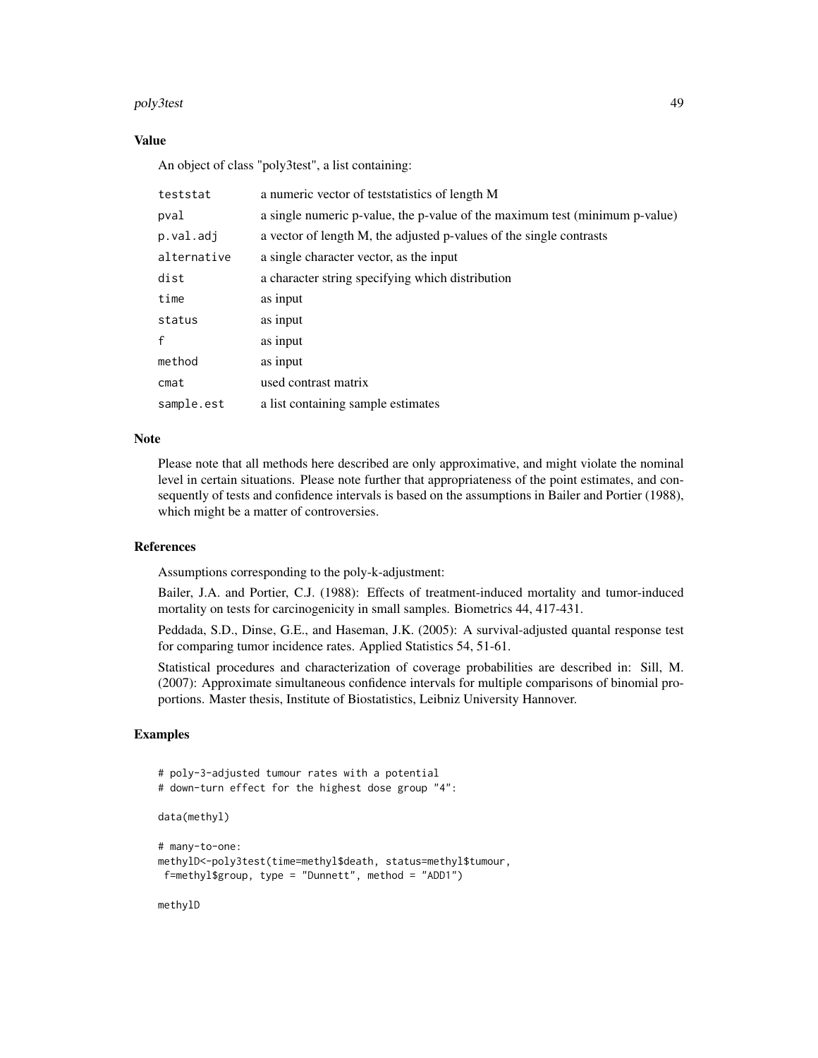### Value

An object of class "poly3test", a list containing:

| | |
|---|---|
| `teststat` | a numeric vector of teststatistics of length M |
| `pval` | a single numeric p-value, the p-value of the maximum test (minimum p-value) |
| `p.val.adj` | a vector of length M, the adjusted p-values of the single contrasts |
| `alternative` | a single character vector, as the input |
| `dist` | a character string specifying which distribution |
| `time` | as input |
| `status` | as input |
| `f` | as input |
| `method` | as input |
| `cmat` | used contrast matrix |
| `sample.est` | a list containing sample estimates |

### Note

Please note that all methods here described are only approximative, and might violate the nominal level in certain situations. Please note further that appropriateness of the point estimates, and consequently of tests and confidence intervals is based on the assumptions in Bailer and Portier (1988), which might be a matter of controversies.

### References

Assumptions corresponding to the poly-k-adjustment:

Bailer, J.A. and Portier, C.J. (1988): Effects of treatment-induced mortality and tumor-induced mortality on tests for carcinogenicity in small samples. Biometrics 44, 417-431.

Peddada, S.D., Dinse, G.E., and Haseman, J.K. (2005): A survival-adjusted quantal response test for comparing tumor incidence rates. Applied Statistics 54, 51-61.

Statistical procedures and characterization of coverage probabilities are described in: Sill, M. (2007): Approximate simultaneous confidence intervals for multiple comparisons of binomial proportions. Master thesis, Institute of Biostatistics, Leibniz University Hannover.

### Examples

```
# poly-3-adjusted tumour rates with a potential
# down-turn effect for the highest dose group "4":

data(methyl)

# many-to-one:
methylD<-poly3test(time=methyl$death, status=methyl$tumour,
 f=methyl$group, type = "Dunnett", method = "ADD1")

methylD
```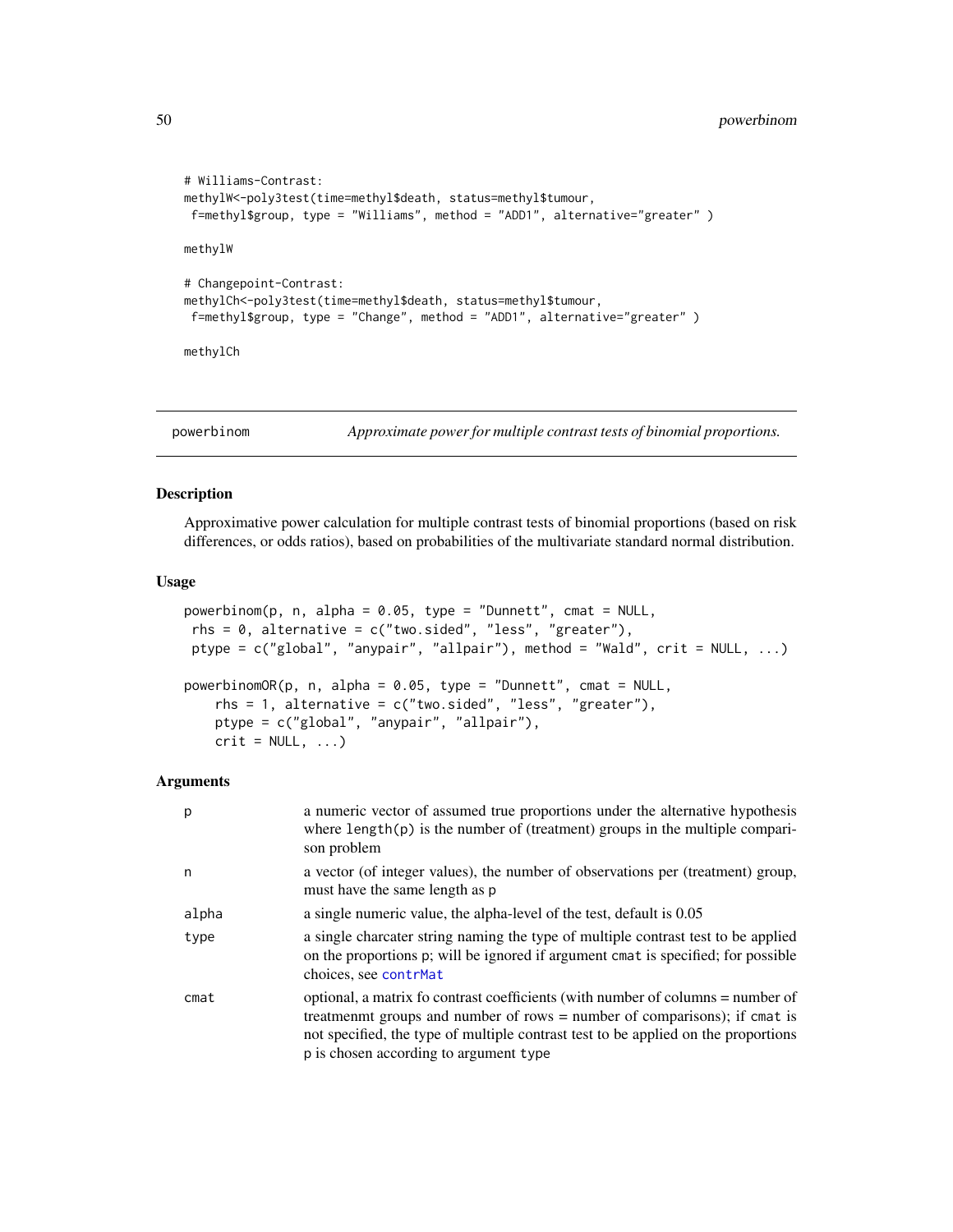```
# Williams-Contrast:
methylW<-poly3test(time=methyl$death, status=methyl$tumour,
 f=methyl$group, type = "Williams", method = "ADD1", alternative="greater" )

methylW

# Changepoint-Contrast:
methylCh<-poly3test(time=methyl$death, status=methyl$tumour,
 f=methyl$group, type = "Change", method = "ADD1", alternative="greater" )

methylCh
```

---

## powerbinom — *Approximate power for multiple contrast tests of binomial proportions.*

### Description

Approximative power calculation for multiple contrast tests of binomial proportions (based on risk differences, or odds ratios), based on probabilities of the multivariate standard normal distribution.

### Usage

```
powerbinom(p, n, alpha = 0.05, type = "Dunnett", cmat = NULL,
 rhs = 0, alternative = c("two.sided", "less", "greater"),
 ptype = c("global", "anypair", "allpair"), method = "Wald", crit = NULL, ...)

powerbinomOR(p, n, alpha = 0.05, type = "Dunnett", cmat = NULL,
    rhs = 1, alternative = c("two.sided", "less", "greater"),
    ptype = c("global", "anypair", "allpair"),
    crit = NULL, ...)
```

### Arguments

| | |
|---|---|
| `p` | a numeric vector of assumed true proportions under the alternative hypothesis where `length(p)` is the number of (treatment) groups in the multiple comparison problem |
| `n` | a vector (of integer values), the number of observations per (treatment) group, must have the same length as `p` |
| `alpha` | a single numeric value, the alpha-level of the test, default is 0.05 |
| `type` | a single charcater string naming the type of multiple contrast test to be applied on the proportions `p`; will be ignored if argument `cmat` is specified; for possible choices, see `contrMat` |
| `cmat` | optional, a matrix fo contrast coefficients (with number of columns = number of treatmenmt groups and number of rows = number of comparisons); if `cmat` is not specified, the type of multiple contrast test to be applied on the proportions `p` is chosen according to argument `type` |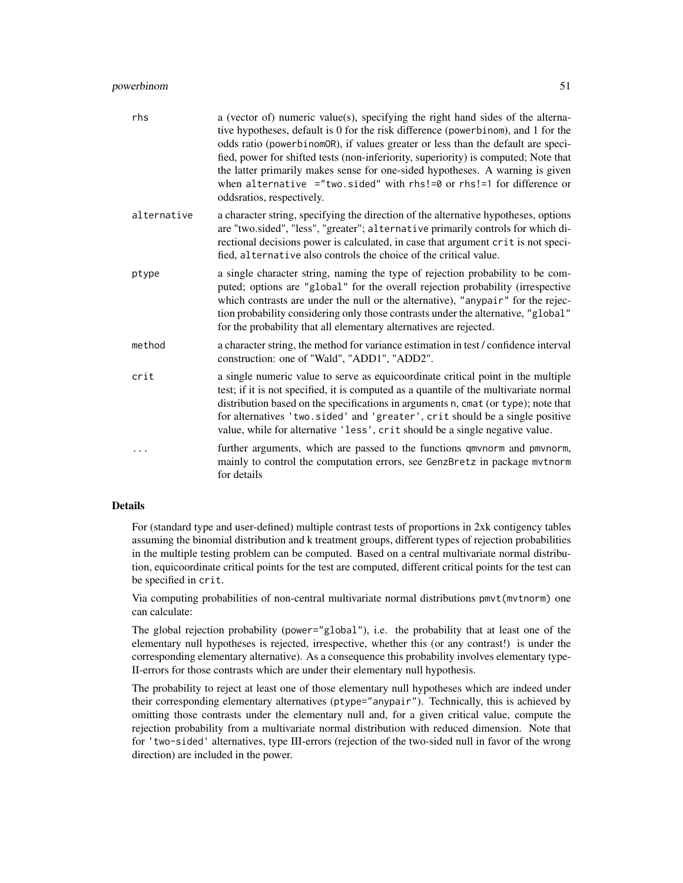| | |
|---|---|
| rhs | a (vector of) numeric value(s), specifying the right hand sides of the alternative hypotheses, default is 0 for the risk difference (powerbinom), and 1 for the odds ratio (powerbinomOR), if values greater or less than the default are specified, power for shifted tests (non-inferiority, superiority) is computed; Note that the latter primarily makes sense for one-sided hypotheses. A warning is given when `alternative ="two.sided"` with `rhs!=0` or `rhs!=1` for difference or oddsratios, respectively. |
| alternative | a character string, specifying the direction of the alternative hypotheses, options are "two.sided", "less", "greater"; `alternative` primarily controls for which directional decisions power is calculated, in case that argument `crit` is not specified, `alternative` also controls the choice of the critical value. |
| ptype | a single character string, naming the type of rejection probability to be computed; options are `"global"` for the overall rejection probability (irrespective which contrasts are under the null or the alternative), `"anypair"` for the rejection probability considering only those contrasts under the alternative, `"global"` for the probability that all elementary alternatives are rejected. |
| method | a character string, the method for variance estimation in test / confidence interval construction: one of "Wald", "ADD1", "ADD2". |
| crit | a single numeric value to serve as equicoordinate critical point in the multiple test; if it is not specified, it is computed as a quantile of the multivariate normal distribution based on the specifications in arguments `n`, `cmat` (or `type`); note that for alternatives `'two.sided'` and `'greater'`, `crit` should be a single positive value, while for alternative `'less'`, `crit` should be a single negative value. |
| ... | further arguments, which are passed to the functions `qmvnorm` and `pmvnorm`, mainly to control the computation errors, see `GenzBretz` in package `mvtnorm` for details |

## Details

For (standard type and user-defined) multiple contrast tests of proportions in 2xk contigency tables assuming the binomial distribution and k treatment groups, different types of rejection probabilities in the multiple testing problem can be computed. Based on a central multivariate normal distribution, equicoordinate critical points for the test are computed, different critical points for the test can be specified in `crit`.

Via computing probabilities of non-central multivariate normal distributions `pmvt(mvtnorm)` one can calculate:

The global rejection probability (`power="global"`), i.e. the probability that at least one of the elementary null hypotheses is rejected, irrespective, whether this (or any contrast!) is under the corresponding elementary alternative). As a consequence this probability involves elementary type-II-errors for those contrasts which are under their elementary null hypothesis.

The probability to reject at least one of those elementary null hypotheses which are indeed under their corresponding elementary alternatives (`ptype="anypair"`). Technically, this is achieved by omitting those contrasts under the elementary null and, for a given critical value, compute the rejection probability from a multivariate normal distribution with reduced dimension. Note that for `'two-sided'` alternatives, type III-errors (rejection of the two-sided null in favor of the wrong direction) are included in the power.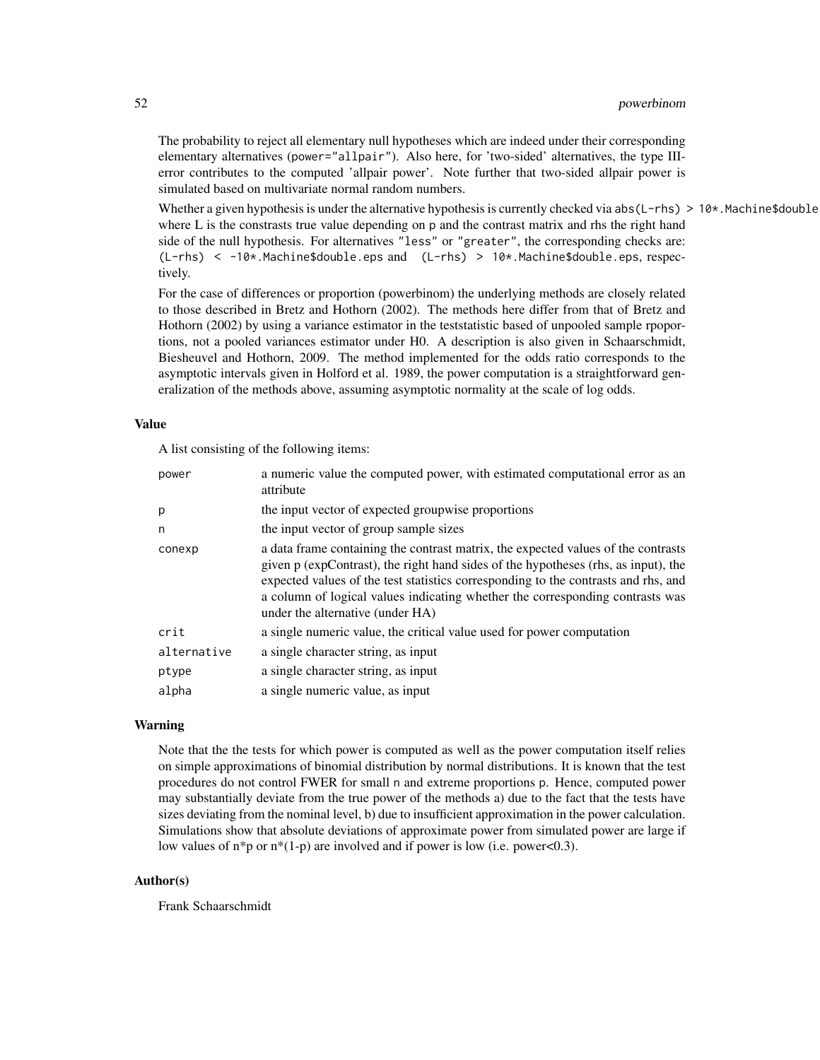The probability to reject all elementary null hypotheses which are indeed under their corresponding elementary alternatives (`power="allpair"`). Also here, for 'two-sided' alternatives, the type III-error contributes to the computed 'allpair power'. Note further that two-sided allpair power is simulated based on multivariate normal random numbers.

Whether a given hypothesis is under the alternative hypothesis is currently checked via `abs(L-rhs) > 10*.Machine$double` where L is the constrasts true value depending on `p` and the contrast matrix and rhs the right hand side of the null hypothesis. For alternatives `"less"` or `"greater"`, the corresponding checks are: `(L-rhs) < -10*.Machine$double.eps` and `(L-rhs) > 10*.Machine$double.eps`, respectively.

For the case of differences or proportion (powerbinom) the underlying methods are closely related to those described in Bretz and Hothorn (2002). The methods here differ from that of Bretz and Hothorn (2002) by using a variance estimator in the teststatistic based of unpooled sample rpoportions, not a pooled variances estimator under H0. A description is also given in Schaarschmidt, Biesheuvel and Hothorn, 2009. The method implemented for the odds ratio corresponds to the asymptotic intervals given in Holford et al. 1989, the power computation is a straightforward generalization of the methods above, assuming asymptotic normality at the scale of log odds.

### Value

A list consisting of the following items:

| | |
|---|---|
| `power` | a numeric value the computed power, with estimated computational error as an attribute |
| `p` | the input vector of expected groupwise proportions |
| `n` | the input vector of group sample sizes |
| `conexp` | a data frame containing the contrast matrix, the expected values of the contrasts given p (expContrast), the right hand sides of the hypotheses (rhs, as input), the expected values of the test statistics corresponding to the contrasts and rhs, and a column of logical values indicating whether the corresponding contrasts was under the alternative (under HA) |
| `crit` | a single numeric value, the critical value used for power computation |
| `alternative` | a single character string, as input |
| `ptype` | a single character string, as input |
| `alpha` | a single numeric value, as input |

### Warning

Note that the the tests for which power is computed as well as the power computation itself relies on simple approximations of binomial distribution by normal distributions. It is known that the test procedures do not control FWER for small `n` and extreme proportions `p`. Hence, computed power may substantially deviate from the true power of the methods a) due to the fact that the tests have sizes deviating from the nominal level, b) due to insufficient approximation in the power calculation. Simulations show that absolute deviations of approximate power from simulated power are large if low values of n*p or n*(1-p) are involved and if power is low (i.e. power<0.3).

### Author(s)

Frank Schaarschmidt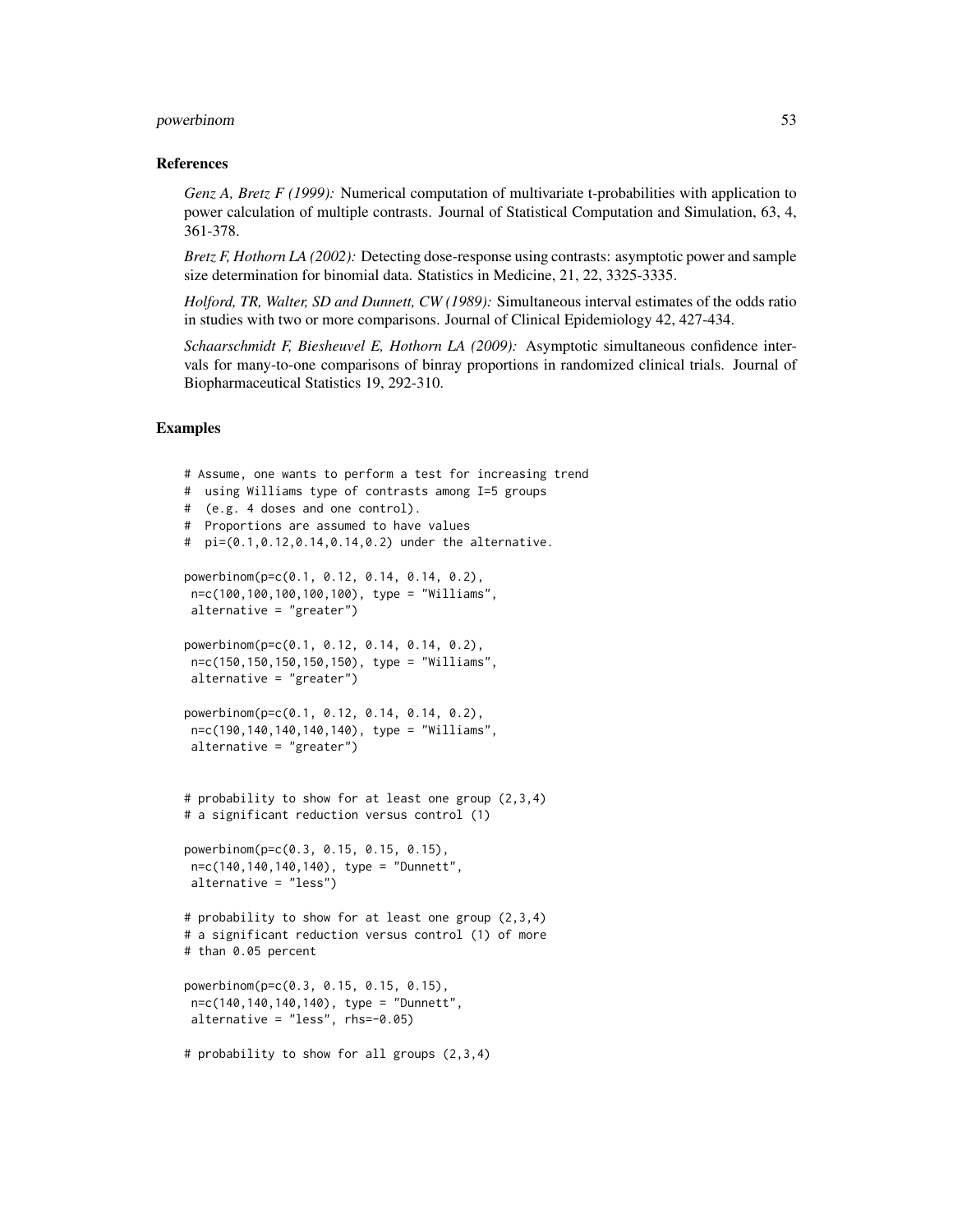### References

*Genz A, Bretz F (1999):* Numerical computation of multivariate t-probabilities with application to power calculation of multiple contrasts. Journal of Statistical Computation and Simulation, 63, 4, 361-378.

*Bretz F, Hothorn LA (2002):* Detecting dose-response using contrasts: asymptotic power and sample size determination for binomial data. Statistics in Medicine, 21, 22, 3325-3335.

*Holford, TR, Walter, SD and Dunnett, CW (1989):* Simultaneous interval estimates of the odds ratio in studies with two or more comparisons. Journal of Clinical Epidemiology 42, 427-434.

*Schaarschmidt F, Biesheuvel E, Hothorn LA (2009):* Asymptotic simultaneous confidence intervals for many-to-one comparisons of binray proportions in randomized clinical trials. Journal of Biopharmaceutical Statistics 19, 292-310.

### Examples

```
# Assume, one wants to perform a test for increasing trend
#  using Williams type of contrasts among I=5 groups
#  (e.g. 4 doses and one control).
#  Proportions are assumed to have values
#  pi=(0.1,0.12,0.14,0.14,0.2) under the alternative.

powerbinom(p=c(0.1, 0.12, 0.14, 0.14, 0.2),
 n=c(100,100,100,100,100), type = "Williams",
 alternative = "greater")

powerbinom(p=c(0.1, 0.12, 0.14, 0.14, 0.2),
 n=c(150,150,150,150,150), type = "Williams",
 alternative = "greater")

powerbinom(p=c(0.1, 0.12, 0.14, 0.14, 0.2),
 n=c(190,140,140,140,140), type = "Williams",
 alternative = "greater")


# probability to show for at least one group (2,3,4)
# a significant reduction versus control (1)

powerbinom(p=c(0.3, 0.15, 0.15, 0.15),
 n=c(140,140,140,140), type = "Dunnett",
 alternative = "less")

# probability to show for at least one group (2,3,4)
# a significant reduction versus control (1) of more
# than 0.05 percent

powerbinom(p=c(0.3, 0.15, 0.15, 0.15),
 n=c(140,140,140,140), type = "Dunnett",
 alternative = "less", rhs=-0.05)

# probability to show for all groups (2,3,4)
```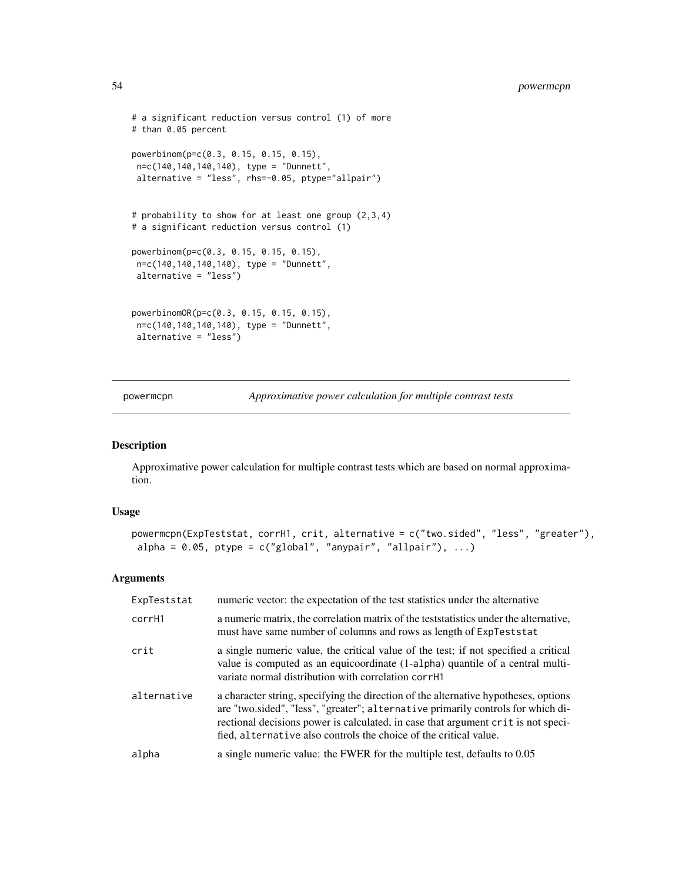```
# a significant reduction versus control (1) of more
# than 0.05 percent

powerbinom(p=c(0.3, 0.15, 0.15, 0.15),
 n=c(140,140,140,140), type = "Dunnett",
 alternative = "less", rhs=-0.05, ptype="allpair")


# probability to show for at least one group (2,3,4)
# a significant reduction versus control (1)

powerbinom(p=c(0.3, 0.15, 0.15, 0.15),
 n=c(140,140,140,140), type = "Dunnett",
 alternative = "less")


powerbinomOR(p=c(0.3, 0.15, 0.15, 0.15),
 n=c(140,140,140,140), type = "Dunnett",
 alternative = "less")
```

## powermcpn — *Approximative power calculation for multiple contrast tests*

### Description

Approximative power calculation for multiple contrast tests which are based on normal approximation.

### Usage

```
powermcpn(ExpTeststat, corrH1, crit, alternative = c("two.sided", "less", "greater"),
 alpha = 0.05, ptype = c("global", "anypair", "allpair"), ...)
```

### Arguments

| | |
|---|---|
| `ExpTeststat` | numeric vector: the expectation of the test statistics under the alternative |
| `corrH1` | a numeric matrix, the correlation matrix of the teststatistics under the alternative, must have same number of columns and rows as length of `ExpTeststat` |
| `crit` | a single numeric value, the critical value of the test; if not specified a critical value is computed as an equicoordinate (1-`alpha`) quantile of a central multivariate normal distribution with correlation `corrH1` |
| `alternative` | a character string, specifying the direction of the alternative hypotheses, options are "two.sided", "less", "greater"; `alternative` primarily controls for which directional decisions power is calculated, in case that argument `crit` is not specified, `alternative` also controls the choice of the critical value. |
| `alpha` | a single numeric value: the FWER for the multiple test, defaults to 0.05 |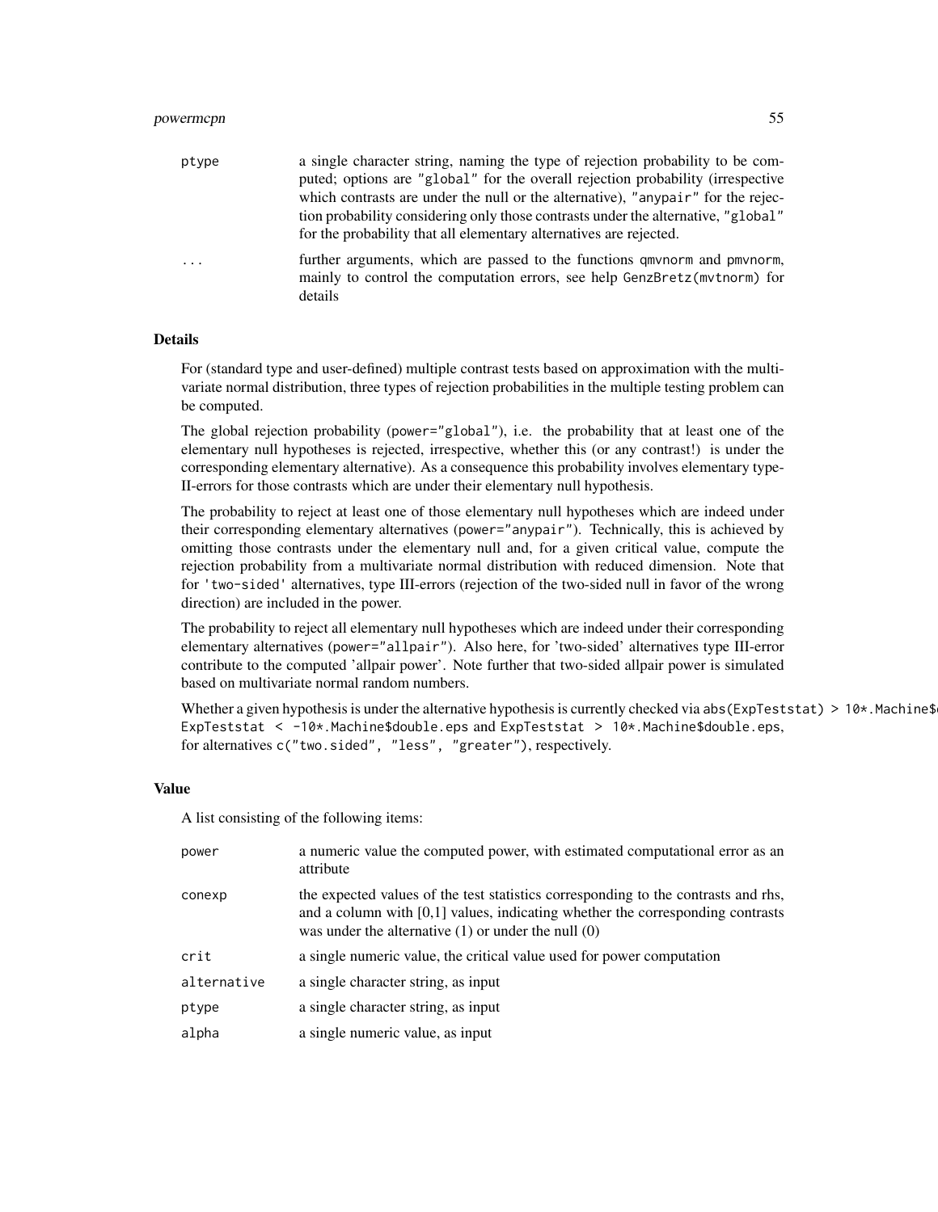| | |
|---|---|
| ptype | a single character string, naming the type of rejection probability to be computed; options are "global" for the overall rejection probability (irrespective which contrasts are under the null or the alternative), "anypair" for the rejection probability considering only those contrasts under the alternative, "global" for the probability that all elementary alternatives are rejected. |
| ... | further arguments, which are passed to the functions qmvnorm and pmvnorm, mainly to control the computation errors, see help GenzBretz(mvtnorm) for details |

### Details

For (standard type and user-defined) multiple contrast tests based on approximation with the multivariate normal distribution, three types of rejection probabilities in the multiple testing problem can be computed.

The global rejection probability (power="global"), i.e. the probability that at least one of the elementary null hypotheses is rejected, irrespective, whether this (or any contrast!) is under the corresponding elementary alternative). As a consequence this probability involves elementary type-II-errors for those contrasts which are under their elementary null hypothesis.

The probability to reject at least one of those elementary null hypotheses which are indeed under their corresponding elementary alternatives (power="anypair"). Technically, this is achieved by omitting those contrasts under the elementary null and, for a given critical value, compute the rejection probability from a multivariate normal distribution with reduced dimension. Note that for 'two-sided' alternatives, type III-errors (rejection of the two-sided null in favor of the wrong direction) are included in the power.

The probability to reject all elementary null hypotheses which are indeed under their corresponding elementary alternatives (power="allpair"). Also here, for 'two-sided' alternatives type III-error contribute to the computed 'allpair power'. Note further that two-sided allpair power is simulated based on multivariate normal random numbers.

Whether a given hypothesis is under the alternative hypothesis is currently checked via abs(ExpTeststat) > 10*.Machine$double.eps, ExpTeststat < -10*.Machine$double.eps and ExpTeststat > 10*.Machine$double.eps, for alternatives c("two.sided", "less", "greater"), respectively.

### Value

A list consisting of the following items:

| | |
|---|---|
| power | a numeric value the computed power, with estimated computational error as an attribute |
| conexp | the expected values of the test statistics corresponding to the contrasts and rhs, and a column with [0,1] values, indicating whether the corresponding contrasts was under the alternative (1) or under the null (0) |
| crit | a single numeric value, the critical value used for power computation |
| alternative | a single character string, as input |
| ptype | a single character string, as input |
| alpha | a single numeric value, as input |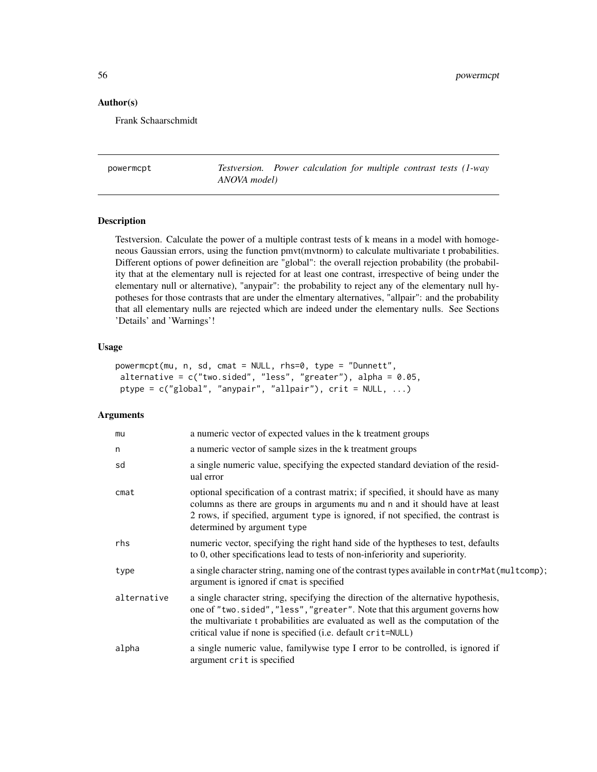## Author(s)

Frank Schaarschmidt

---

powermcpt — *Testversion. Power calculation for multiple contrast tests (1-way ANOVA model)*

---

## Description

Testversion. Calculate the power of a multiple contrast tests of k means in a model with homogeneous Gaussian errors, using the function pmvt(mvtnorm) to calculate multivariate t probabilities. Different options of power defineition are "global": the overall rejection probability (the probability that at the elementary null is rejected for at least one contrast, irrespective of being under the elementary null or alternative), "anypair": the probability to reject any of the elementary null hypotheses for those contrasts that are under the elmentary alternatives, "allpair": and the probability that all elementary nulls are rejected which are indeed under the elementary nulls. See Sections 'Details' and 'Warnings'!

## Usage

```
powermcpt(mu, n, sd, cmat = NULL, rhs=0, type = "Dunnett",
 alternative = c("two.sided", "less", "greater"), alpha = 0.05,
 ptype = c("global", "anypair", "allpair"), crit = NULL, ...)
```

## Arguments

| | |
|---|---|
| mu | a numeric vector of expected values in the k treatment groups |
| n | a numeric vector of sample sizes in the k treatment groups |
| sd | a single numeric value, specifying the expected standard deviation of the residual error |
| cmat | optional specification of a contrast matrix; if specified, it should have as many columns as there are groups in arguments mu and n and it should have at least 2 rows, if specified, argument type is ignored, if not specified, the contrast is determined by argument type |
| rhs | numeric vector, specifying the right hand side of the hyptheses to test, defaults to 0, other specifications lead to tests of non-inferiority and superiority. |
| type | a single character string, naming one of the contrast types available in contrMat(multcomp); argument is ignored if cmat is specified |
| alternative | a single character string, specifying the direction of the alternative hypothesis, one of "two.sided","less","greater". Note that this argument governs how the multivariate t probabilities are evaluated as well as the computation of the critical value if none is specified (i.e. default crit=NULL) |
| alpha | a single numeric value, familywise type I error to be controlled, is ignored if argument crit is specified |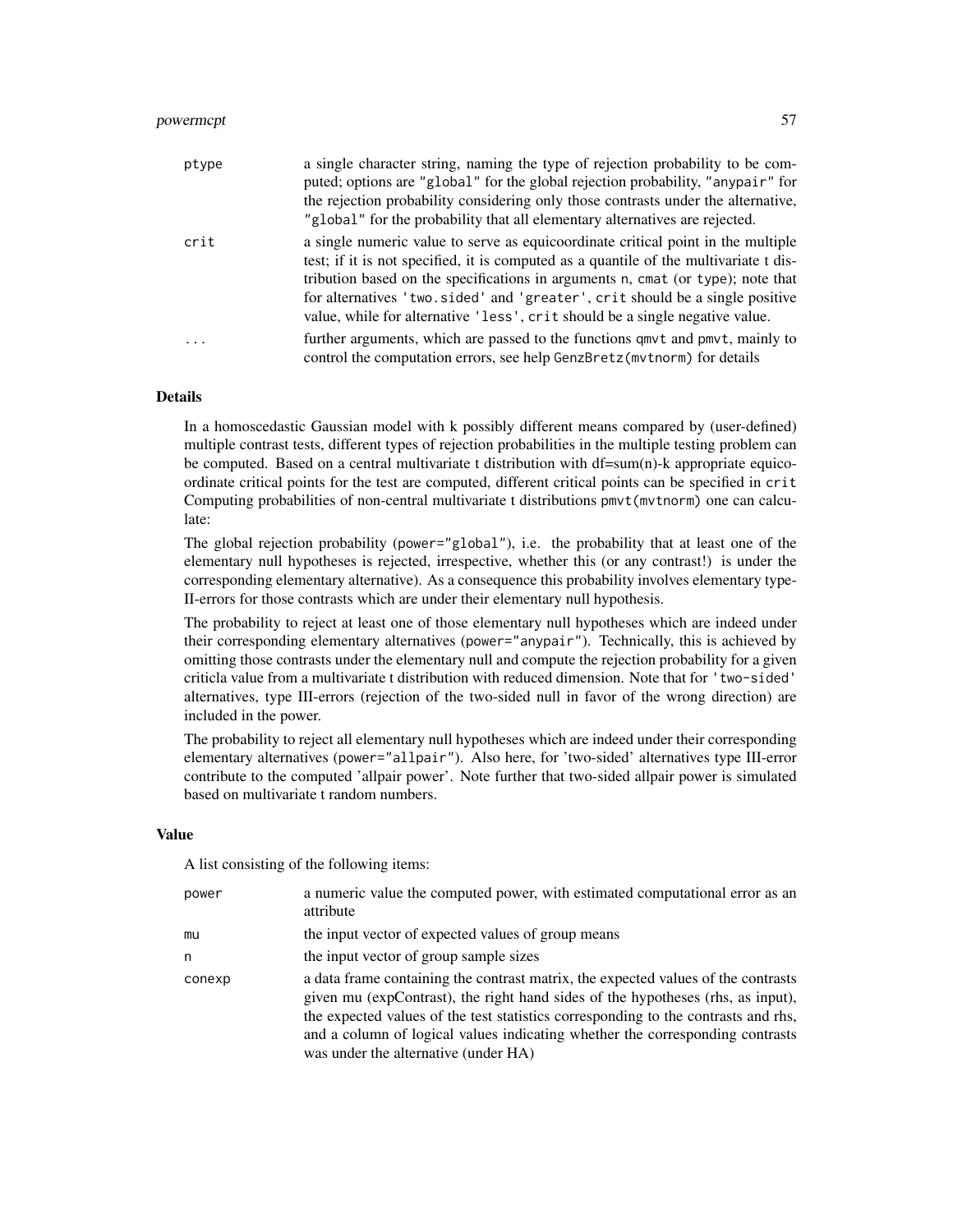| | |
|---|---|
| ptype | a single character string, naming the type of rejection probability to be computed; options are "global" for the global rejection probability, "anypair" for the rejection probability considering only those contrasts under the alternative, "global" for the probability that all elementary alternatives are rejected. |
| crit | a single numeric value to serve as equicoordinate critical point in the multiple test; if it is not specified, it is computed as a quantile of the multivariate t distribution based on the specifications in arguments n, cmat (or type); note that for alternatives 'two.sided' and 'greater', crit should be a single positive value, while for alternative 'less', crit should be a single negative value. |
| ... | further arguments, which are passed to the functions qmvt and pmvt, mainly to control the computation errors, see help GenzBretz(mvtnorm) for details |

## Details

In a homoscedastic Gaussian model with k possibly different means compared by (user-defined) multiple contrast tests, different types of rejection probabilities in the multiple testing problem can be computed. Based on a central multivariate t distribution with df=sum(n)-k appropriate equicoordinate critical points for the test are computed, different critical points can be specified in crit Computing probabilities of non-central multivariate t distributions pmvt(mvtnorm) one can calculate:

The global rejection probability (power="global"), i.e. the probability that at least one of the elementary null hypotheses is rejected, irrespective, whether this (or any contrast!) is under the corresponding elementary alternative). As a consequence this probability involves elementary type-II-errors for those contrasts which are under their elementary null hypothesis.

The probability to reject at least one of those elementary null hypotheses which are indeed under their corresponding elementary alternatives (power="anypair"). Technically, this is achieved by omitting those contrasts under the elementary null and compute the rejection probability for a given criticla value from a multivariate t distribution with reduced dimension. Note that for 'two-sided' alternatives, type III-errors (rejection of the two-sided null in favor of the wrong direction) are included in the power.

The probability to reject all elementary null hypotheses which are indeed under their corresponding elementary alternatives (power="allpair"). Also here, for 'two-sided' alternatives type III-error contribute to the computed 'allpair power'. Note further that two-sided allpair power is simulated based on multivariate t random numbers.

## Value

A list consisting of the following items:

| | |
|---|---|
| power | a numeric value the computed power, with estimated computational error as an attribute |
| mu | the input vector of expected values of group means |
| n | the input vector of group sample sizes |
| conexp | a data frame containing the contrast matrix, the expected values of the contrasts given mu (expContrast), the right hand sides of the hypotheses (rhs, as input), the expected values of the test statistics corresponding to the contrasts and rhs, and a column of logical values indicating whether the corresponding contrasts was under the alternative (under HA) |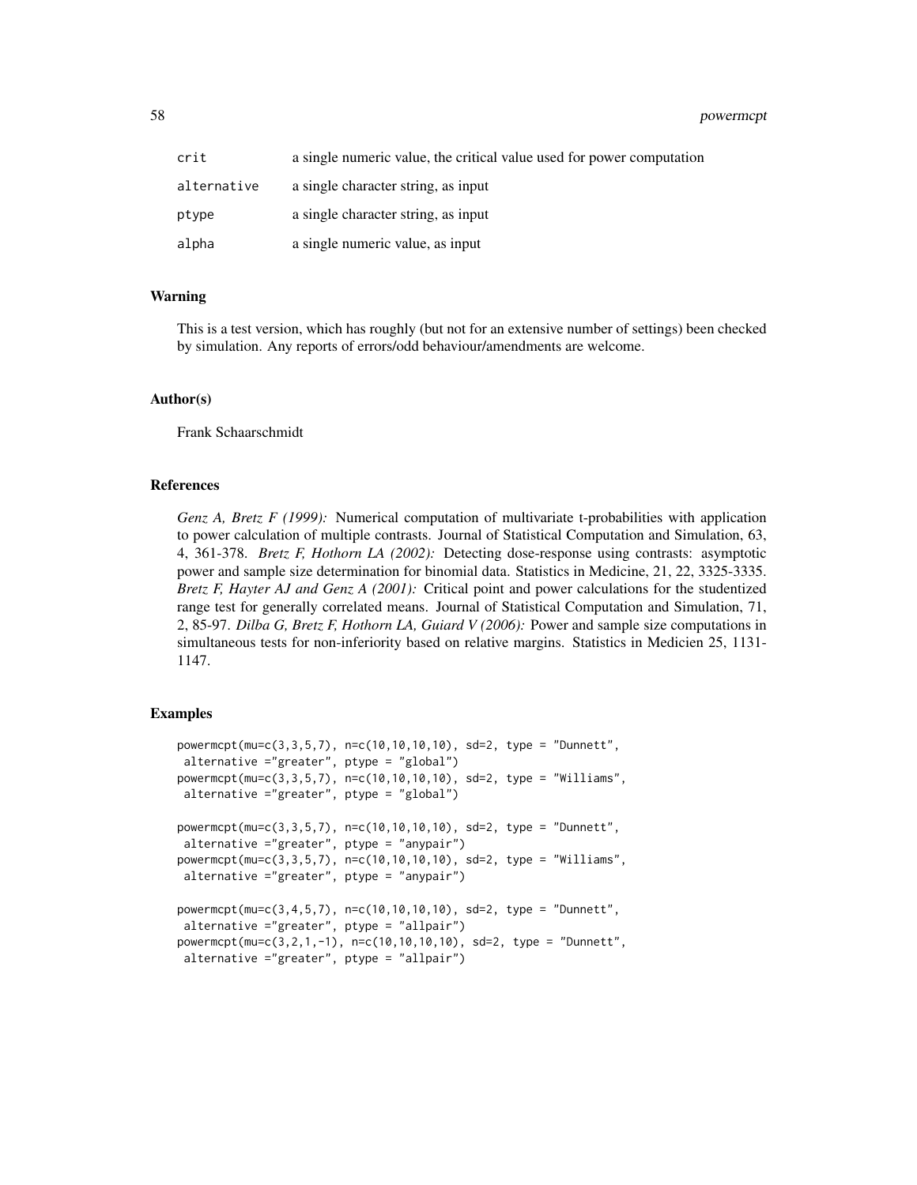| | |
|---|---|
| crit | a single numeric value, the critical value used for power computation |
| alternative | a single character string, as input |
| ptype | a single character string, as input |
| alpha | a single numeric value, as input |

## Warning

This is a test version, which has roughly (but not for an extensive number of settings) been checked by simulation. Any reports of errors/odd behaviour/amendments are welcome.

## Author(s)

Frank Schaarschmidt

## References

*Genz A, Bretz F (1999):* Numerical computation of multivariate t-probabilities with application to power calculation of multiple contrasts. Journal of Statistical Computation and Simulation, 63, 4, 361-378. *Bretz F, Hothorn LA (2002):* Detecting dose-response using contrasts: asymptotic power and sample size determination for binomial data. Statistics in Medicine, 21, 22, 3325-3335. *Bretz F, Hayter AJ and Genz A (2001):* Critical point and power calculations for the studentized range test for generally correlated means. Journal of Statistical Computation and Simulation, 71, 2, 85-97. *Dilba G, Bretz F, Hothorn LA, Guiard V (2006):* Power and sample size computations in simultaneous tests for non-inferiority based on relative margins. Statistics in Medicien 25, 1131-1147.

## Examples

```
powermcpt(mu=c(3,3,5,7), n=c(10,10,10,10), sd=2, type = "Dunnett",
 alternative ="greater", ptype = "global")
powermcpt(mu=c(3,3,5,7), n=c(10,10,10,10), sd=2, type = "Williams",
 alternative ="greater", ptype = "global")

powermcpt(mu=c(3,3,5,7), n=c(10,10,10,10), sd=2, type = "Dunnett",
 alternative ="greater", ptype = "anypair")
powermcpt(mu=c(3,3,5,7), n=c(10,10,10,10), sd=2, type = "Williams",
 alternative ="greater", ptype = "anypair")

powermcpt(mu=c(3,4,5,7), n=c(10,10,10,10), sd=2, type = "Dunnett",
 alternative ="greater", ptype = "allpair")
powermcpt(mu=c(3,2,1,-1), n=c(10,10,10,10), sd=2, type = "Dunnett",
 alternative ="greater", ptype = "allpair")
```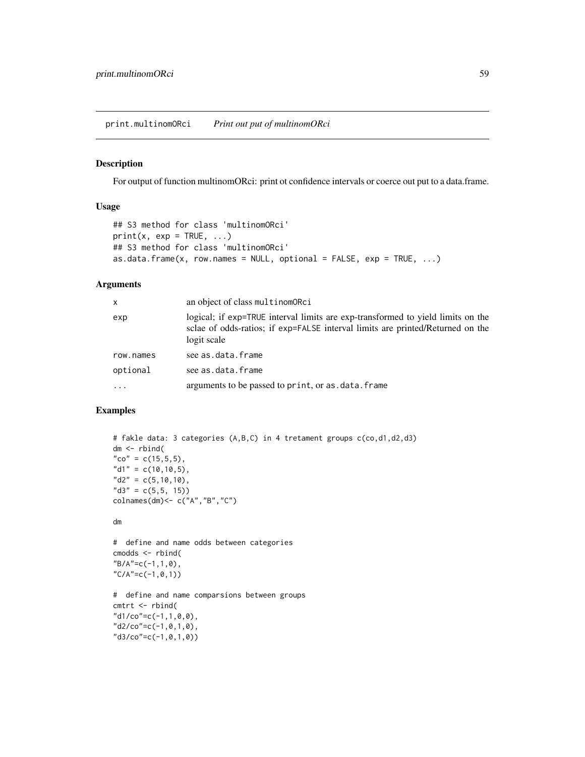## print.multinomORci — *Print out put of multinomORci*

### Description

For output of function multinomORci: print ot confidence intervals or coerce out put to a data.frame.

### Usage

```
## S3 method for class 'multinomORci'
print(x, exp = TRUE, ...)
## S3 method for class 'multinomORci'
as.data.frame(x, row.names = NULL, optional = FALSE, exp = TRUE, ...)
```

### Arguments

| | |
|---|---|
| `x` | an object of class `multinomORci` |
| `exp` | logical; if `exp=TRUE` interval limits are exp-transformed to yield limits on the sclae of odds-ratios; if `exp=FALSE` interval limits are printed/Returned on the logit scale |
| `row.names` | see `as.data.frame` |
| `optional` | see `as.data.frame` |
| `...` | arguments to be passed to `print`, or `as.data.frame` |

### Examples

```
# fakle data: 3 categories (A,B,C) in 4 tretament groups c(co,d1,d2,d3)
dm <- rbind(
"co" = c(15,5,5),
"d1" = c(10,10,5),
"d2" = c(5,10,10),
"d3" = c(5,5, 15))
colnames(dm)<- c("A","B","C")

dm

#  define and name odds between categories
cmodds <- rbind(
"B/A"=c(-1,1,0),
"C/A"=c(-1,0,1))

#  define and name comparsions between groups
cmtrt <- rbind(
"d1/co"=c(-1,1,0,0),
"d2/co"=c(-1,0,1,0),
"d3/co"=c(-1,0,1,0))
```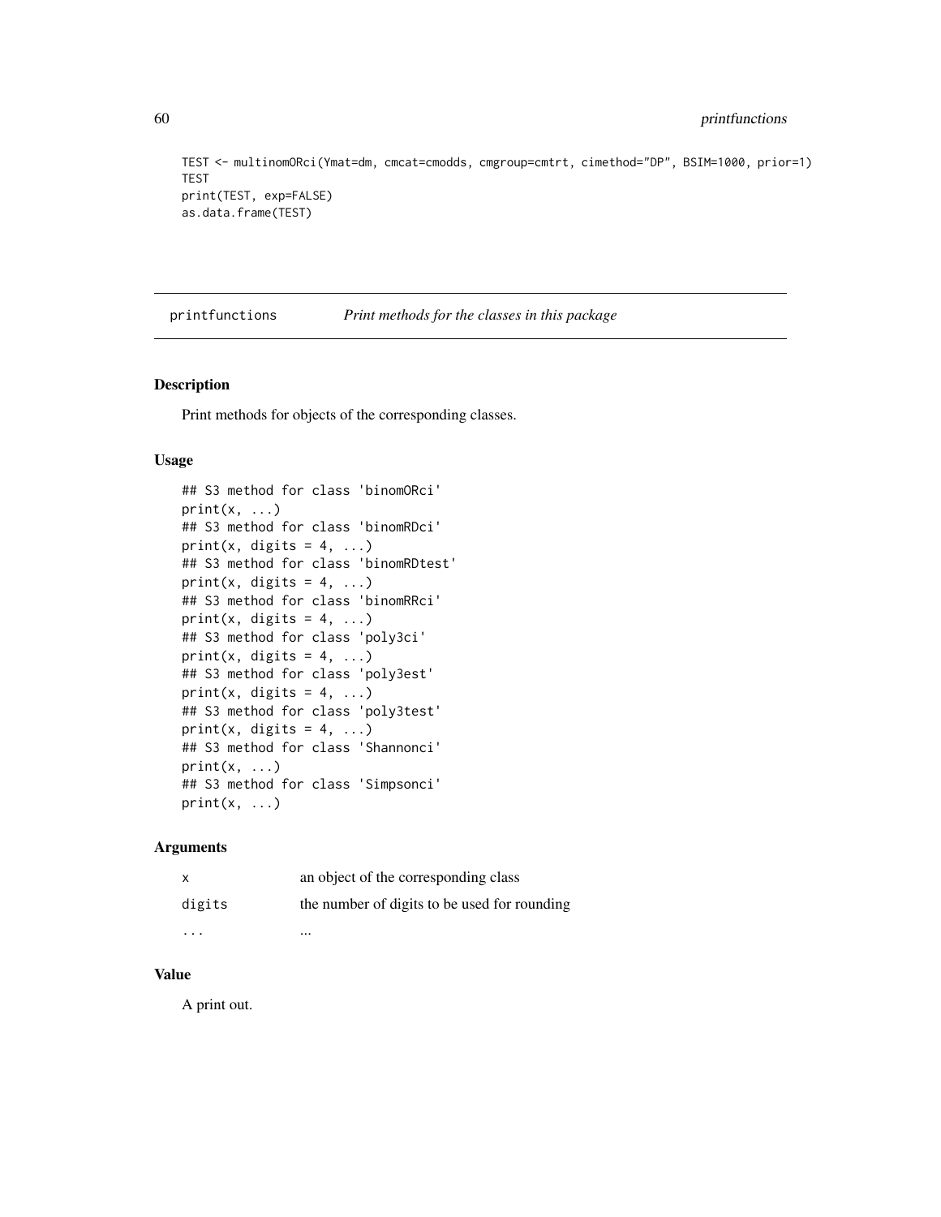```
TEST <- multinomORci(Ymat=dm, cmcat=cmodds, cmgroup=cmtrt, cimethod="DP", BSIM=1000, prior=1)
TEST
print(TEST, exp=FALSE)
as.data.frame(TEST)
```

---

## printfunctions — *Print methods for the classes in this package*

### Description

Print methods for objects of the corresponding classes.

### Usage

```
## S3 method for class 'binomORci'
print(x, ...)
## S3 method for class 'binomRDci'
print(x, digits = 4, ...)
## S3 method for class 'binomRDtest'
print(x, digits = 4, ...)
## S3 method for class 'binomRRci'
print(x, digits = 4, ...)
## S3 method for class 'poly3ci'
print(x, digits = 4, ...)
## S3 method for class 'poly3est'
print(x, digits = 4, ...)
## S3 method for class 'poly3test'
print(x, digits = 4, ...)
## S3 method for class 'Shannonci'
print(x, ...)
## S3 method for class 'Simpsonci'
print(x, ...)
```

### Arguments

| | |
|---|---|
| x | an object of the corresponding class |
| digits | the number of digits to be used for rounding |
| ... | ... |

### Value

A print out.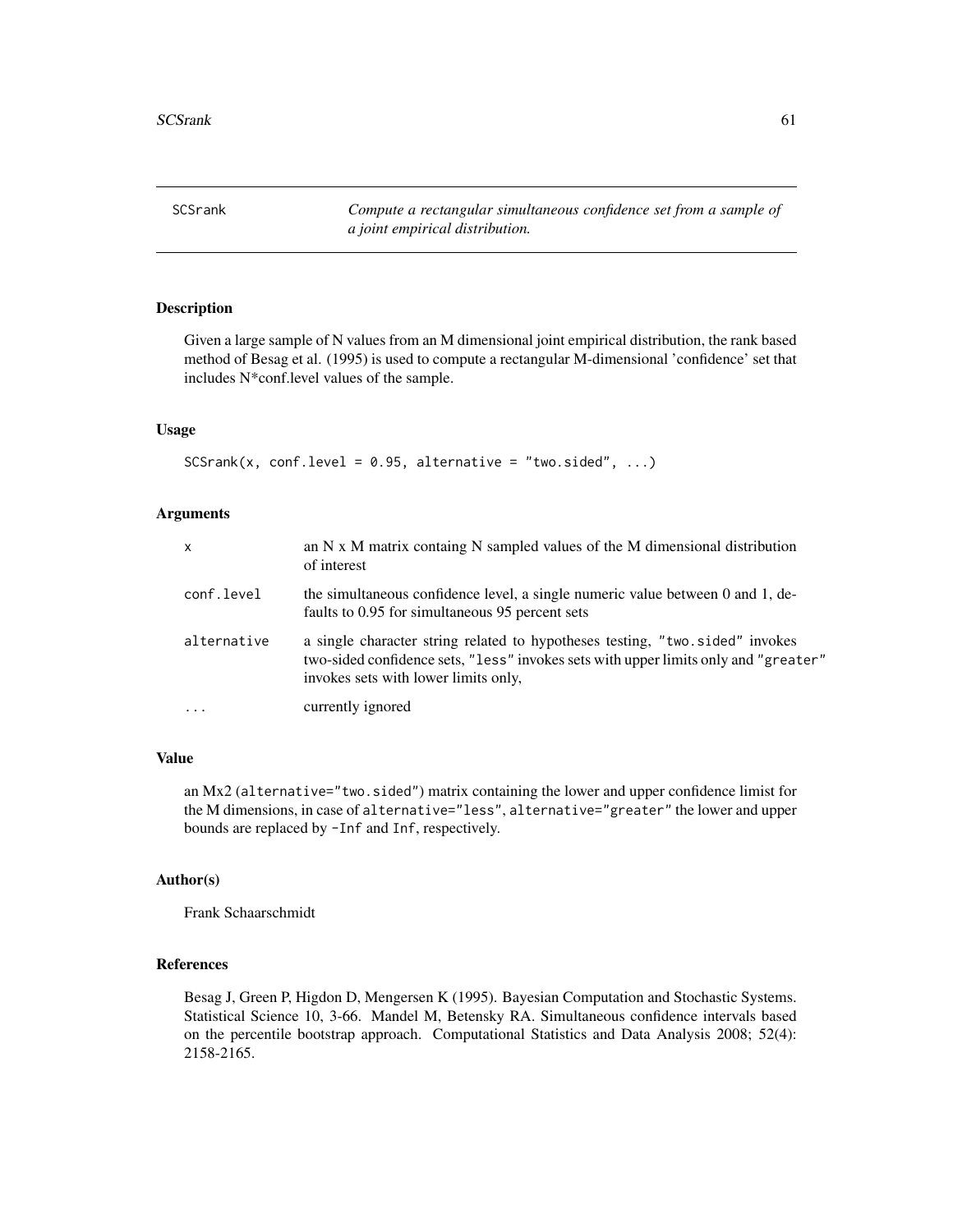## SCSrank

*Compute a rectangular simultaneous confidence set from a sample of a joint empirical distribution.*

### Description

Given a large sample of N values from an M dimensional joint empirical distribution, the rank based method of Besag et al. (1995) is used to compute a rectangular M-dimensional 'confidence' set that includes N*conf.level values of the sample.

### Usage

```
SCSrank(x, conf.level = 0.95, alternative = "two.sided", ...)
```

### Arguments

| | |
|---|---|
| `x` | an N x M matrix containg N sampled values of the M dimensional distribution of interest |
| `conf.level` | the simultaneous confidence level, a single numeric value between 0 and 1, defaults to 0.95 for simultaneous 95 percent sets |
| `alternative` | a single character string related to hypotheses testing, `"two.sided"` invokes two-sided confidence sets, `"less"` invokes sets with upper limits only and `"greater"` invokes sets with lower limits only, |
| `...` | currently ignored |

### Value

an Mx2 (`alternative="two.sided"`) matrix containing the lower and upper confidence limist for the M dimensions, in case of `alternative="less"`, `alternative="greater"` the lower and upper bounds are replaced by `-Inf` and `Inf`, respectively.

### Author(s)

Frank Schaarschmidt

### References

Besag J, Green P, Higdon D, Mengersen K (1995). Bayesian Computation and Stochastic Systems. Statistical Science 10, 3-66. Mandel M, Betensky RA. Simultaneous confidence intervals based on the percentile bootstrap approach. Computational Statistics and Data Analysis 2008; 52(4): 2158-2165.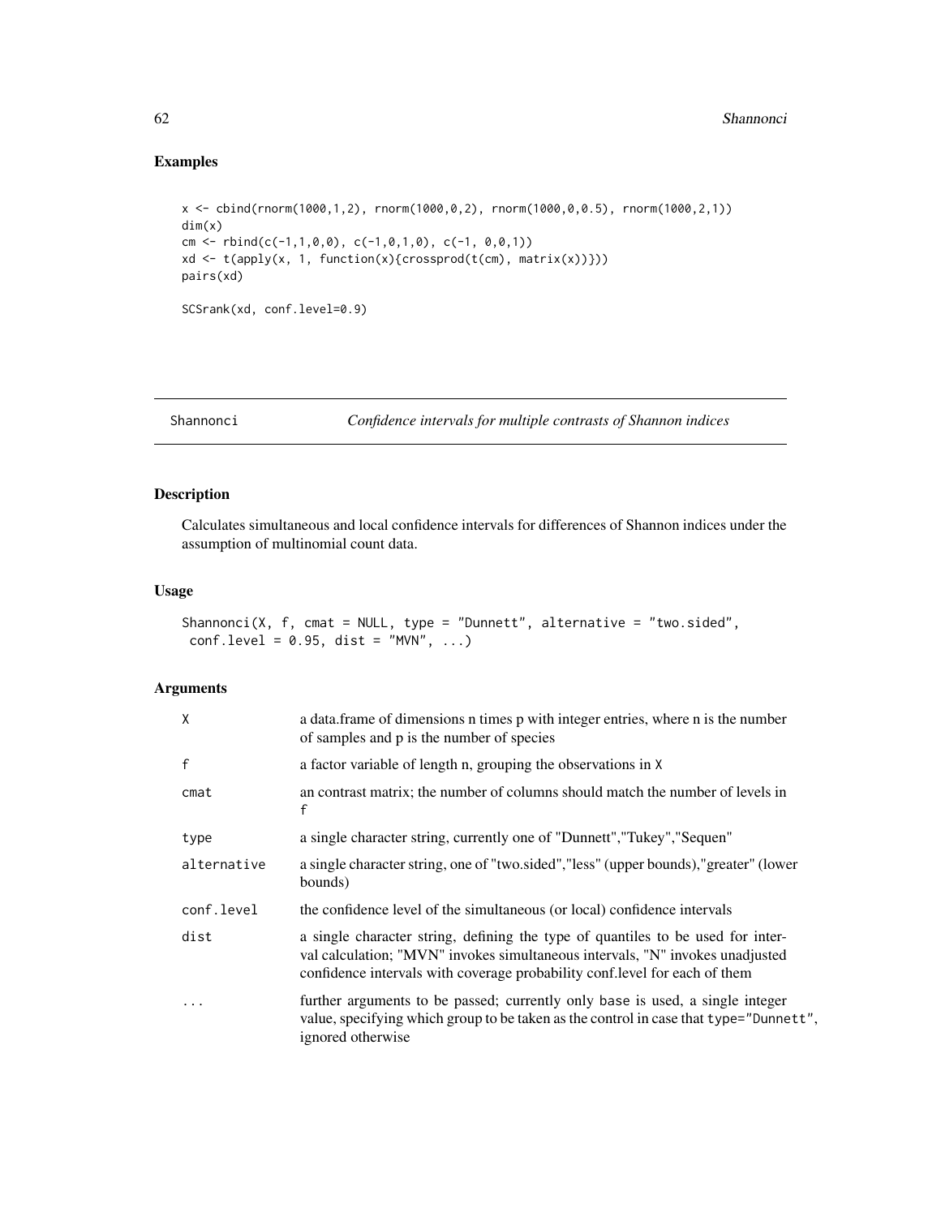## Examples

```
x <- cbind(rnorm(1000,1,2), rnorm(1000,0,2), rnorm(1000,0,0.5), rnorm(1000,2,1))
dim(x)
cm <- rbind(c(-1,1,0,0), c(-1,0,1,0), c(-1, 0,0,1))
xd <- t(apply(x, 1, function(x){crossprod(t(cm), matrix(x))}))
pairs(xd)

SCSrank(xd, conf.level=0.9)
```

---

# Shannonci — *Confidence intervals for multiple contrasts of Shannon indices*

---

## Description

Calculates simultaneous and local confidence intervals for differences of Shannon indices under the assumption of multinomial count data.

## Usage

```
Shannonci(X, f, cmat = NULL, type = "Dunnett", alternative = "two.sided",
 conf.level = 0.95, dist = "MVN", ...)
```

## Arguments

| | |
|---|---|
| `X` | a data.frame of dimensions n times p with integer entries, where n is the number of samples and p is the number of species |
| `f` | a factor variable of length n, grouping the observations in `X` |
| `cmat` | an contrast matrix; the number of columns should match the number of levels in `f` |
| `type` | a single character string, currently one of "Dunnett","Tukey","Sequen" |
| `alternative` | a single character string, one of "two.sided","less" (upper bounds),"greater" (lower bounds) |
| `conf.level` | the confidence level of the simultaneous (or local) confidence intervals |
| `dist` | a single character string, defining the type of quantiles to be used for interval calculation; "MVN" invokes simultaneous intervals, "N" invokes unadjusted confidence intervals with coverage probability conf.level for each of them |
| `...` | further arguments to be passed; currently only `base` is used, a single integer value, specifying which group to be taken as the control in case that `type="Dunnett"`, ignored otherwise |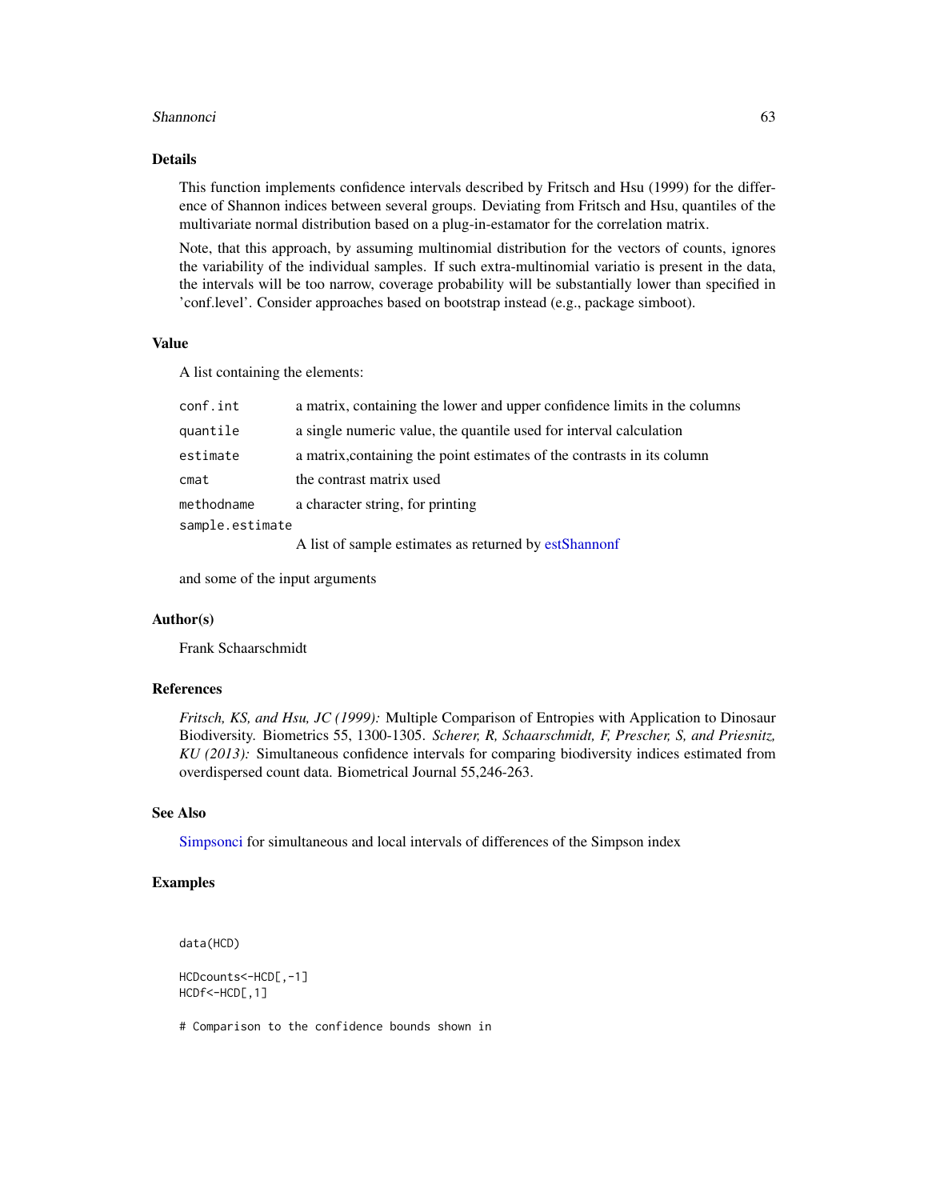## Details

This function implements confidence intervals described by Fritsch and Hsu (1999) for the difference of Shannon indices between several groups. Deviating from Fritsch and Hsu, quantiles of the multivariate normal distribution based on a plug-in-estamator for the correlation matrix.

Note, that this approach, by assuming multinomial distribution for the vectors of counts, ignores the variability of the individual samples. If such extra-multinomial variatio is present in the data, the intervals will be too narrow, coverage probability will be substantially lower than specified in 'conf.level'. Consider approaches based on bootstrap instead (e.g., package simboot).

## Value

A list containing the elements:

| | |
|---|---|
| `conf.int` | a matrix, containing the lower and upper confidence limits in the columns |
| `quantile` | a single numeric value, the quantile used for interval calculation |
| `estimate` | a matrix,containing the point estimates of the contrasts in its column |
| `cmat` | the contrast matrix used |
| `methodname` | a character string, for printing |
| `sample.estimate` | A list of sample estimates as returned by estShannonf |

and some of the input arguments

## Author(s)

Frank Schaarschmidt

## References

*Fritsch, KS, and Hsu, JC (1999):* Multiple Comparison of Entropies with Application to Dinosaur Biodiversity. Biometrics 55, 1300-1305. *Scherer, R, Schaarschmidt, F, Prescher, S, and Priesnitz, KU (2013):* Simultaneous confidence intervals for comparing biodiversity indices estimated from overdispersed count data. Biometrical Journal 55,246-263.

## See Also

Simpsonci for simultaneous and local intervals of differences of the Simpson index

## Examples

```
data(HCD)

HCDcounts<-HCD[,-1]
HCDf<-HCD[,1]

# Comparison to the confidence bounds shown in
```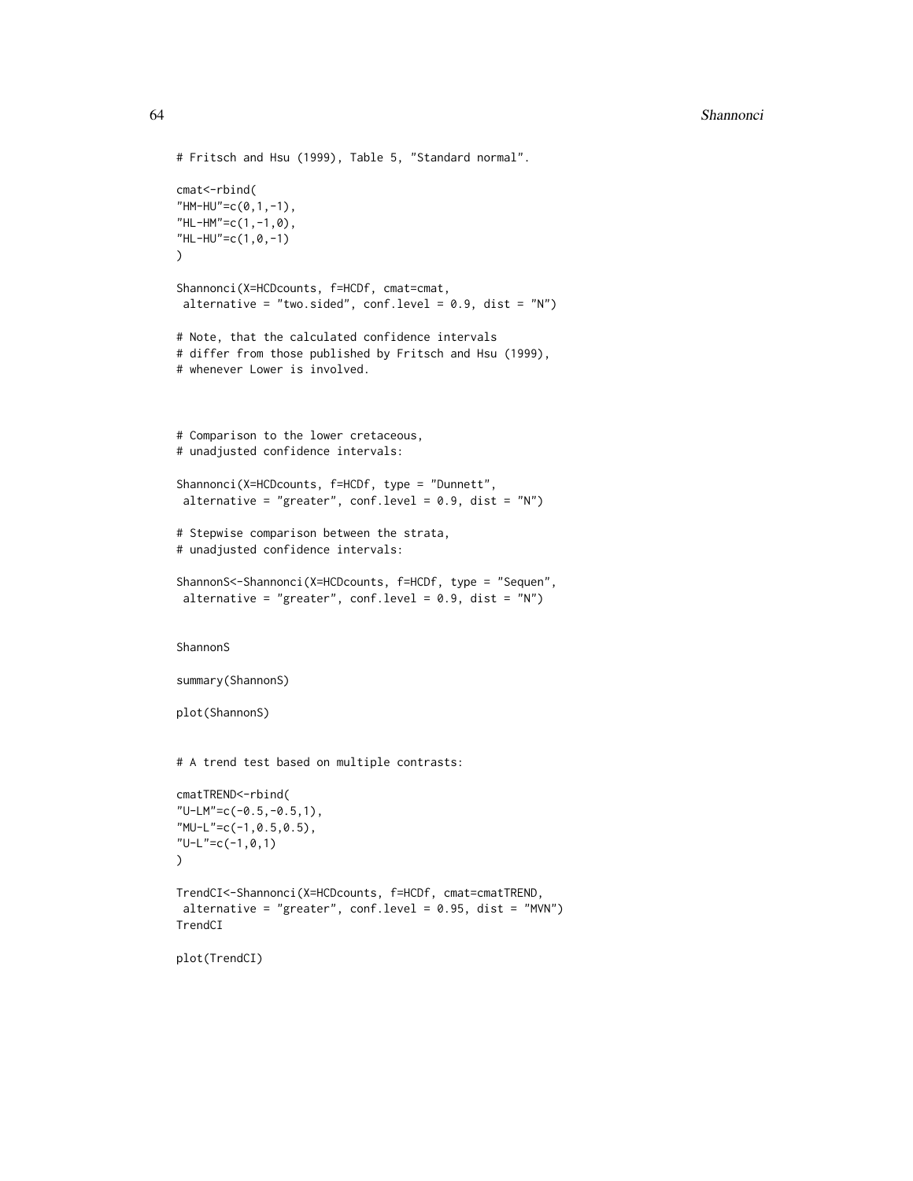```
# Fritsch and Hsu (1999), Table 5, "Standard normal".

cmat<-rbind(
"HM-HU"=c(0,1,-1),
"HL-HM"=c(1,-1,0),
"HL-HU"=c(1,0,-1)
)

Shannonci(X=HCDcounts, f=HCDf, cmat=cmat,
 alternative = "two.sided", conf.level = 0.9, dist = "N")

# Note, that the calculated confidence intervals
# differ from those published by Fritsch and Hsu (1999),
# whenever Lower is involved.



# Comparison to the lower cretaceous,
# unadjusted confidence intervals:

Shannonci(X=HCDcounts, f=HCDf, type = "Dunnett",
 alternative = "greater", conf.level = 0.9, dist = "N")

# Stepwise comparison between the strata,
# unadjusted confidence intervals:

ShannonS<-Shannonci(X=HCDcounts, f=HCDf, type = "Sequen",
 alternative = "greater", conf.level = 0.9, dist = "N")


ShannonS

summary(ShannonS)

plot(ShannonS)


# A trend test based on multiple contrasts:

cmatTREND<-rbind(
"U-LM"=c(-0.5,-0.5,1),
"MU-L"=c(-1,0.5,0.5),
"U-L"=c(-1,0,1)
)

TrendCI<-Shannonci(X=HCDcounts, f=HCDf, cmat=cmatTREND,
 alternative = "greater", conf.level = 0.95, dist = "MVN")
TrendCI

plot(TrendCI)
```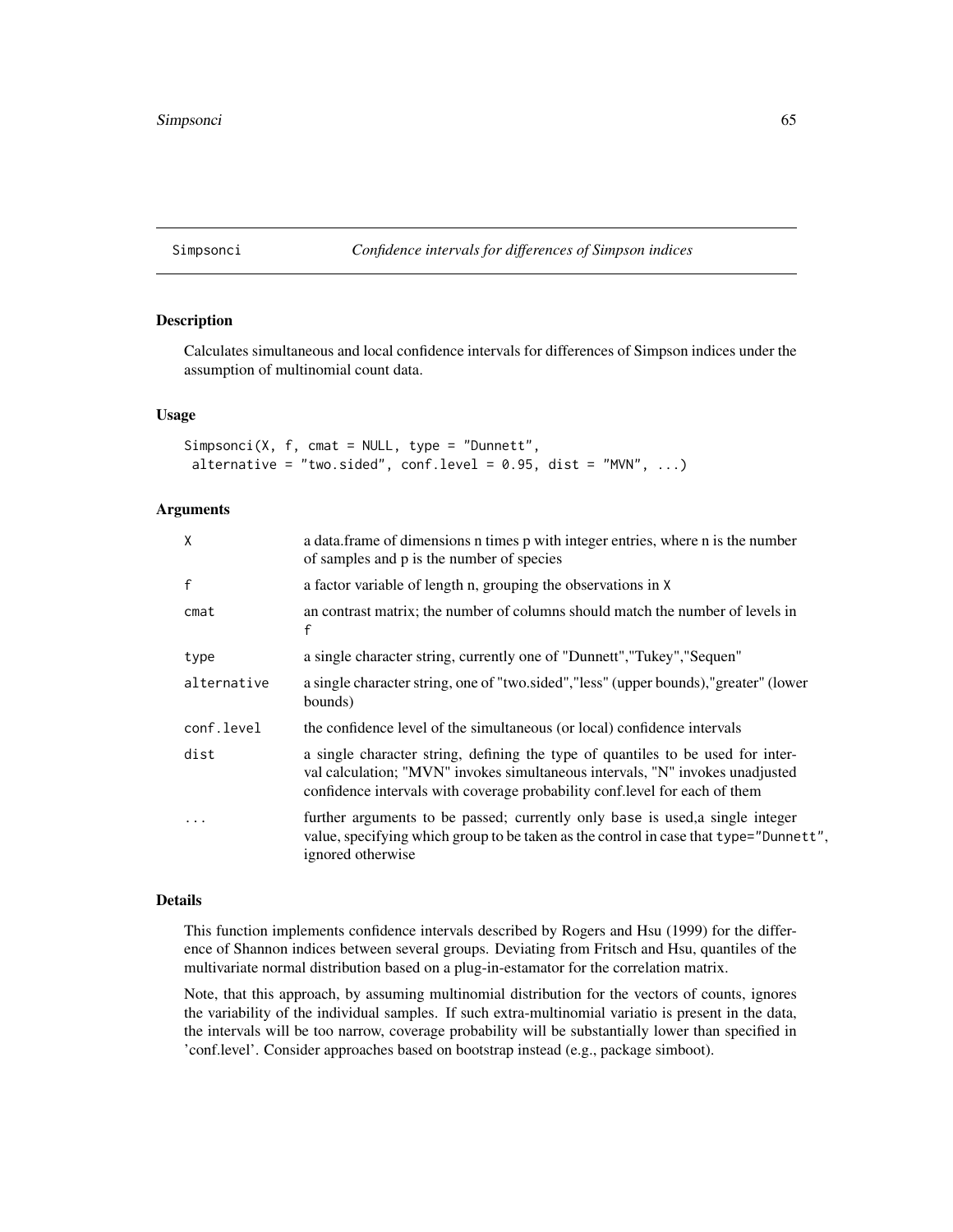## Simpsonci — *Confidence intervals for differences of Simpson indices*

### Description

Calculates simultaneous and local confidence intervals for differences of Simpson indices under the assumption of multinomial count data.

### Usage

```
Simpsonci(X, f, cmat = NULL, type = "Dunnett",
 alternative = "two.sided", conf.level = 0.95, dist = "MVN", ...)
```

### Arguments

| | |
|---|---|
| X | a data.frame of dimensions n times p with integer entries, where n is the number of samples and p is the number of species |
| f | a factor variable of length n, grouping the observations in X |
| cmat | an contrast matrix; the number of columns should match the number of levels in f |
| type | a single character string, currently one of "Dunnett","Tukey","Sequen" |
| alternative | a single character string, one of "two.sided","less" (upper bounds),"greater" (lower bounds) |
| conf.level | the confidence level of the simultaneous (or local) confidence intervals |
| dist | a single character string, defining the type of quantiles to be used for interval calculation; "MVN" invokes simultaneous intervals, "N" invokes unadjusted confidence intervals with coverage probability conf.level for each of them |
| ... | further arguments to be passed; currently only base is used,a single integer value, specifying which group to be taken as the control in case that type="Dunnett", ignored otherwise |

### Details

This function implements confidence intervals described by Rogers and Hsu (1999) for the difference of Shannon indices between several groups. Deviating from Fritsch and Hsu, quantiles of the multivariate normal distribution based on a plug-in-estamator for the correlation matrix.

Note, that this approach, by assuming multinomial distribution for the vectors of counts, ignores the variability of the individual samples. If such extra-multinomial variatio is present in the data, the intervals will be too narrow, coverage probability will be substantially lower than specified in 'conf.level'. Consider approaches based on bootstrap instead (e.g., package simboot).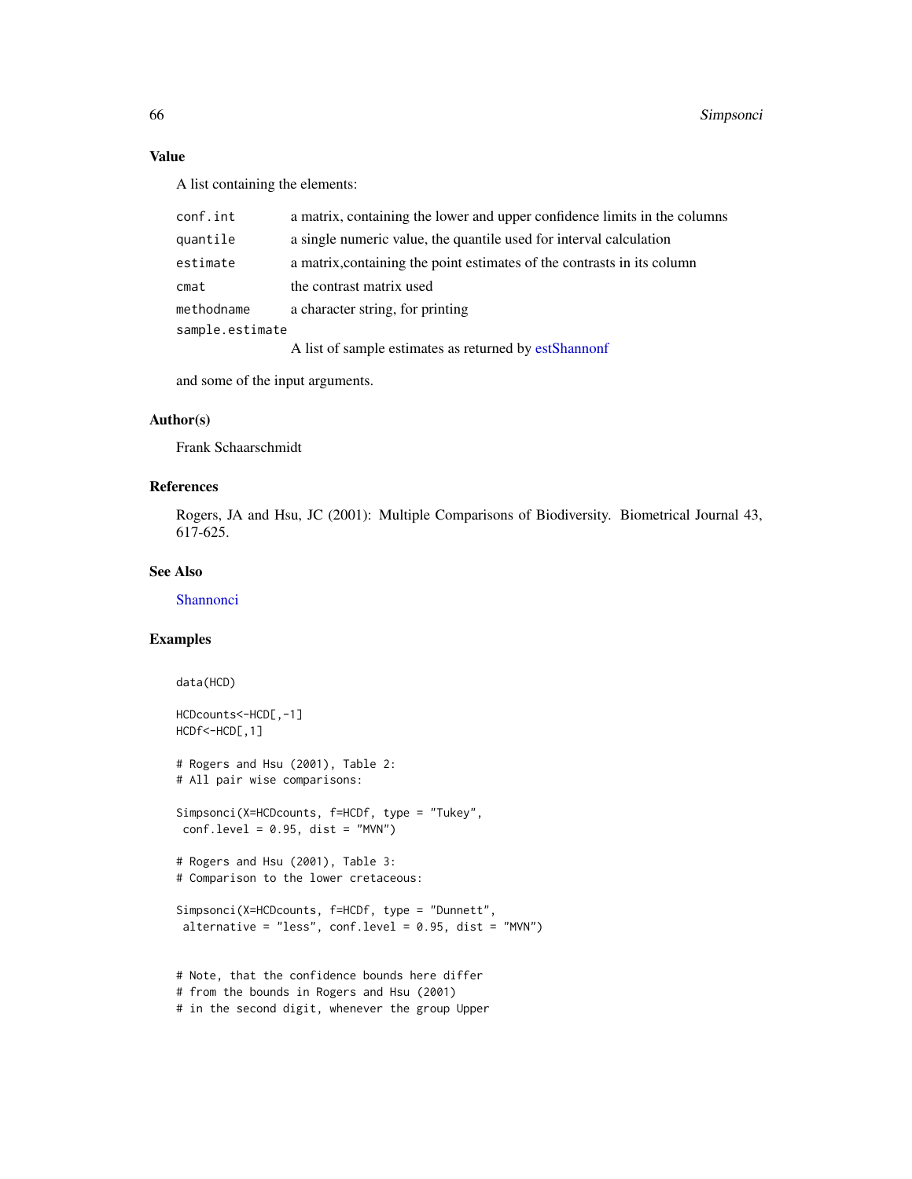### Value

A list containing the elements:

| | |
|---|---|
| conf.int | a matrix, containing the lower and upper confidence limits in the columns |
| quantile | a single numeric value, the quantile used for interval calculation |
| estimate | a matrix,containing the point estimates of the contrasts in its column |
| cmat | the contrast matrix used |
| methodname | a character string, for printing |
| sample.estimate | A list of sample estimates as returned by estShannonf |

and some of the input arguments.

### Author(s)

Frank Schaarschmidt

### References

Rogers, JA and Hsu, JC (2001): Multiple Comparisons of Biodiversity. Biometrical Journal 43, 617-625.

### See Also

Shannonci

### Examples

```
data(HCD)

HCDcounts<-HCD[,-1]
HCDf<-HCD[,1]

# Rogers and Hsu (2001), Table 2:
# All pair wise comparisons:

Simpsonci(X=HCDcounts, f=HCDf, type = "Tukey",
 conf.level = 0.95, dist = "MVN")

# Rogers and Hsu (2001), Table 3:
# Comparison to the lower cretaceous:

Simpsonci(X=HCDcounts, f=HCDf, type = "Dunnett",
 alternative = "less", conf.level = 0.95, dist = "MVN")


# Note, that the confidence bounds here differ
# from the bounds in Rogers and Hsu (2001)
# in the second digit, whenever the group Upper
```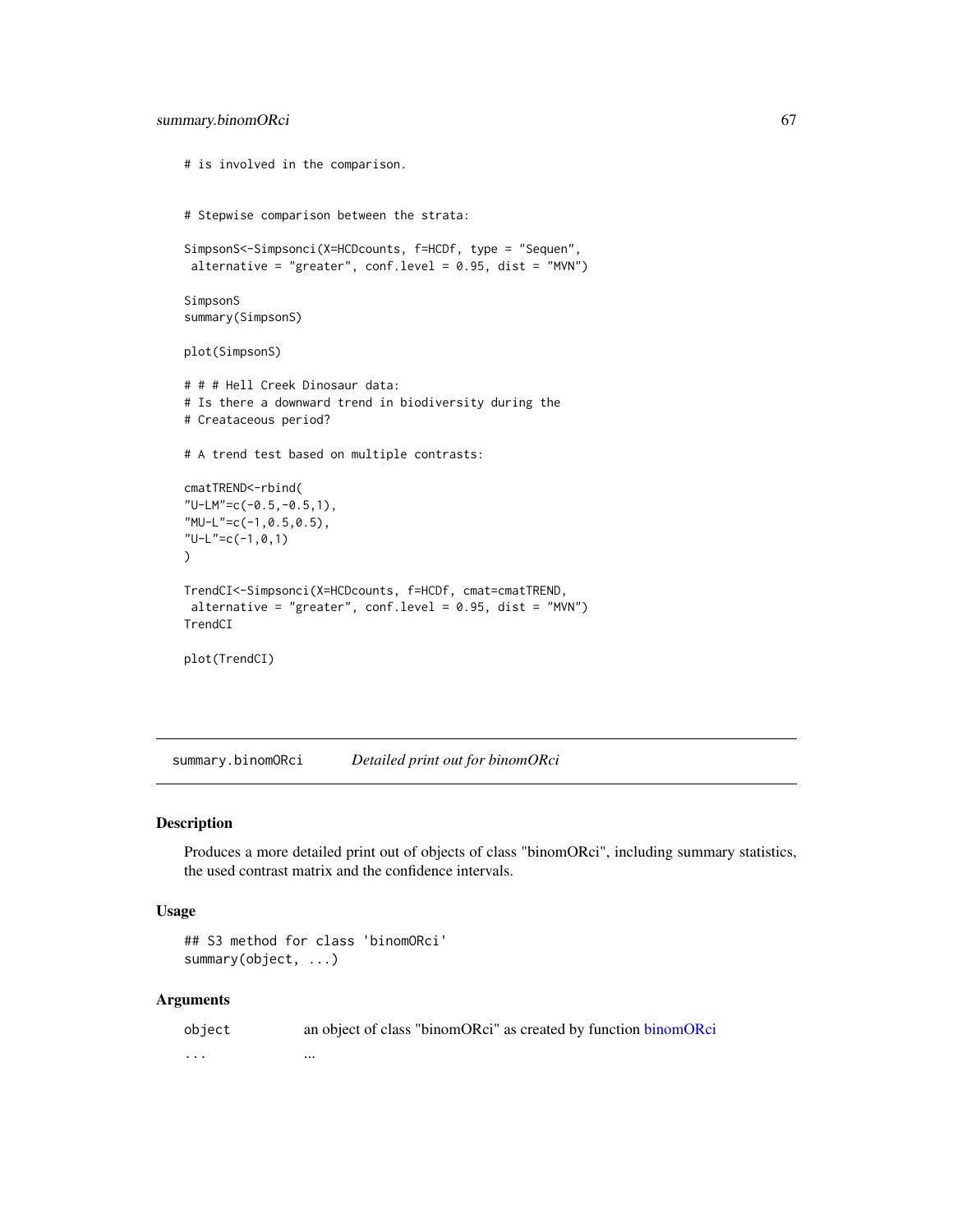```
# is involved in the comparison.


# Stepwise comparison between the strata:

SimpsonS<-Simpsonci(X=HCDcounts, f=HCDf, type = "Sequen",
 alternative = "greater", conf.level = 0.95, dist = "MVN")

SimpsonS
summary(SimpsonS)

plot(SimpsonS)

# # # Hell Creek Dinosaur data:
# Is there a downward trend in biodiversity during the
# Createaceous period?

# A trend test based on multiple contrasts:

cmatTREND<-rbind(
"U-LM"=c(-0.5,-0.5,1),
"MU-L"=c(-1,0.5,0.5),
"U-L"=c(-1,0,1)
)

TrendCI<-Simpsonci(X=HCDcounts, f=HCDf, cmat=cmatTREND,
 alternative = "greater", conf.level = 0.95, dist = "MVN")
TrendCI

plot(TrendCI)
```

## summary.binomORci — *Detailed print out for binomORci*

### Description

Produces a more detailed print out of objects of class "binomORci", including summary statistics, the used contrast matrix and the confidence intervals.

### Usage

```
## S3 method for class 'binomORci'
summary(object, ...)
```

### Arguments

| | |
|---|---|
| `object` | an object of class "binomORci" as created by function binomORci |
| `...` | ... |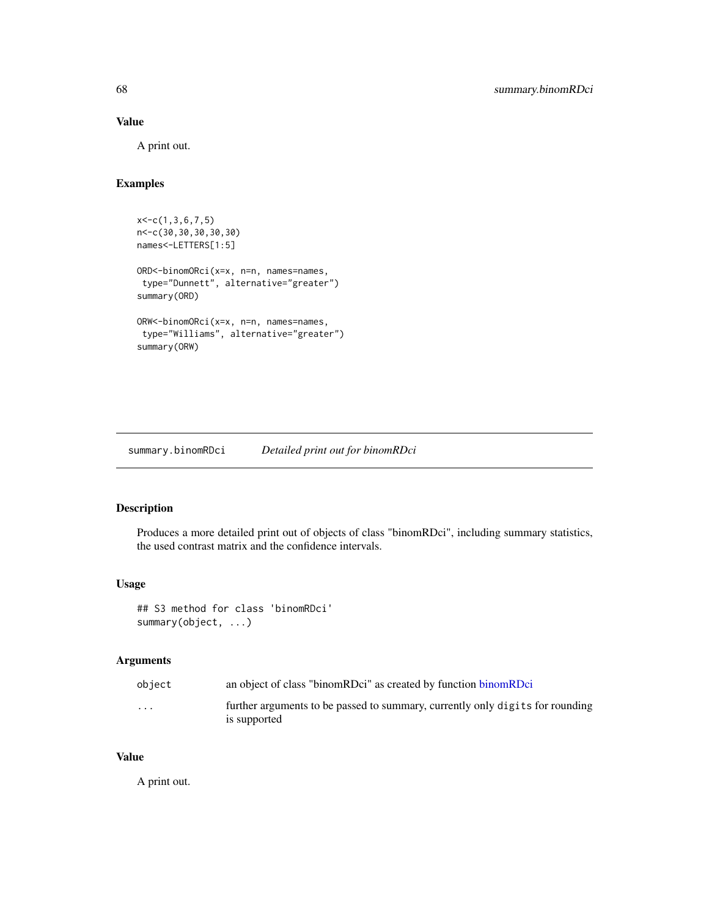## Value

A print out.

## Examples

```
x<-c(1,3,6,7,5)
n<-c(30,30,30,30,30)
names<-LETTERS[1:5]

ORD<-binomORci(x=x, n=n, names=names,
 type="Dunnett", alternative="greater")
summary(ORD)

ORW<-binomORci(x=x, n=n, names=names,
 type="Williams", alternative="greater")
summary(ORW)
```

---

# summary.binomRDci    *Detailed print out for binomRDci*

## Description

Produces a more detailed print out of objects of class "binomRDci", including summary statistics, the used contrast matrix and the confidence intervals.

## Usage

```
## S3 method for class 'binomRDci'
summary(object, ...)
```

## Arguments

| | |
|---|---|
| `object` | an object of class "binomRDci" as created by function binomRDci |
| `...` | further arguments to be passed to summary, currently only `digits` for rounding is supported |

## Value

A print out.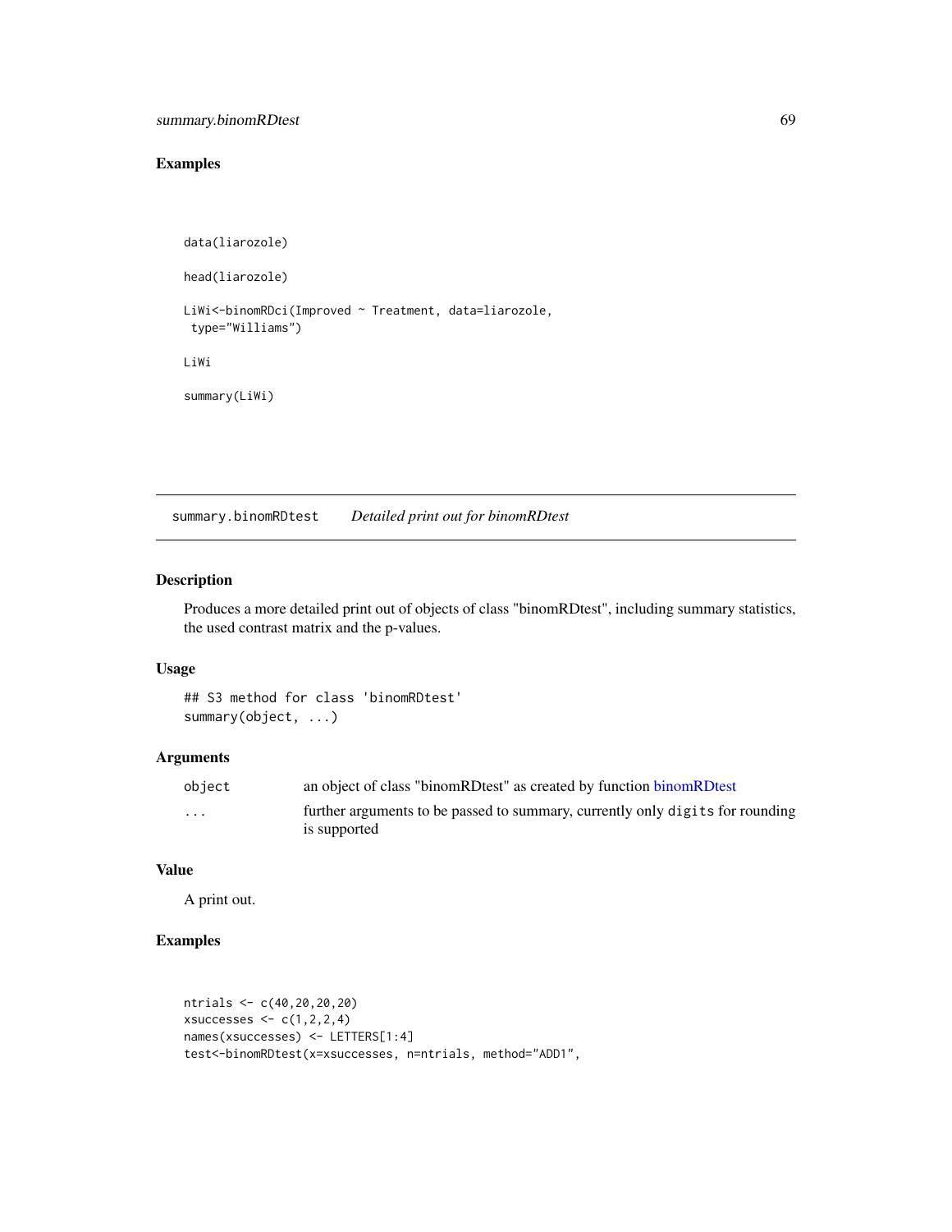## Examples

```
data(liarozole)

head(liarozole)

LiWi<-binomRDci(Improved ~ Treatment, data=liarozole,
 type="Williams")

LiWi

summary(LiWi)
```

---

summary.binomRDtest &nbsp;&nbsp;&nbsp; *Detailed print out for binomRDtest*

---

## Description

Produces a more detailed print out of objects of class "binomRDtest", including summary statistics, the used contrast matrix and the p-values.

## Usage

```
## S3 method for class 'binomRDtest'
summary(object, ...)
```

## Arguments

| | |
|---|---|
| `object` | an object of class "binomRDtest" as created by function binomRDtest |
| `...` | further arguments to be passed to summary, currently only `digits` for rounding is supported |

## Value

A print out.

## Examples

```
ntrials <- c(40,20,20,20)
xsuccesses <- c(1,2,2,4)
names(xsuccesses) <- LETTERS[1:4]
test<-binomRDtest(x=xsuccesses, n=ntrials, method="ADD1",
```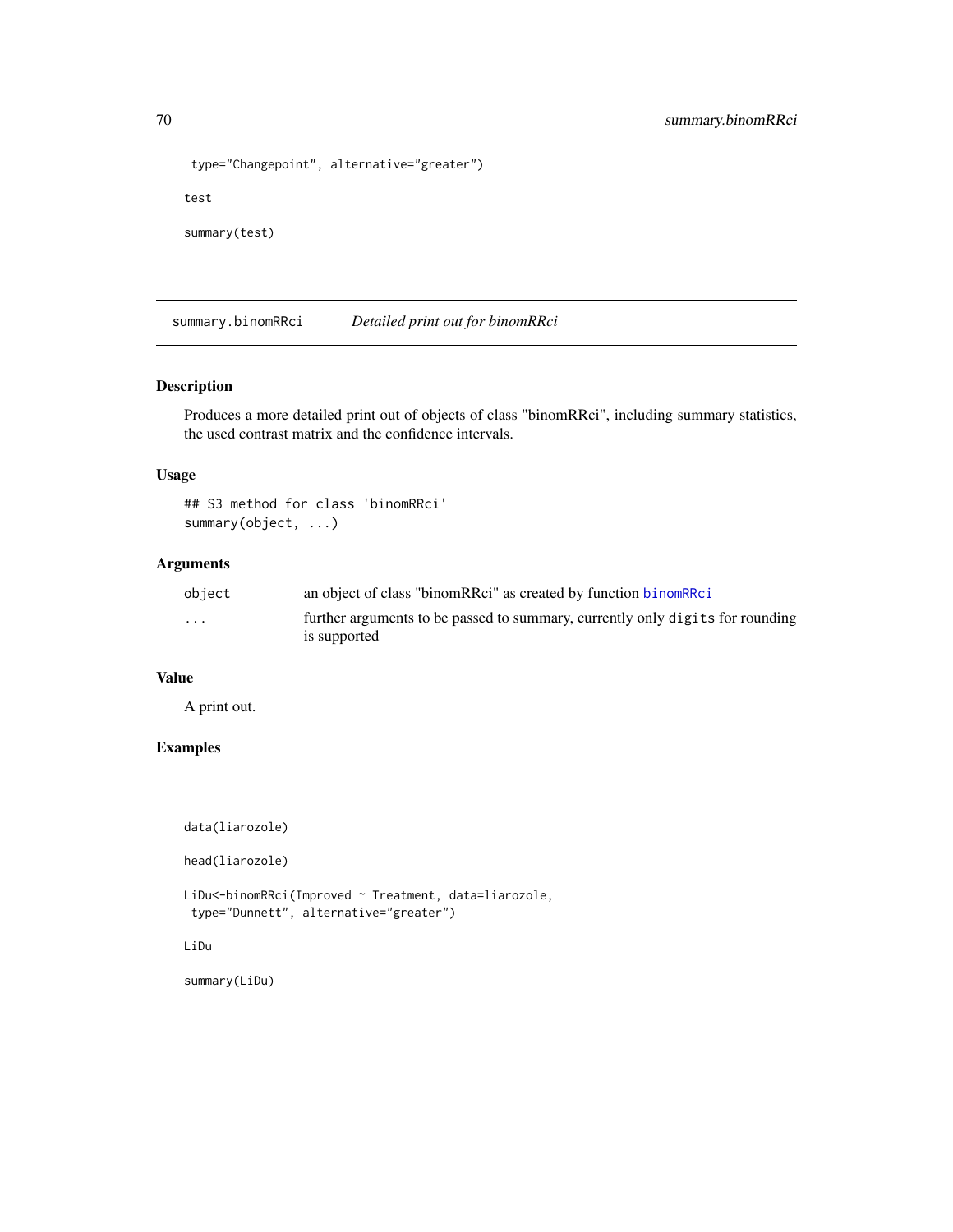```
 type="Changepoint", alternative="greater")

test

summary(test)
```

## summary.binomRRci — *Detailed print out for binomRRci*

### Description

Produces a more detailed print out of objects of class "binomRRci", including summary statistics, the used contrast matrix and the confidence intervals.

### Usage

```
## S3 method for class 'binomRRci'
summary(object, ...)
```

### Arguments

| | |
|---|---|
| object | an object of class "binomRRci" as created by function binomRRci |
| ... | further arguments to be passed to summary, currently only digits for rounding is supported |

### Value

A print out.

### Examples

```
data(liarozole)

head(liarozole)

LiDu<-binomRRci(Improved ~ Treatment, data=liarozole,
 type="Dunnett", alternative="greater")

LiDu

summary(LiDu)
```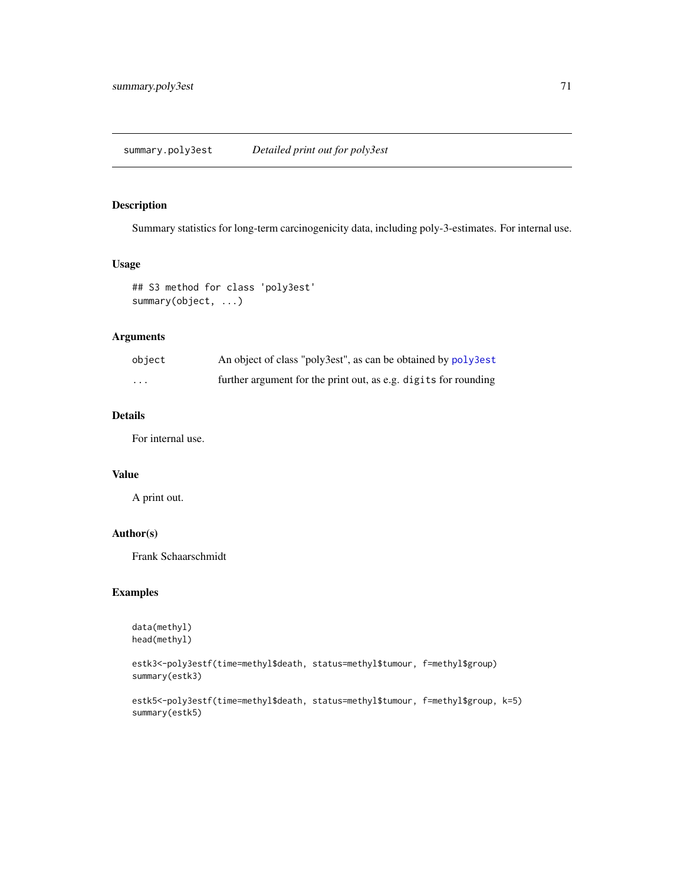## summary.poly3est — *Detailed print out for poly3est*

### Description

Summary statistics for long-term carcinogenicity data, including poly-3-estimates. For internal use.

### Usage

```
## S3 method for class 'poly3est'
summary(object, ...)
```

### Arguments

| | |
|---|---|
| object | An object of class "poly3est", as can be obtained by poly3est |
| ... | further argument for the print out, as e.g. digits for rounding |

### Details

For internal use.

### Value

A print out.

### Author(s)

Frank Schaarschmidt

### Examples

```
data(methyl)
head(methyl)

estk3<-poly3estf(time=methyl$death, status=methyl$tumour, f=methyl$group)
summary(estk3)

estk5<-poly3estf(time=methyl$death, status=methyl$tumour, f=methyl$group, k=5)
summary(estk5)
```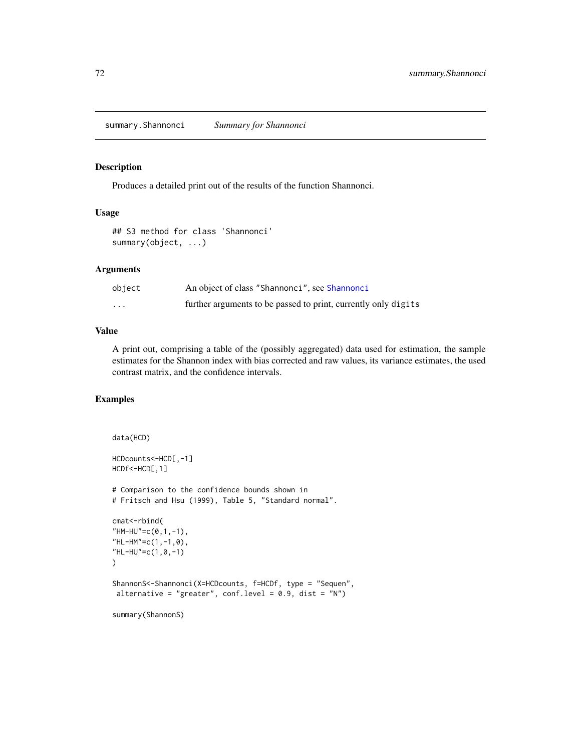## summary.Shannonci    *Summary for Shannonci*

### Description

Produces a detailed print out of the results of the function Shannonci.

### Usage

```
## S3 method for class 'Shannonci'
summary(object, ...)
```

### Arguments

| | |
|---|---|
| object | An object of class "Shannonci", see Shannonci |
| ... | further arguments to be passed to print, currently only digits |

### Value

A print out, comprising a table of the (possibly aggregated) data used for estimation, the sample estimates for the Shannon index with bias corrected and raw values, its variance estimates, the used contrast matrix, and the confidence intervals.

### Examples

```
data(HCD)

HCDcounts<-HCD[,-1]
HCDf<-HCD[,1]

# Comparison to the confidence bounds shown in
# Fritsch and Hsu (1999), Table 5, "Standard normal".

cmat<-rbind(
"HM-HU"=c(0,1,-1),
"HL-HM"=c(1,-1,0),
"HL-HU"=c(1,0,-1)
)

ShannonS<-Shannonci(X=HCDcounts, f=HCDf, type = "Sequen",
 alternative = "greater", conf.level = 0.9, dist = "N")

summary(ShannonS)
```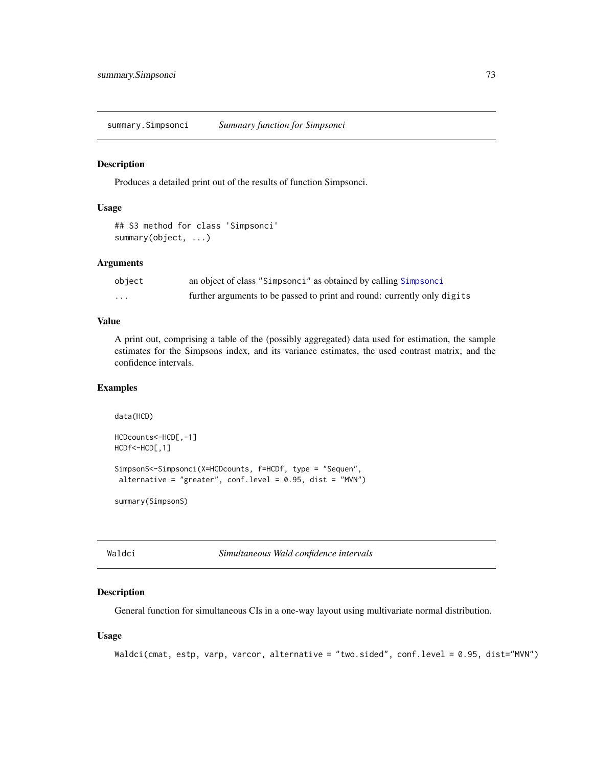## summary.Simpsonci — *Summary function for Simpsonci*

### Description

Produces a detailed print out of the results of function Simpsonci.

### Usage

```
## S3 method for class 'Simpsonci'
summary(object, ...)
```

### Arguments

| | |
|---|---|
| `object` | an object of class "Simpsonci" as obtained by calling Simpsonci |
| `...` | further arguments to be passed to print and round: currently only `digits` |

### Value

A print out, comprising a table of the (possibly aggregated) data used for estimation, the sample estimates for the Simpsons index, and its variance estimates, the used contrast matrix, and the confidence intervals.

### Examples

```
data(HCD)

HCDcounts<-HCD[,-1]
HCDf<-HCD[,1]

SimpsonS<-Simpsonci(X=HCDcounts, f=HCDf, type = "Sequen",
 alternative = "greater", conf.level = 0.95, dist = "MVN")

summary(SimpsonS)
```

## Waldci — *Simultaneous Wald confidence intervals*

### Description

General function for simultaneous CIs in a one-way layout using multivariate normal distribution.

### Usage

```
Waldci(cmat, estp, varp, varcor, alternative = "two.sided", conf.level = 0.95, dist="MVN")
```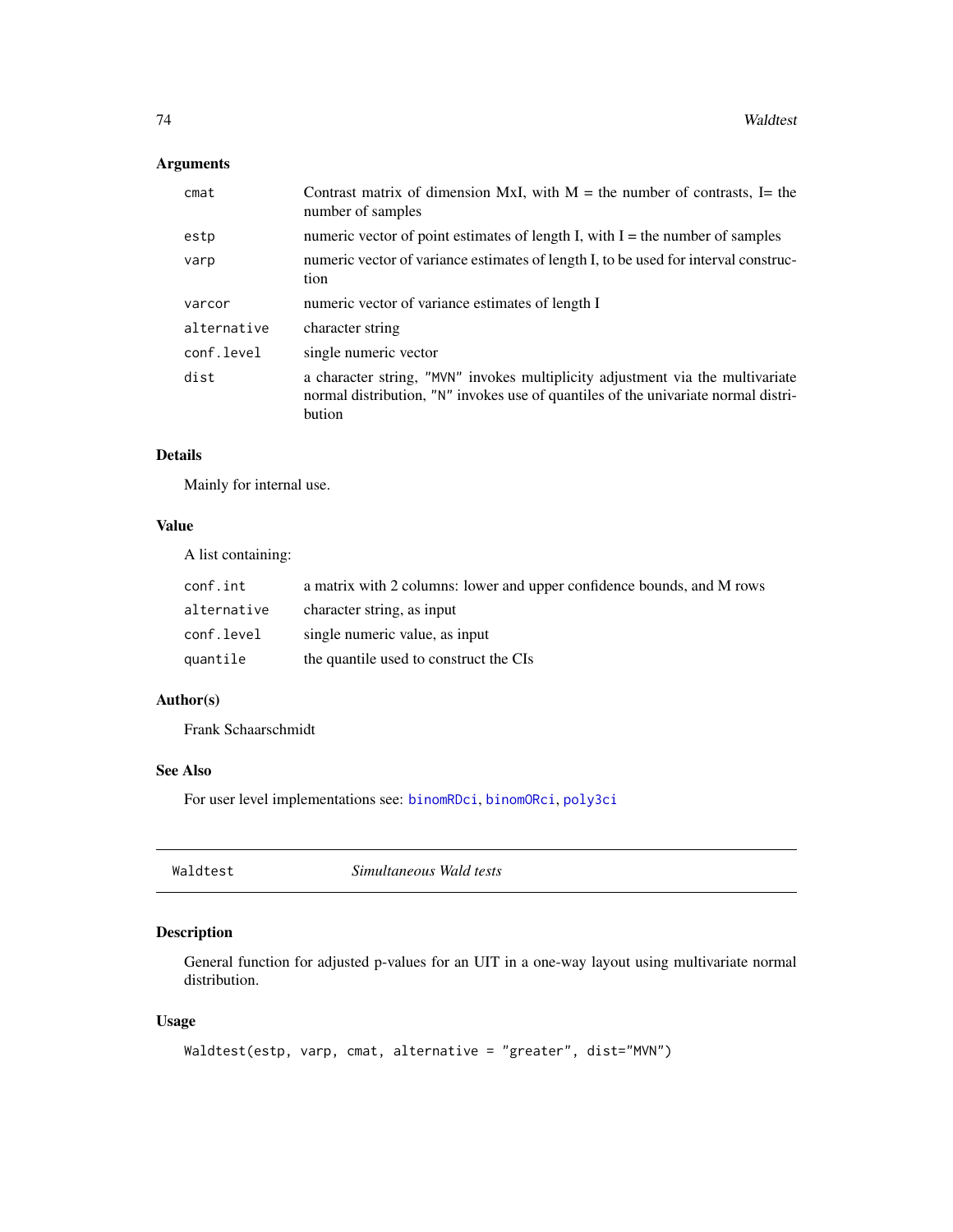## Arguments

| | |
|---|---|
| cmat | Contrast matrix of dimension MxI, with M = the number of contrasts, I= the number of samples |
| estp | numeric vector of point estimates of length I, with I = the number of samples |
| varp | numeric vector of variance estimates of length I, to be used for interval construction |
| varcor | numeric vector of variance estimates of length I |
| alternative | character string |
| conf.level | single numeric vector |
| dist | a character string, "MVN" invokes multiplicity adjustment via the multivariate normal distribution, "N" invokes use of quantiles of the univariate normal distribution |

## Details

Mainly for internal use.

## Value

A list containing:

| | |
|---|---|
| conf.int | a matrix with 2 columns: lower and upper confidence bounds, and M rows |
| alternative | character string, as input |
| conf.level | single numeric value, as input |
| quantile | the quantile used to construct the CIs |

## Author(s)

Frank Schaarschmidt

## See Also

For user level implementations see: binomRDci, binomORci, poly3ci

---

# Waldtest *Simultaneous Wald tests*

## Description

General function for adjusted p-values for an UIT in a one-way layout using multivariate normal distribution.

## Usage

```
Waldtest(estp, varp, cmat, alternative = "greater", dist="MVN")
```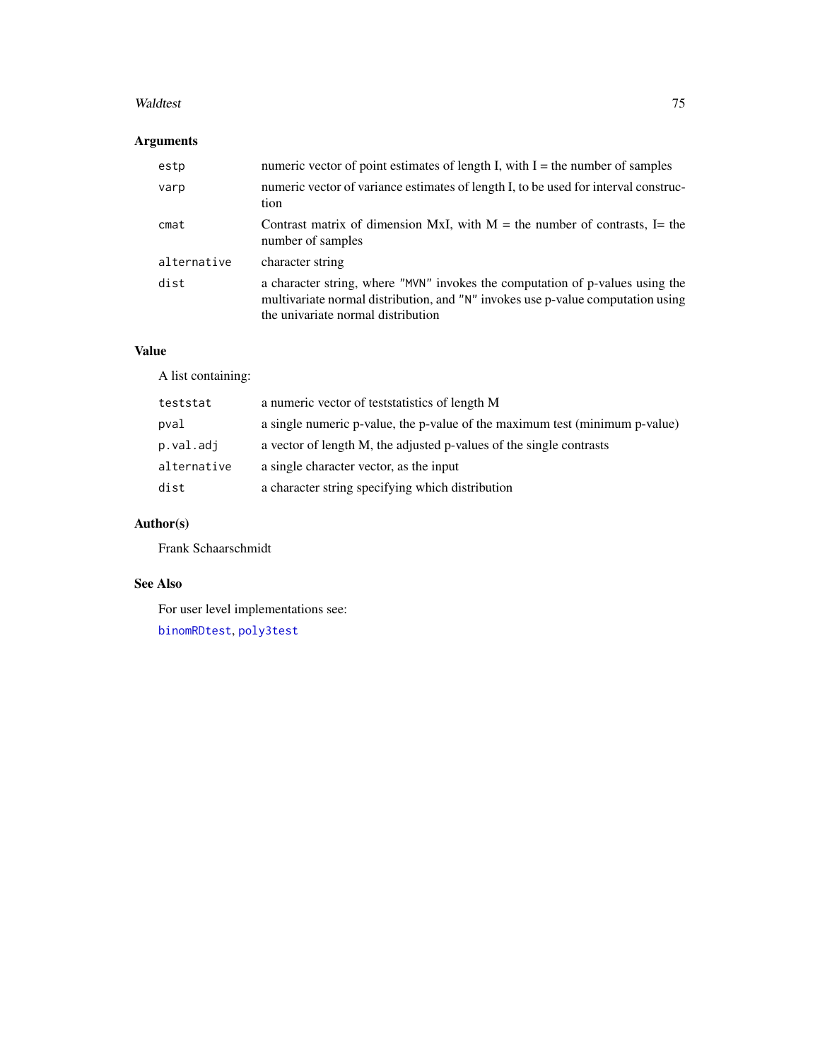## Arguments

| | |
|---|---|
| `estp` | numeric vector of point estimates of length I, with I = the number of samples |
| `varp` | numeric vector of variance estimates of length I, to be used for interval construction |
| `cmat` | Contrast matrix of dimension MxI, with M = the number of contrasts, I= the number of samples |
| `alternative` | character string |
| `dist` | a character string, where `"MVN"` invokes the computation of p-values using the multivariate normal distribution, and `"N"` invokes use p-value computation using the univariate normal distribution |

## Value

A list containing:

| | |
|---|---|
| `teststat` | a numeric vector of teststatistics of length M |
| `pval` | a single numeric p-value, the p-value of the maximum test (minimum p-value) |
| `p.val.adj` | a vector of length M, the adjusted p-values of the single contrasts |
| `alternative` | a single character vector, as the input |
| `dist` | a character string specifying which distribution |

## Author(s)

Frank Schaarschmidt

## See Also

For user level implementations see:

`binomRDtest`, `poly3test`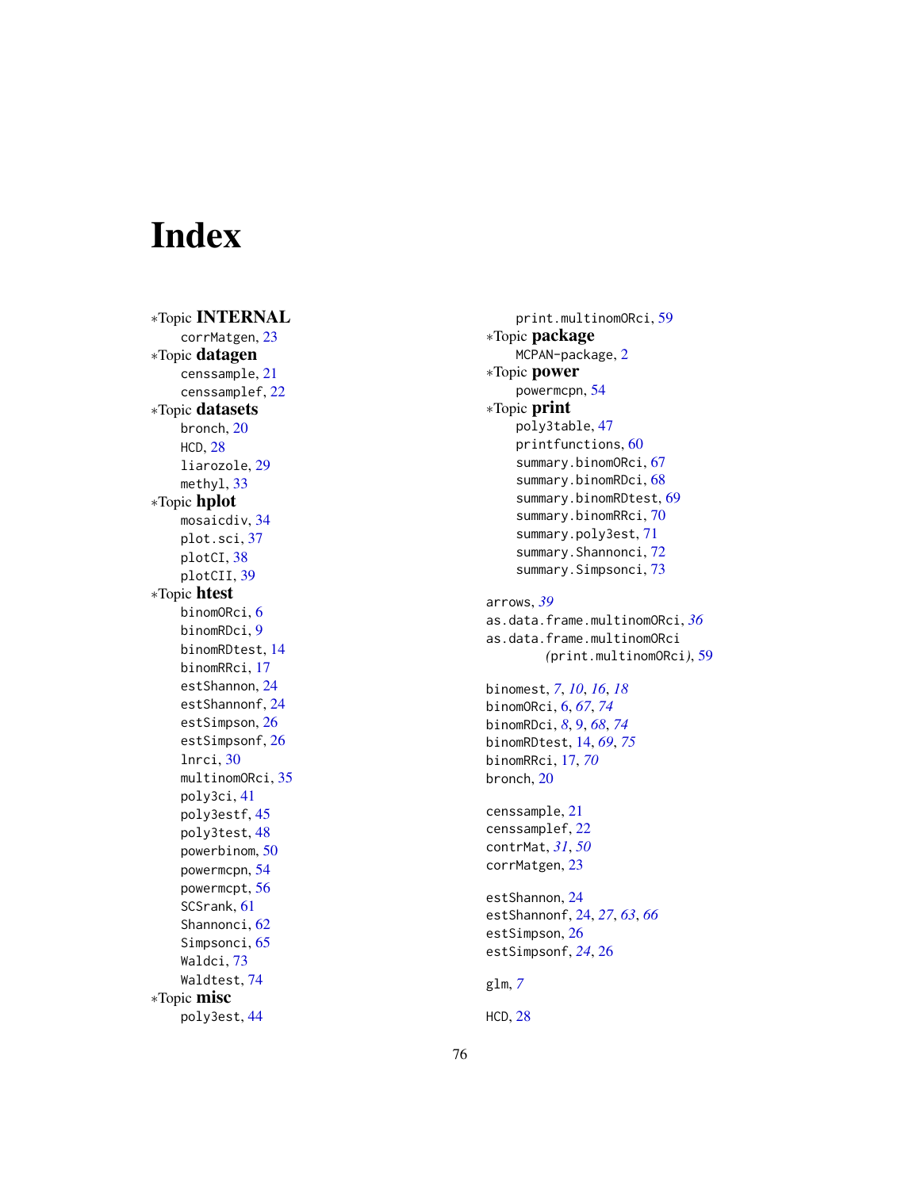# Index

*Topic **INTERNAL**
- corrMatgen, 23

*Topic **datagen**
- censsample, 21
- censsamplef, 22

*Topic **datasets**
- bronch, 20
- HCD, 28
- liarozole, 29
- methyl, 33

*Topic **hplot**
- mosaicdiv, 34
- plot.sci, 37
- plotCI, 38
- plotCII, 39

*Topic **htest**
- binomORci, 6
- binomRDci, 9
- binomRDtest, 14
- binomRRci, 17
- estShannon, 24
- estShannonf, 24
- estSimpson, 26
- estSimpsonf, 26
- lnrci, 30
- multinomORci, 35
- poly3ci, 41
- poly3estf, 45
- poly3test, 48
- powerbinom, 50
- powermcpn, 54
- powermcpt, 56
- SCSrank, 61
- Shannonci, 62
- Simpsonci, 65
- Waldci, 73
- Waldtest, 74

*Topic **misc**
- poly3est, 44
- print.multinomORci, 59

*Topic **package**
- MCPAN-package, 2

*Topic **power**
- powermcpn, 54

*Topic **print**
- poly3table, 47
- printfunctions, 60
- summary.binomORci, 67
- summary.binomRDci, 68
- summary.binomRDtest, 69
- summary.binomRRci, 70
- summary.poly3est, 71
- summary.Shannonci, 72
- summary.Simpsonci, 73

arrows, *39*
as.data.frame.multinomORci, *36*
as.data.frame.multinomORci (print.multinomORci), 59

binomest, *7*, *10*, *16*, *18*
binomORci, 6, *67*, *74*
binomRDci, *8*, 9, *68*, *74*
binomRDtest, 14, *69*, *75*
binomRRci, 17, *70*
bronch, 20

censsample, 21
censsamplef, 22
contrMat, *31*, *50*
corrMatgen, 23

estShannon, 24
estShannonf, 24, *27*, *63*, *66*
estSimpson, 26
estSimpsonf, *24*, 26

glm, *7*

HCD, 28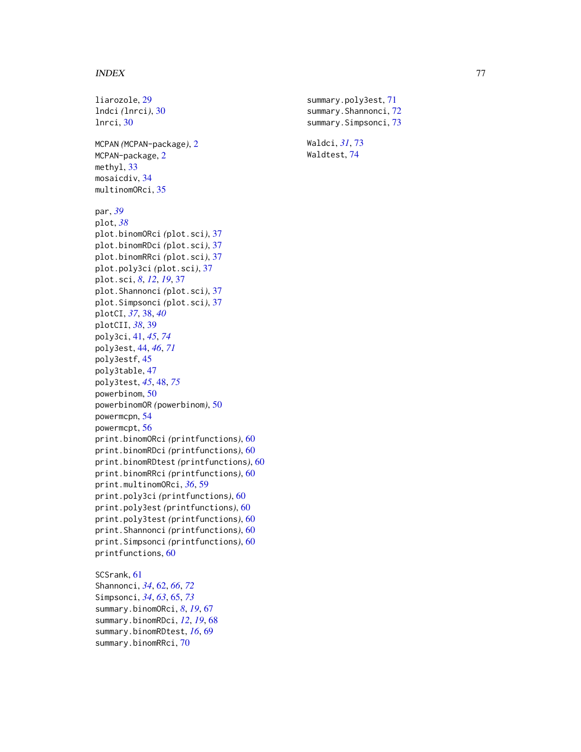liarozole, 29
lndci *(*lnrci*)*, 30
lnrci, 30

MCPAN *(*MCPAN-package*)*, 2
MCPAN-package, 2
methyl, 33
mosaicdiv, 34
multinomORci, 35

par, *39*
plot, *38*
plot.binomORci *(*plot.sci*)*, 37
plot.binomRDci *(*plot.sci*)*, 37
plot.binomRRci *(*plot.sci*)*, 37
plot.poly3ci *(*plot.sci*)*, 37
plot.sci, *8*, *12*, *19*, 37
plot.Shannonci *(*plot.sci*)*, 37
plot.Simpsonci *(*plot.sci*)*, 37
plotCI, *37*, 38, *40*
plotCII, *38*, 39
poly3ci, 41, *45*, *74*
poly3est, 44, *46*, *71*
poly3estf, 45
poly3table, 47
poly3test, *45*, 48, *75*
powerbinom, 50
powerbinomOR *(*powerbinom*)*, 50
powermcpn, 54
powermcpt, 56
print.binomORci *(*printfunctions*)*, 60
print.binomRDci *(*printfunctions*)*, 60
print.binomRDtest *(*printfunctions*)*, 60
print.binomRRci *(*printfunctions*)*, 60
print.multinomORci, *36*, 59
print.poly3ci *(*printfunctions*)*, 60
print.poly3est *(*printfunctions*)*, 60
print.poly3test *(*printfunctions*)*, 60
print.Shannonci *(*printfunctions*)*, 60
print.Simpsonci *(*printfunctions*)*, 60
printfunctions, 60

SCSrank, 61
Shannonci, *34*, 62, *66*, *72*
Simpsonci, *34*, *63*, 65, *73*
summary.binomORci, *8*, *19*, 67
summary.binomRDci, *12*, *19*, 68
summary.binomRDtest, *16*, 69
summary.binomRRci, 70
summary.poly3est, 71
summary.Shannonci, 72
summary.Simpsonci, 73

Waldci, *31*, 73
Waldtest, 74